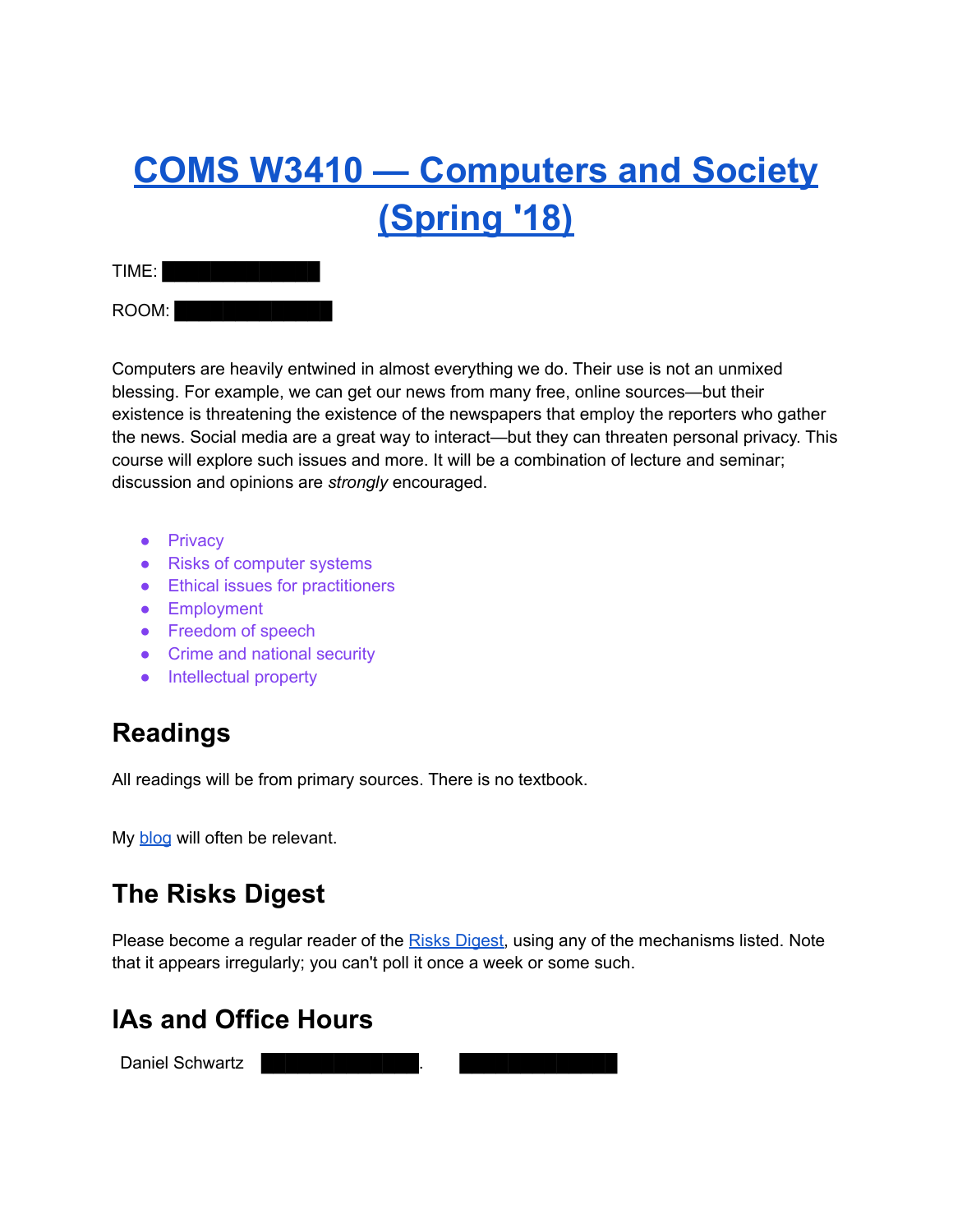# COMS W3410 — Computers and Society (Spring '18)

TIME: ██████████

ROOM: ██████████

Computers are heavily entwined in almost everything we do. Their use is not an unmixed blessing. For example, we can get our news from many free, online sources—but their existence is threatening the existence of the newspapers that employ the reporters who gather the news. Social media are a great way to interact—but they can threaten personal privacy. This course will explore such issues and more. It will be a combination of lecture and seminar; discussion and opinions are *strongly* encouraged.

- Privacy
- Risks of computer systems
- Ethical issues for practitioners
- Employment
- Freedom of speech
- Crime and national security
- Intellectual property

## Readings

All readings will be from primary sources. There is no textbook.

My blog will often be relevant.

## The Risks Digest

Please become a regular reader of the Risks Digest, using any of the mechanisms listed. Note that it appears irregularly; you can't poll it once a week or some such.

## IAs and Office Hours

Daniel Schwartz ██████████. ██████████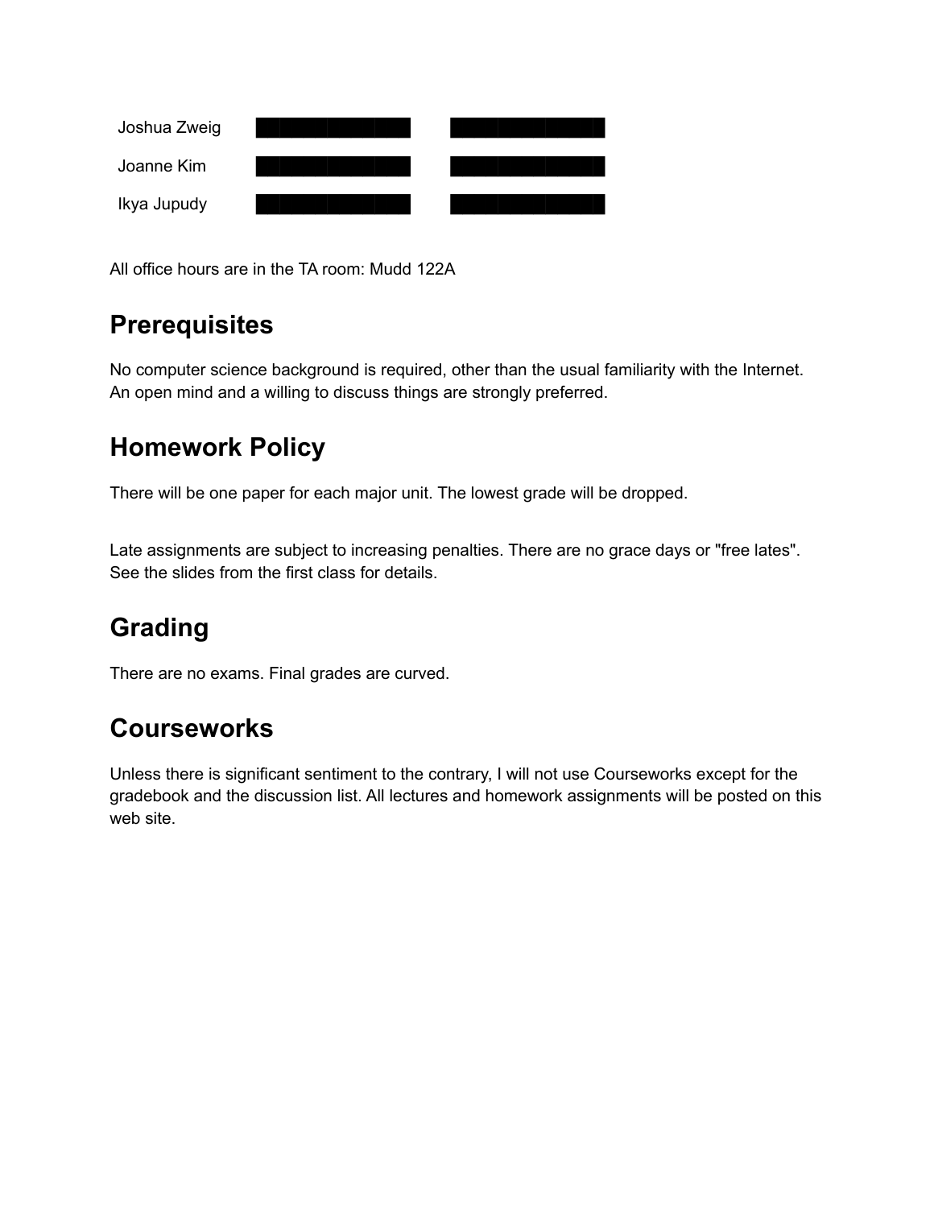| | | |
|---|---|---|
| Joshua Zweig | ██████████ | ██████████ |
| Joanne Kim | ██████████ | ██████████ |
| Ikya Jupudy | ██████████ | ██████████ |

All office hours are in the TA room: Mudd 122A

## Prerequisites

No computer science background is required, other than the usual familiarity with the Internet. An open mind and a willing to discuss things are strongly preferred.

## Homework Policy

There will be one paper for each major unit. The lowest grade will be dropped.

Late assignments are subject to increasing penalties. There are no grace days or "free lates". See the slides from the first class for details.

## Grading

There are no exams. Final grades are curved.

## Courseworks

Unless there is significant sentiment to the contrary, I will not use Courseworks except for the gradebook and the discussion list. All lectures and homework assignments will be posted on this web site.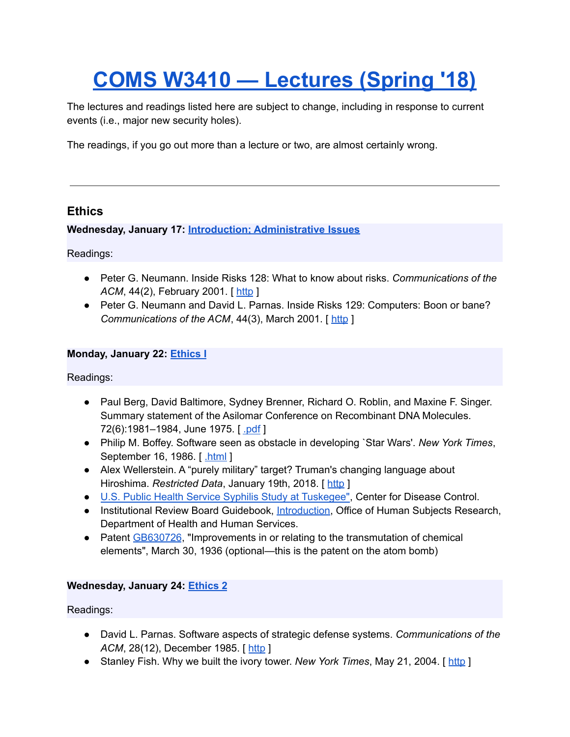# COMS W3410 — Lectures (Spring '18)

The lectures and readings listed here are subject to change, including in response to current events (i.e., major new security holes).

The readings, if you go out more than a lecture or two, are almost certainly wrong.

---

## Ethics

**Wednesday, January 17: Introduction; Administrative Issues**

Readings:

- Peter G. Neumann. Inside Risks 128: What to know about risks. *Communications of the ACM*, 44(2), February 2001. [ http ]
- Peter G. Neumann and David L. Parnas. Inside Risks 129: Computers: Boon or bane? *Communications of the ACM*, 44(3), March 2001. [ http ]

**Monday, January 22: Ethics I**

Readings:

- Paul Berg, David Baltimore, Sydney Brenner, Richard O. Roblin, and Maxine F. Singer. Summary statement of the Asilomar Conference on Recombinant DNA Molecules. 72(6):1981–1984, June 1975. [ .pdf ]
- Philip M. Boffey. Software seen as obstacle in developing `Star Wars'. *New York Times*, September 16, 1986. [ .html ]
- Alex Wellerstein. A "purely military" target? Truman's changing language about Hiroshima. *Restricted Data*, January 19th, 2018. [ http ]
- U.S. Public Health Service Syphilis Study at Tuskegee", Center for Disease Control.
- Institutional Review Board Guidebook, Introduction, Office of Human Subjects Research, Department of Health and Human Services.
- Patent GB630726, "Improvements in or relating to the transmutation of chemical elements", March 30, 1936 (optional—this is the patent on the atom bomb)

**Wednesday, January 24: Ethics 2**

Readings:

- David L. Parnas. Software aspects of strategic defense systems. *Communications of the ACM*, 28(12), December 1985. [ http ]
- Stanley Fish. Why we built the ivory tower. *New York Times*, May 21, 2004. [ http ]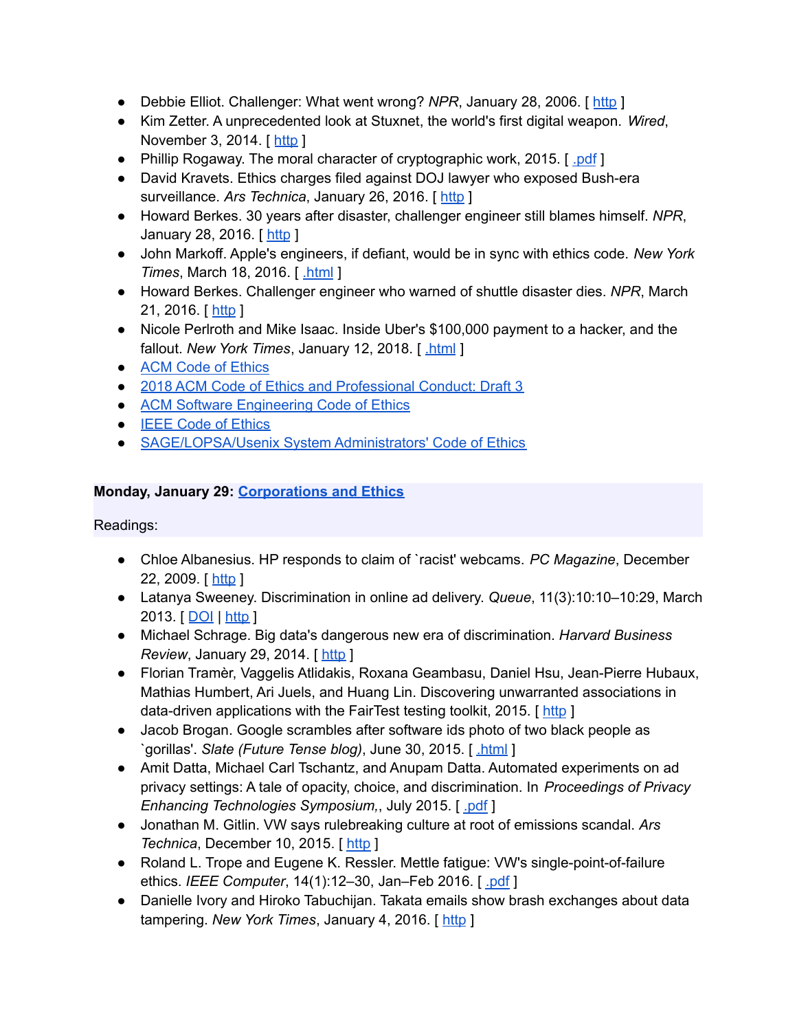- Debbie Elliot. Challenger: What went wrong? *NPR*, January 28, 2006. [ http ]
- Kim Zetter. A unprecedented look at Stuxnet, the world's first digital weapon. *Wired*, November 3, 2014. [ http ]
- Phillip Rogaway. The moral character of cryptographic work, 2015. [ .pdf ]
- David Kravets. Ethics charges filed against DOJ lawyer who exposed Bush-era surveillance. *Ars Technica*, January 26, 2016. [ http ]
- Howard Berkes. 30 years after disaster, challenger engineer still blames himself. *NPR*, January 28, 2016. [ http ]
- John Markoff. Apple's engineers, if defiant, would be in sync with ethics code. *New York Times*, March 18, 2016. [ .html ]
- Howard Berkes. Challenger engineer who warned of shuttle disaster dies. *NPR*, March 21, 2016. [ http ]
- Nicole Perlroth and Mike Isaac. Inside Uber's $100,000 payment to a hacker, and the fallout. *New York Times*, January 12, 2018. [ .html ]
- ACM Code of Ethics
- 2018 ACM Code of Ethics and Professional Conduct: Draft 3
- ACM Software Engineering Code of Ethics
- IEEE Code of Ethics
- SAGE/LOPSA/Usenix System Administrators' Code of Ethics

**Monday, January 29: Corporations and Ethics**

Readings:

- Chloe Albanesius. HP responds to claim of `racist' webcams. *PC Magazine*, December 22, 2009. [ http ]
- Latanya Sweeney. Discrimination in online ad delivery. *Queue*, 11(3):10:10–10:29, March 2013. [ DOI | http ]
- Michael Schrage. Big data's dangerous new era of discrimination. *Harvard Business Review*, January 29, 2014. [ http ]
- Florian Tramèr, Vaggelis Atlidakis, Roxana Geambasu, Daniel Hsu, Jean-Pierre Hubaux, Mathias Humbert, Ari Juels, and Huang Lin. Discovering unwarranted associations in data-driven applications with the FairTest testing toolkit, 2015. [ http ]
- Jacob Brogan. Google scrambles after software ids photo of two black people as `gorillas'. *Slate (Future Tense blog)*, June 30, 2015. [ .html ]
- Amit Datta, Michael Carl Tschantz, and Anupam Datta. Automated experiments on ad privacy settings: A tale of opacity, choice, and discrimination. In *Proceedings of Privacy Enhancing Technologies Symposium,*, July 2015. [ .pdf ]
- Jonathan M. Gitlin. VW says rulebreaking culture at root of emissions scandal. *Ars Technica*, December 10, 2015. [ http ]
- Roland L. Trope and Eugene K. Ressler. Mettle fatigue: VW's single-point-of-failure ethics. *IEEE Computer*, 14(1):12–30, Jan–Feb 2016. [ .pdf ]
- Danielle Ivory and Hiroko Tabuchijan. Takata emails show brash exchanges about data tampering. *New York Times*, January 4, 2016. [ http ]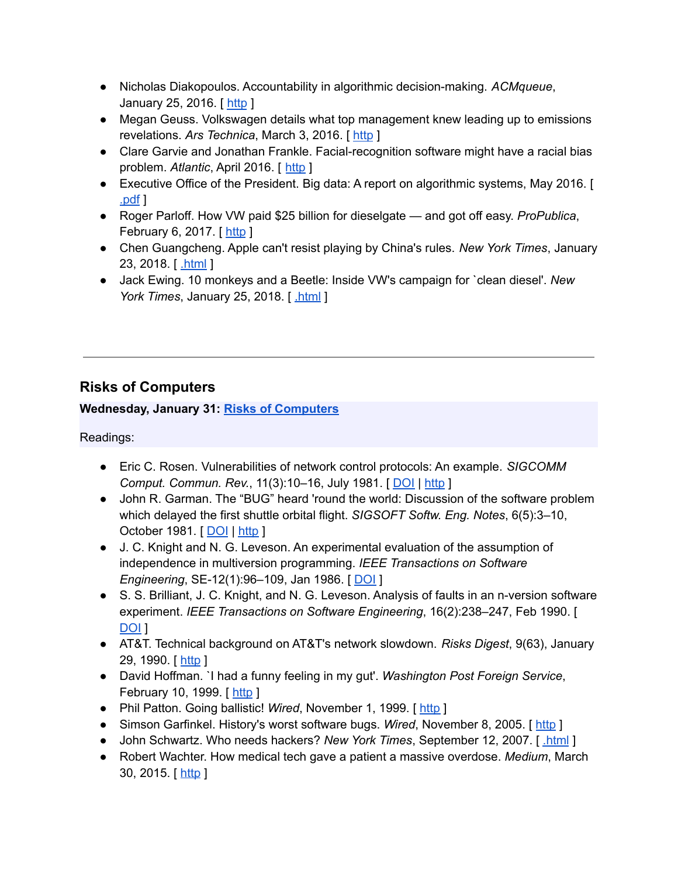- Nicholas Diakopoulos. Accountability in algorithmic decision-making. *ACMqueue*, January 25, 2016. [ http ]
- Megan Geuss. Volkswagen details what top management knew leading up to emissions revelations. *Ars Technica*, March 3, 2016. [ http ]
- Clare Garvie and Jonathan Frankle. Facial-recognition software might have a racial bias problem. *Atlantic*, April 2016. [ http ]
- Executive Office of the President. Big data: A report on algorithmic systems, May 2016. [ .pdf ]
- Roger Parloff. How VW paid $25 billion for dieselgate — and got off easy. *ProPublica*, February 6, 2017. [ http ]
- Chen Guangcheng. Apple can't resist playing by China's rules. *New York Times*, January 23, 2018. [ .html ]
- Jack Ewing. 10 monkeys and a Beetle: Inside VW's campaign for `clean diesel'. *New York Times*, January 25, 2018. [ .html ]

---

## Risks of Computers

**Wednesday, January 31: Risks of Computers**

Readings:

- Eric C. Rosen. Vulnerabilities of network control protocols: An example. *SIGCOMM Comput. Commun. Rev.*, 11(3):10–16, July 1981. [ DOI | http ]
- John R. Garman. The "BUG" heard 'round the world: Discussion of the software problem which delayed the first shuttle orbital flight. *SIGSOFT Softw. Eng. Notes*, 6(5):3–10, October 1981. [ DOI | http ]
- J. C. Knight and N. G. Leveson. An experimental evaluation of the assumption of independence in multiversion programming. *IEEE Transactions on Software Engineering*, SE-12(1):96–109, Jan 1986. [ DOI ]
- S. S. Brilliant, J. C. Knight, and N. G. Leveson. Analysis of faults in an n-version software experiment. *IEEE Transactions on Software Engineering*, 16(2):238–247, Feb 1990. [ DOI ]
- AT&T. Technical background on AT&T's network slowdown. *Risks Digest*, 9(63), January 29, 1990. [ http ]
- David Hoffman. `I had a funny feeling in my gut'. *Washington Post Foreign Service*, February 10, 1999. [ http ]
- Phil Patton. Going ballistic! *Wired*, November 1, 1999. [ http ]
- Simson Garfinkel. History's worst software bugs. *Wired*, November 8, 2005. [ http ]
- John Schwartz. Who needs hackers? *New York Times*, September 12, 2007. [ .html ]
- Robert Wachter. How medical tech gave a patient a massive overdose. *Medium*, March 30, 2015. [ http ]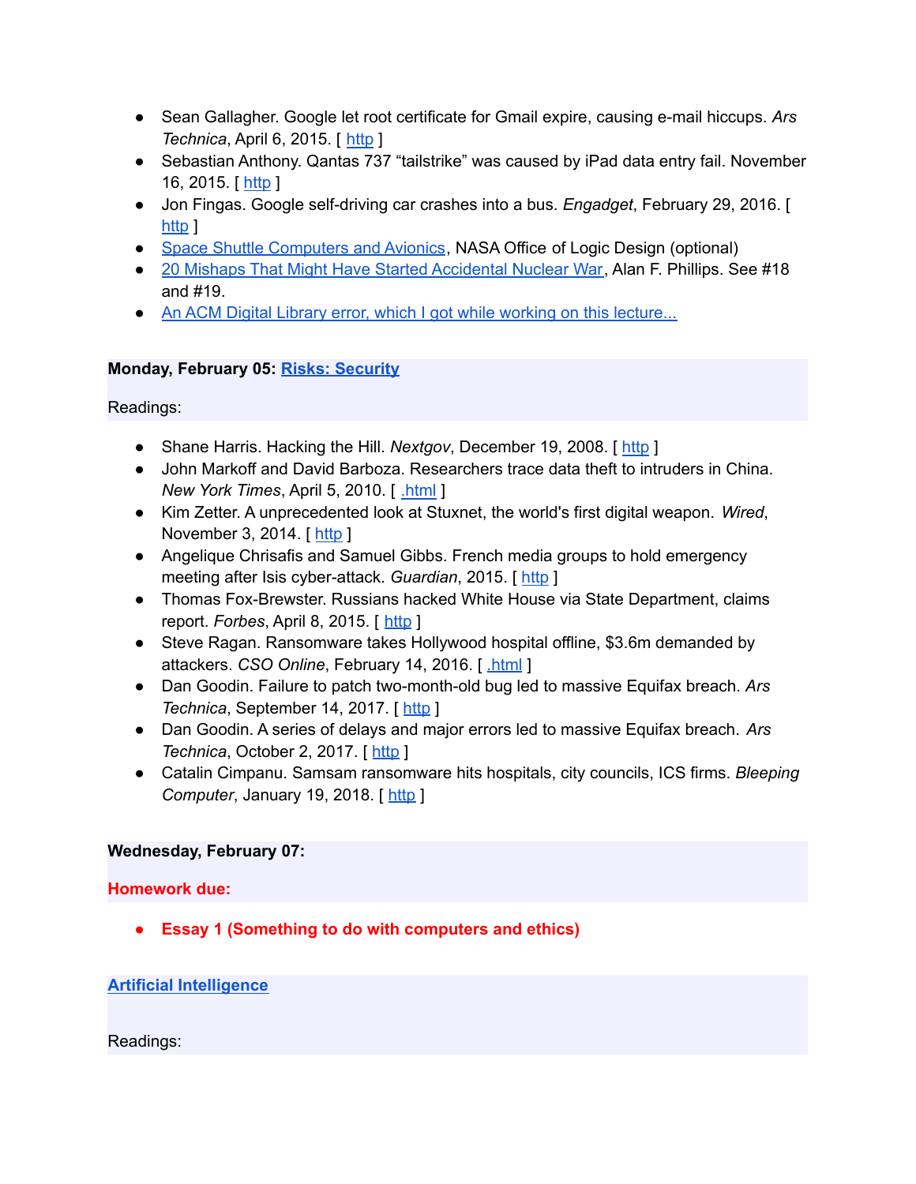- Sean Gallagher. Google let root certificate for Gmail expire, causing e-mail hiccups. *Ars Technica*, April 6, 2015. [ http ]
- Sebastian Anthony. Qantas 737 “tailstrike” was caused by iPad data entry fail. November 16, 2015. [ http ]
- Jon Fingas. Google self-driving car crashes into a bus. *Engadget*, February 29, 2016. [ http ]
- Space Shuttle Computers and Avionics, NASA Office of Logic Design (optional)
- 20 Mishaps That Might Have Started Accidental Nuclear War, Alan F. Phillips. See #18 and #19.
- An ACM Digital Library error, which I got while working on this lecture...

**Monday, February 05: Risks: Security**

Readings:

- Shane Harris. Hacking the Hill. *Nextgov*, December 19, 2008. [ http ]
- John Markoff and David Barboza. Researchers trace data theft to intruders in China. *New York Times*, April 5, 2010. [ .html ]
- Kim Zetter. A unprecedented look at Stuxnet, the world's first digital weapon. *Wired*, November 3, 2014. [ http ]
- Angelique Chrisafis and Samuel Gibbs. French media groups to hold emergency meeting after Isis cyber-attack. *Guardian*, 2015. [ http ]
- Thomas Fox-Brewster. Russians hacked White House via State Department, claims report. *Forbes*, April 8, 2015. [ http ]
- Steve Ragan. Ransomware takes Hollywood hospital offline, $3.6m demanded by attackers. *CSO Online*, February 14, 2016. [ .html ]
- Dan Goodin. Failure to patch two-month-old bug led to massive Equifax breach. *Ars Technica*, September 14, 2017. [ http ]
- Dan Goodin. A series of delays and major errors led to massive Equifax breach. *Ars Technica*, October 2, 2017. [ http ]
- Catalin Cimpanu. Samsam ransomware hits hospitals, city councils, ICS firms. *Bleeping Computer*, January 19, 2018. [ http ]

**Wednesday, February 07:**

**Homework due:**

- **Essay 1 (Something to do with computers and ethics)**

**Artificial Intelligence**

Readings: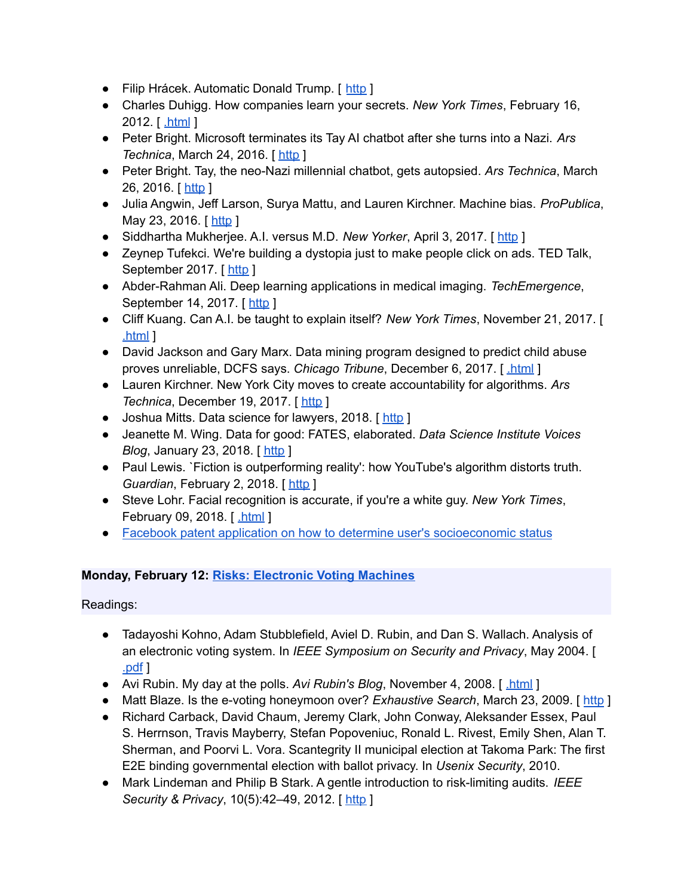- Filip Hrácek. Automatic Donald Trump. [ http ]
- Charles Duhigg. How companies learn your secrets. *New York Times*, February 16, 2012. [ .html ]
- Peter Bright. Microsoft terminates its Tay AI chatbot after she turns into a Nazi. *Ars Technica*, March 24, 2016. [ http ]
- Peter Bright. Tay, the neo-Nazi millennial chatbot, gets autopsied. *Ars Technica*, March 26, 2016. [ http ]
- Julia Angwin, Jeff Larson, Surya Mattu, and Lauren Kirchner. Machine bias. *ProPublica*, May 23, 2016. [ http ]
- Siddhartha Mukherjee. A.I. versus M.D. *New Yorker*, April 3, 2017. [ http ]
- Zeynep Tufekci. We're building a dystopia just to make people click on ads. TED Talk, September 2017. [ http ]
- Abder-Rahman Ali. Deep learning applications in medical imaging. *TechEmergence*, September 14, 2017. [ http ]
- Cliff Kuang. Can A.I. be taught to explain itself? *New York Times*, November 21, 2017. [ .html ]
- David Jackson and Gary Marx. Data mining program designed to predict child abuse proves unreliable, DCFS says. *Chicago Tribune*, December 6, 2017. [ .html ]
- Lauren Kirchner. New York City moves to create accountability for algorithms. *Ars Technica*, December 19, 2017. [ http ]
- Joshua Mitts. Data science for lawyers, 2018. [ http ]
- Jeanette M. Wing. Data for good: FATES, elaborated. *Data Science Institute Voices Blog*, January 23, 2018. [ http ]
- Paul Lewis. `Fiction is outperforming reality': how YouTube's algorithm distorts truth. *Guardian*, February 2, 2018. [ http ]
- Steve Lohr. Facial recognition is accurate, if you're a white guy. *New York Times*, February 09, 2018. [ .html ]
- Facebook patent application on how to determine user's socioeconomic status

**Monday, February 12: Risks: Electronic Voting Machines**

Readings:

- Tadayoshi Kohno, Adam Stubblefield, Aviel D. Rubin, and Dan S. Wallach. Analysis of an electronic voting system. In *IEEE Symposium on Security and Privacy*, May 2004. [ .pdf ]
- Avi Rubin. My day at the polls. *Avi Rubin's Blog*, November 4, 2008. [ .html ]
- Matt Blaze. Is the e-voting honeymoon over? *Exhaustive Search*, March 23, 2009. [ http ]
- Richard Carback, David Chaum, Jeremy Clark, John Conway, Aleksander Essex, Paul S. Herrnson, Travis Mayberry, Stefan Popoveniuc, Ronald L. Rivest, Emily Shen, Alan T. Sherman, and Poorvi L. Vora. Scantegrity II municipal election at Takoma Park: The first E2E binding governmental election with ballot privacy. In *Usenix Security*, 2010.
- Mark Lindeman and Philip B Stark. A gentle introduction to risk-limiting audits. *IEEE Security & Privacy*, 10(5):42–49, 2012. [ http ]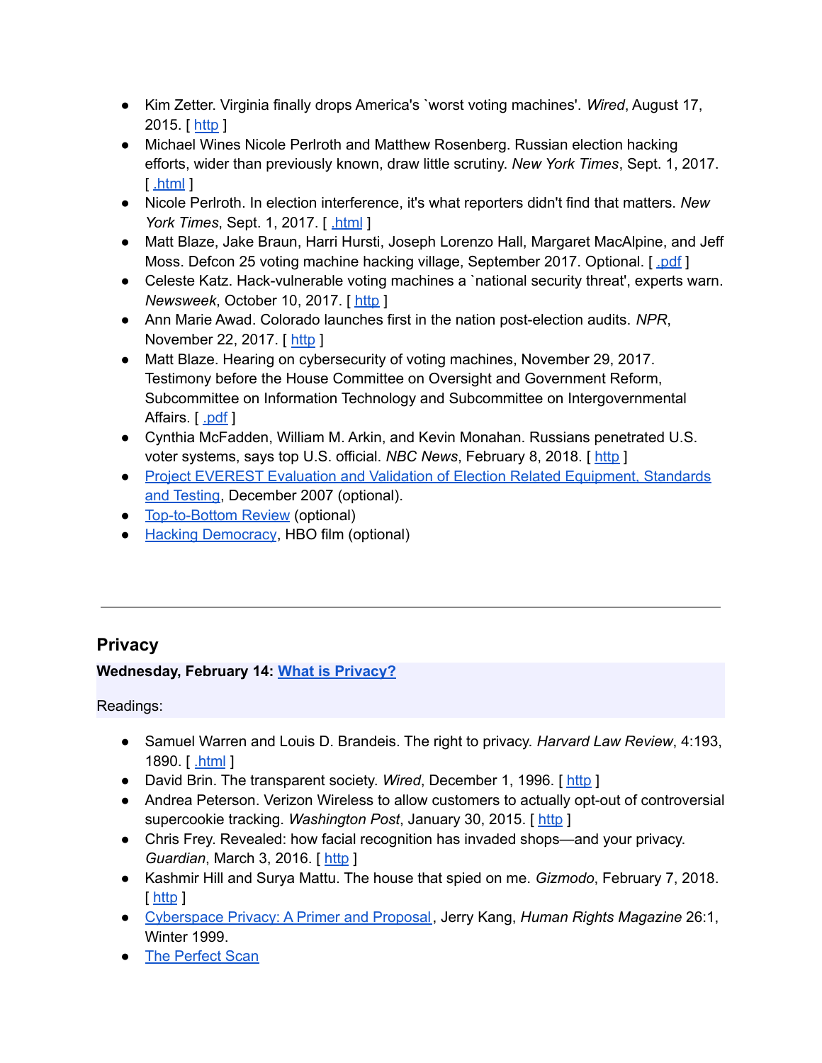- Kim Zetter. Virginia finally drops America's `worst voting machines'. *Wired*, August 17, 2015. [ http ]
- Michael Wines Nicole Perlroth and Matthew Rosenberg. Russian election hacking efforts, wider than previously known, draw little scrutiny. *New York Times*, Sept. 1, 2017. [ .html ]
- Nicole Perlroth. In election interference, it's what reporters didn't find that matters. *New York Times*, Sept. 1, 2017. [ .html ]
- Matt Blaze, Jake Braun, Harri Hursti, Joseph Lorenzo Hall, Margaret MacAlpine, and Jeff Moss. Defcon 25 voting machine hacking village, September 2017. Optional. [ .pdf ]
- Celeste Katz. Hack-vulnerable voting machines a `national security threat', experts warn. *Newsweek*, October 10, 2017. [ http ]
- Ann Marie Awad. Colorado launches first in the nation post-election audits. *NPR*, November 22, 2017. [ http ]
- Matt Blaze. Hearing on cybersecurity of voting machines, November 29, 2017. Testimony before the House Committee on Oversight and Government Reform, Subcommittee on Information Technology and Subcommittee on Intergovernmental Affairs. [ .pdf ]
- Cynthia McFadden, William M. Arkin, and Kevin Monahan. Russians penetrated U.S. voter systems, says top U.S. official. *NBC News*, February 8, 2018. [ http ]
- Project EVEREST Evaluation and Validation of Election Related Equipment, Standards and Testing, December 2007 (optional).
- Top-to-Bottom Review (optional)
- Hacking Democracy, HBO film (optional)

---

## Privacy

**Wednesday, February 14: What is Privacy?**

Readings:

- Samuel Warren and Louis D. Brandeis. The right to privacy. *Harvard Law Review*, 4:193, 1890. [ .html ]
- David Brin. The transparent society. *Wired*, December 1, 1996. [ http ]
- Andrea Peterson. Verizon Wireless to allow customers to actually opt-out of controversial supercookie tracking. *Washington Post*, January 30, 2015. [ http ]
- Chris Frey. Revealed: how facial recognition has invaded shops—and your privacy. *Guardian*, March 3, 2016. [ http ]
- Kashmir Hill and Surya Mattu. The house that spied on me. *Gizmodo*, February 7, 2018. [ http ]
- Cyberspace Privacy: A Primer and Proposal, Jerry Kang, *Human Rights Magazine* 26:1, Winter 1999.
- The Perfect Scan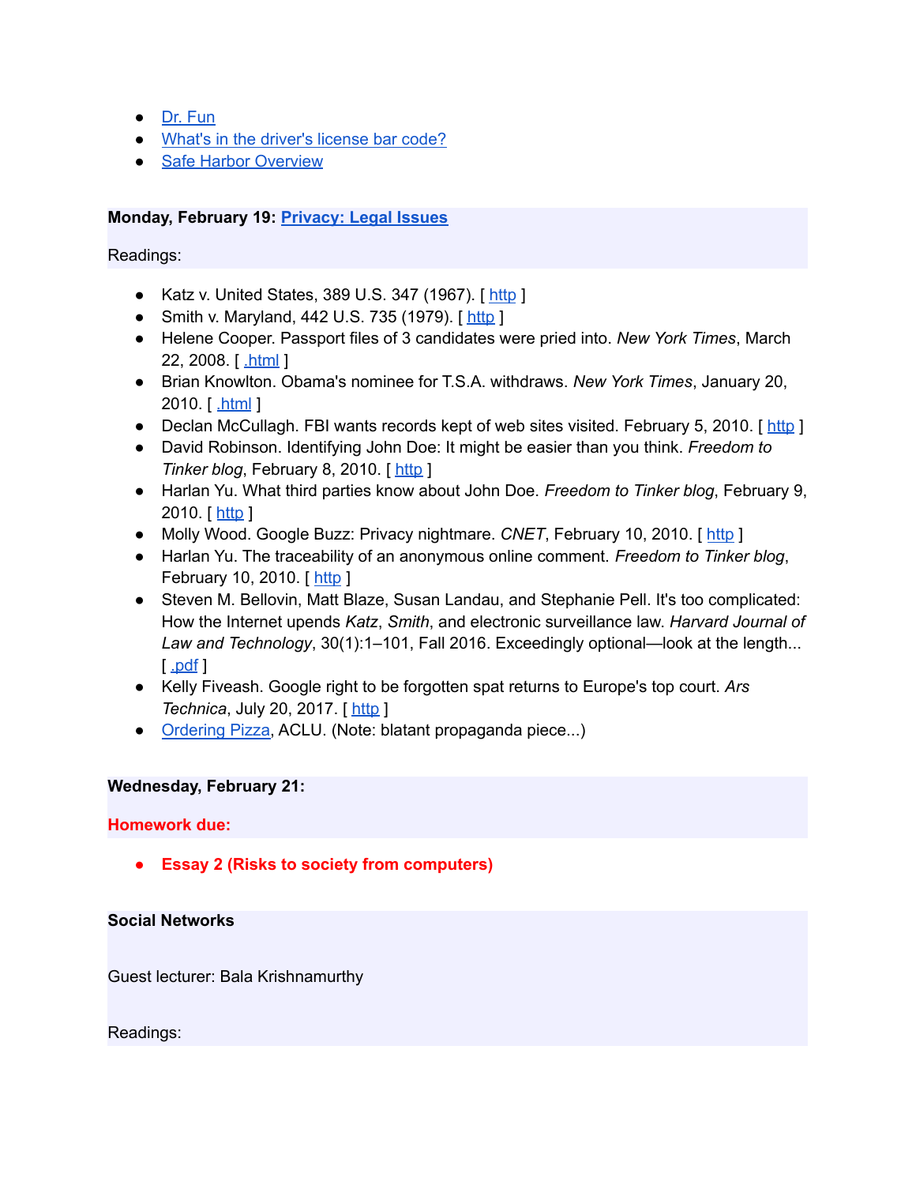- Dr. Fun
- What's in the driver's license bar code?
- Safe Harbor Overview

**Monday, February 19: Privacy: Legal Issues**

Readings:

- Katz v. United States, 389 U.S. 347 (1967). [ http ]
- Smith v. Maryland, 442 U.S. 735 (1979). [ http ]
- Helene Cooper. Passport files of 3 candidates were pried into. *New York Times*, March 22, 2008. [ .html ]
- Brian Knowlton. Obama's nominee for T.S.A. withdraws. *New York Times*, January 20, 2010. [ .html ]
- Declan McCullagh. FBI wants records kept of web sites visited. February 5, 2010. [ http ]
- David Robinson. Identifying John Doe: It might be easier than you think. *Freedom to Tinker blog*, February 8, 2010. [ http ]
- Harlan Yu. What third parties know about John Doe. *Freedom to Tinker blog*, February 9, 2010. [ http ]
- Molly Wood. Google Buzz: Privacy nightmare. *CNET*, February 10, 2010. [ http ]
- Harlan Yu. The traceability of an anonymous online comment. *Freedom to Tinker blog*, February 10, 2010. [ http ]
- Steven M. Bellovin, Matt Blaze, Susan Landau, and Stephanie Pell. It's too complicated: How the Internet upends *Katz*, *Smith*, and electronic surveillance law. *Harvard Journal of Law and Technology*, 30(1):1–101, Fall 2016. Exceedingly optional—look at the length... [ .pdf ]
- Kelly Fiveash. Google right to be forgotten spat returns to Europe's top court. *Ars Technica*, July 20, 2017. [ http ]
- Ordering Pizza, ACLU. (Note: blatant propaganda piece...)

**Wednesday, February 21:**

**Homework due:**

- **Essay 2 (Risks to society from computers)**

**Social Networks**

Guest lecturer: Bala Krishnamurthy

Readings: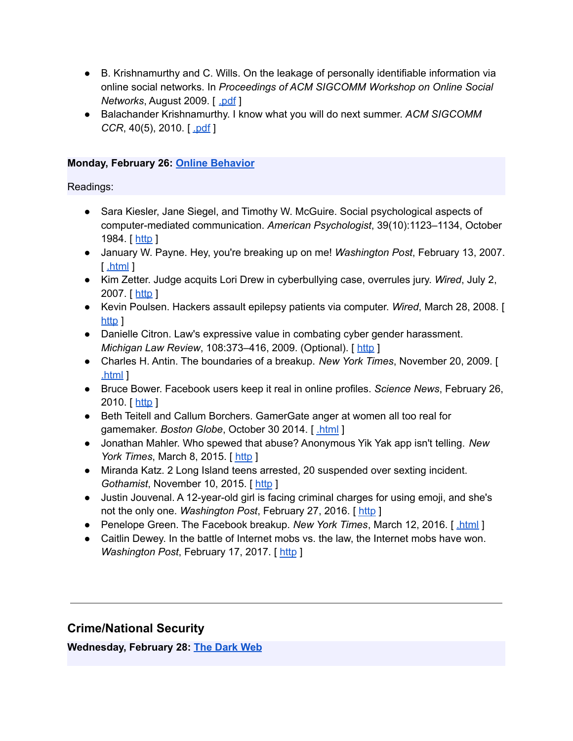- B. Krishnamurthy and C. Wills. On the leakage of personally identifiable information via online social networks. In *Proceedings of ACM SIGCOMM Workshop on Online Social Networks*, August 2009. [ .pdf ]
- Balachander Krishnamurthy. I know what you will do next summer. *ACM SIGCOMM CCR*, 40(5), 2010. [ .pdf ]

**Monday, February 26: Online Behavior**

Readings:

- Sara Kiesler, Jane Siegel, and Timothy W. McGuire. Social psychological aspects of computer-mediated communication. *American Psychologist*, 39(10):1123–1134, October 1984. [ http ]
- January W. Payne. Hey, you're breaking up on me! *Washington Post*, February 13, 2007. [ .html ]
- Kim Zetter. Judge acquits Lori Drew in cyberbullying case, overrules jury. *Wired*, July 2, 2007. [ http ]
- Kevin Poulsen. Hackers assault epilepsy patients via computer. *Wired*, March 28, 2008. [ http ]
- Danielle Citron. Law's expressive value in combating cyber gender harassment. *Michigan Law Review*, 108:373–416, 2009. (Optional). [ http ]
- Charles H. Antin. The boundaries of a breakup. *New York Times*, November 20, 2009. [ .html ]
- Bruce Bower. Facebook users keep it real in online profiles. *Science News*, February 26, 2010. [ http ]
- Beth Teitell and Callum Borchers. GamerGate anger at women all too real for gamemaker. *Boston Globe*, October 30 2014. [ .html ]
- Jonathan Mahler. Who spewed that abuse? Anonymous Yik Yak app isn't telling. *New York Times*, March 8, 2015. [ http ]
- Miranda Katz. 2 Long Island teens arrested, 20 suspended over sexting incident. *Gothamist*, November 10, 2015. [ http ]
- Justin Jouvenal. A 12-year-old girl is facing criminal charges for using emoji, and she's not the only one. *Washington Post*, February 27, 2016. [ http ]
- Penelope Green. The Facebook breakup. *New York Times*, March 12, 2016. [ .html ]
- Caitlin Dewey. In the battle of Internet mobs vs. the law, the Internet mobs have won. *Washington Post*, February 17, 2017. [ http ]

---

## Crime/National Security

**Wednesday, February 28: The Dark Web**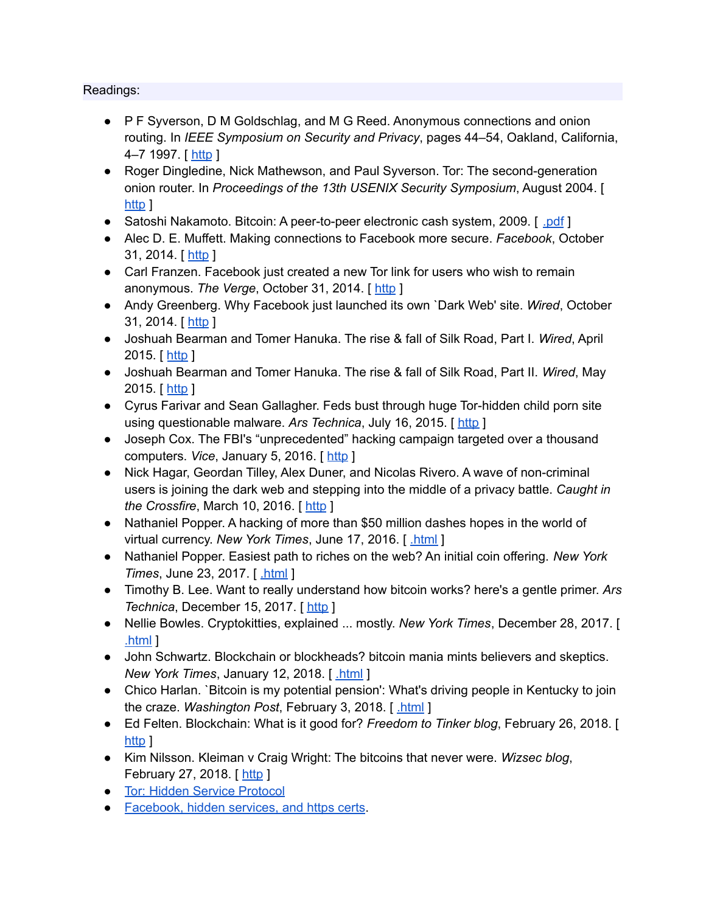Readings:

- P F Syverson, D M Goldschlag, and M G Reed. Anonymous connections and onion routing. In *IEEE Symposium on Security and Privacy*, pages 44–54, Oakland, California, 4–7 1997. [ http ]
- Roger Dingledine, Nick Mathewson, and Paul Syverson. Tor: The second-generation onion router. In *Proceedings of the 13th USENIX Security Symposium*, August 2004. [ http ]
- Satoshi Nakamoto. Bitcoin: A peer-to-peer electronic cash system, 2009. [ .pdf ]
- Alec D. E. Muffett. Making connections to Facebook more secure. *Facebook*, October 31, 2014. [ http ]
- Carl Franzen. Facebook just created a new Tor link for users who wish to remain anonymous. *The Verge*, October 31, 2014. [ http ]
- Andy Greenberg. Why Facebook just launched its own `Dark Web' site. *Wired*, October 31, 2014. [ http ]
- Joshuah Bearman and Tomer Hanuka. The rise & fall of Silk Road, Part I. *Wired*, April 2015. [ http ]
- Joshuah Bearman and Tomer Hanuka. The rise & fall of Silk Road, Part II. *Wired*, May 2015. [ http ]
- Cyrus Farivar and Sean Gallagher. Feds bust through huge Tor-hidden child porn site using questionable malware. *Ars Technica*, July 16, 2015. [ http ]
- Joseph Cox. The FBI's "unprecedented" hacking campaign targeted over a thousand computers. *Vice*, January 5, 2016. [ http ]
- Nick Hagar, Geordan Tilley, Alex Duner, and Nicolas Rivero. A wave of non-criminal users is joining the dark web and stepping into the middle of a privacy battle. *Caught in the Crossfire*, March 10, 2016. [ http ]
- Nathaniel Popper. A hacking of more than $50 million dashes hopes in the world of virtual currency. *New York Times*, June 17, 2016. [ .html ]
- Nathaniel Popper. Easiest path to riches on the web? An initial coin offering. *New York Times*, June 23, 2017. [ .html ]
- Timothy B. Lee. Want to really understand how bitcoin works? here's a gentle primer. *Ars Technica*, December 15, 2017. [ http ]
- Nellie Bowles. Cryptokitties, explained ... mostly. *New York Times*, December 28, 2017. [ .html ]
- John Schwartz. Blockchain or blockheads? bitcoin mania mints believers and skeptics. *New York Times*, January 12, 2018. [ .html ]
- Chico Harlan. `Bitcoin is my potential pension': What's driving people in Kentucky to join the craze. *Washington Post*, February 3, 2018. [ .html ]
- Ed Felten. Blockchain: What is it good for? *Freedom to Tinker blog*, February 26, 2018. [ http ]
- Kim Nilsson. Kleiman v Craig Wright: The bitcoins that never were. *Wizsec blog*, February 27, 2018. [ http ]
- Tor: Hidden Service Protocol
- Facebook, hidden services, and https certs.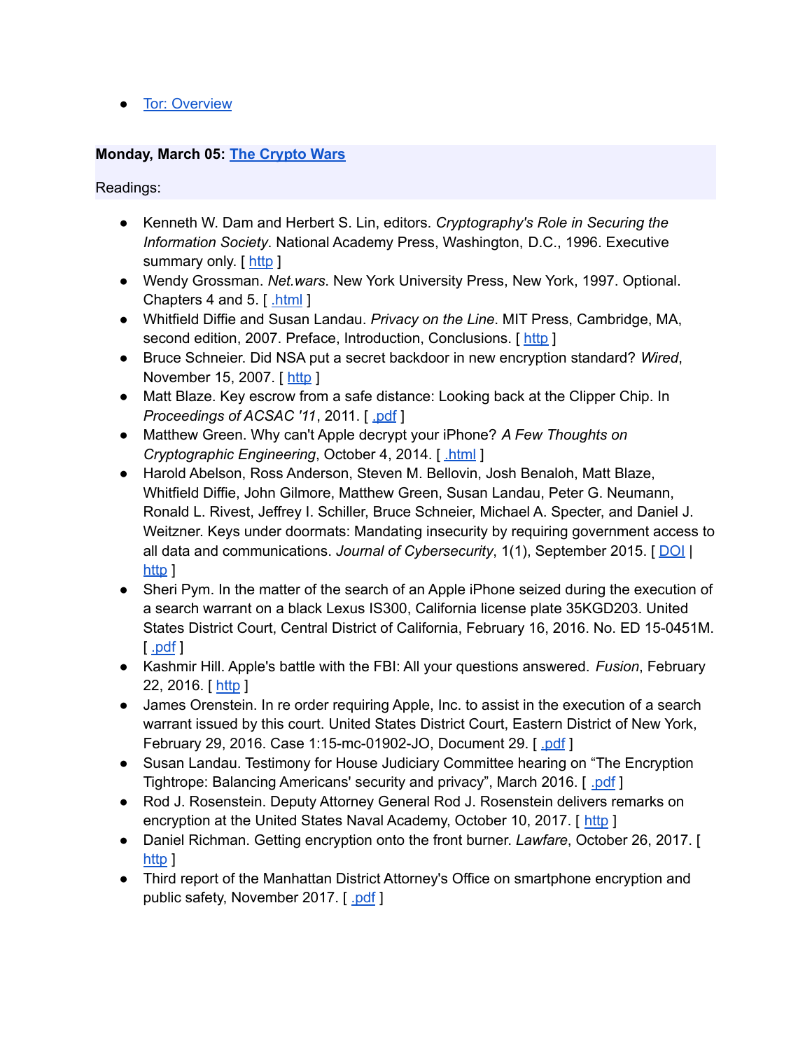- Tor: Overview

**Monday, March 05: The Crypto Wars**

Readings:

- Kenneth W. Dam and Herbert S. Lin, editors. *Cryptography's Role in Securing the Information Society*. National Academy Press, Washington, D.C., 1996. Executive summary only. [ http ]
- Wendy Grossman. *Net.wars*. New York University Press, New York, 1997. Optional. Chapters 4 and 5. [ .html ]
- Whitfield Diffie and Susan Landau. *Privacy on the Line*. MIT Press, Cambridge, MA, second edition, 2007. Preface, Introduction, Conclusions. [ http ]
- Bruce Schneier. Did NSA put a secret backdoor in new encryption standard? *Wired*, November 15, 2007. [ http ]
- Matt Blaze. Key escrow from a safe distance: Looking back at the Clipper Chip. In *Proceedings of ACSAC '11*, 2011. [ .pdf ]
- Matthew Green. Why can't Apple decrypt your iPhone? *A Few Thoughts on Cryptographic Engineering*, October 4, 2014. [ .html ]
- Harold Abelson, Ross Anderson, Steven M. Bellovin, Josh Benaloh, Matt Blaze, Whitfield Diffie, John Gilmore, Matthew Green, Susan Landau, Peter G. Neumann, Ronald L. Rivest, Jeffrey I. Schiller, Bruce Schneier, Michael A. Specter, and Daniel J. Weitzner. Keys under doormats: Mandating insecurity by requiring government access to all data and communications. *Journal of Cybersecurity*, 1(1), September 2015. [ DOI | http ]
- Sheri Pym. In the matter of the search of an Apple iPhone seized during the execution of a search warrant on a black Lexus IS300, California license plate 35KGD203. United States District Court, Central District of California, February 16, 2016. No. ED 15-0451M. [ .pdf ]
- Kashmir Hill. Apple's battle with the FBI: All your questions answered. *Fusion*, February 22, 2016. [ http ]
- James Orenstein. In re order requiring Apple, Inc. to assist in the execution of a search warrant issued by this court. United States District Court, Eastern District of New York, February 29, 2016. Case 1:15-mc-01902-JO, Document 29. [ .pdf ]
- Susan Landau. Testimony for House Judiciary Committee hearing on "The Encryption Tightrope: Balancing Americans' security and privacy", March 2016. [ .pdf ]
- Rod J. Rosenstein. Deputy Attorney General Rod J. Rosenstein delivers remarks on encryption at the United States Naval Academy, October 10, 2017. [ http ]
- Daniel Richman. Getting encryption onto the front burner. *Lawfare*, October 26, 2017. [ http ]
- Third report of the Manhattan District Attorney's Office on smartphone encryption and public safety, November 2017. [ .pdf ]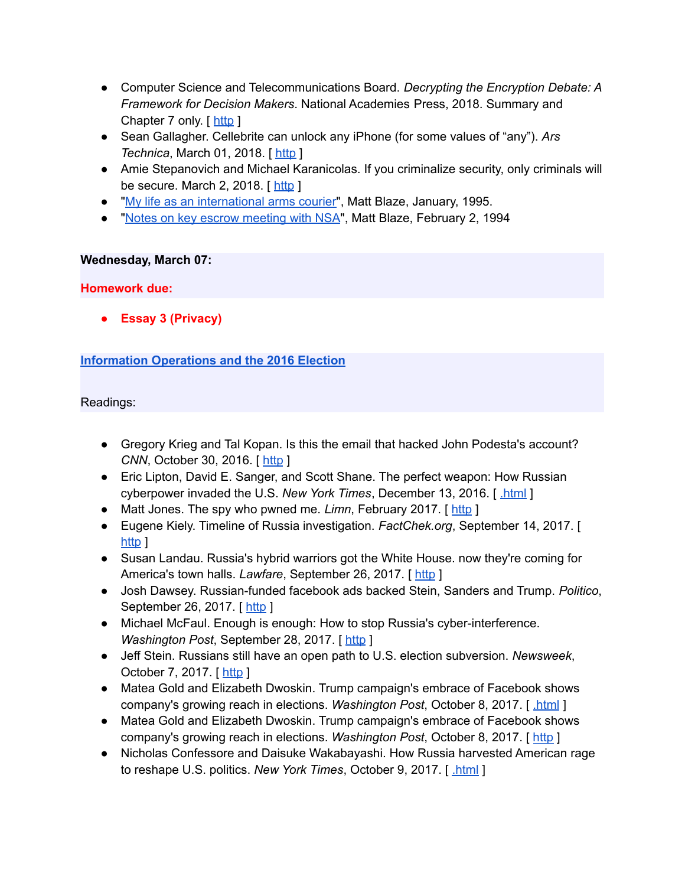- Computer Science and Telecommunications Board. *Decrypting the Encryption Debate: A Framework for Decision Makers*. National Academies Press, 2018. Summary and Chapter 7 only. [ http ]
- Sean Gallagher. Cellebrite can unlock any iPhone (for some values of "any"). *Ars Technica*, March 01, 2018. [ http ]
- Amie Stepanovich and Michael Karanicolas. If you criminalize security, only criminals will be secure. March 2, 2018. [ http ]
- "My life as an international arms courier", Matt Blaze, January, 1995.
- "Notes on key escrow meeting with NSA", Matt Blaze, February 2, 1994

**Wednesday, March 07:**

**Homework due:**

- **Essay 3 (Privacy)**

**Information Operations and the 2016 Election**

Readings:

- Gregory Krieg and Tal Kopan. Is this the email that hacked John Podesta's account? *CNN*, October 30, 2016. [ http ]
- Eric Lipton, David E. Sanger, and Scott Shane. The perfect weapon: How Russian cyberpower invaded the U.S. *New York Times*, December 13, 2016. [ .html ]
- Matt Jones. The spy who pwned me. *Limn*, February 2017. [ http ]
- Eugene Kiely. Timeline of Russia investigation. *FactChek.org*, September 14, 2017. [ http ]
- Susan Landau. Russia's hybrid warriors got the White House. now they're coming for America's town halls. *Lawfare*, September 26, 2017. [ http ]
- Josh Dawsey. Russian-funded facebook ads backed Stein, Sanders and Trump. *Politico*, September 26, 2017. [ http ]
- Michael McFaul. Enough is enough: How to stop Russia's cyber-interference. *Washington Post*, September 28, 2017. [ http ]
- Jeff Stein. Russians still have an open path to U.S. election subversion. *Newsweek*, October 7, 2017. [ http ]
- Matea Gold and Elizabeth Dwoskin. Trump campaign's embrace of Facebook shows company's growing reach in elections. *Washington Post*, October 8, 2017. [ .html ]
- Matea Gold and Elizabeth Dwoskin. Trump campaign's embrace of Facebook shows company's growing reach in elections. *Washington Post*, October 8, 2017. [ http ]
- Nicholas Confessore and Daisuke Wakabayashi. How Russia harvested American rage to reshape U.S. politics. *New York Times*, October 9, 2017. [ .html ]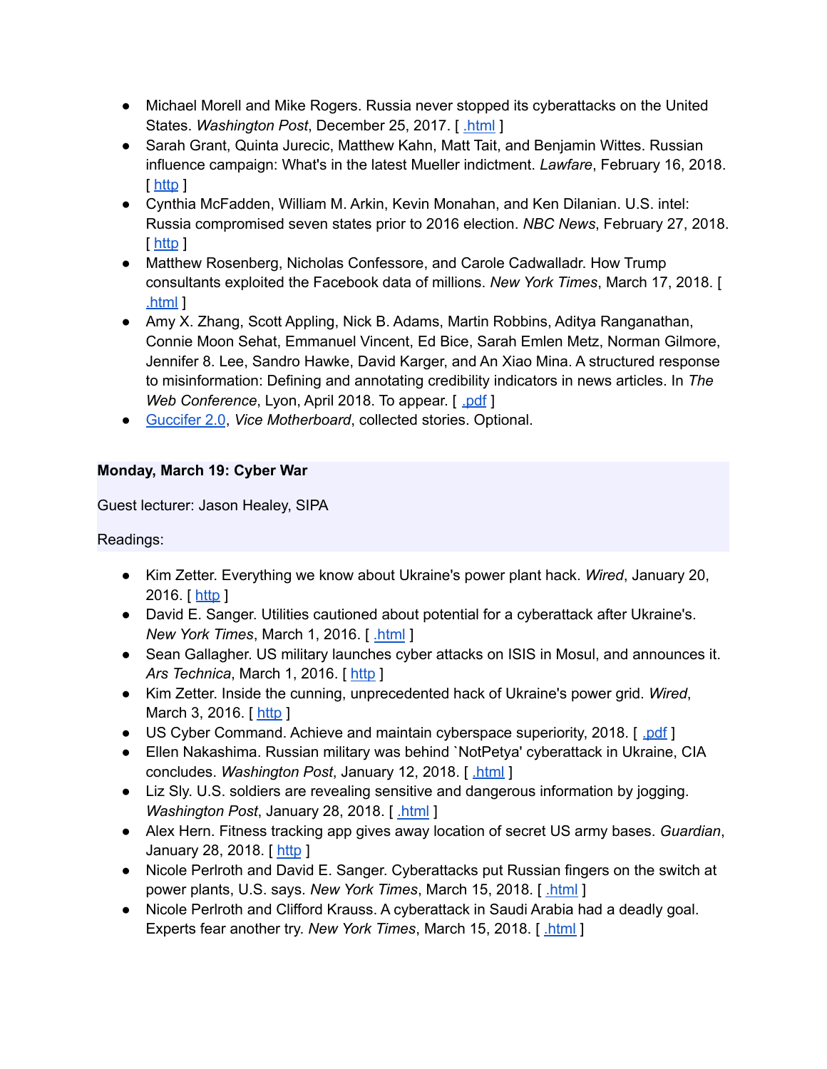- Michael Morell and Mike Rogers. Russia never stopped its cyberattacks on the United States. *Washington Post*, December 25, 2017. [ .html ]
- Sarah Grant, Quinta Jurecic, Matthew Kahn, Matt Tait, and Benjamin Wittes. Russian influence campaign: What's in the latest Mueller indictment. *Lawfare*, February 16, 2018. [ http ]
- Cynthia McFadden, William M. Arkin, Kevin Monahan, and Ken Dilanian. U.S. intel: Russia compromised seven states prior to 2016 election. *NBC News*, February 27, 2018. [ http ]
- Matthew Rosenberg, Nicholas Confessore, and Carole Cadwalladr. How Trump consultants exploited the Facebook data of millions. *New York Times*, March 17, 2018. [ .html ]
- Amy X. Zhang, Scott Appling, Nick B. Adams, Martin Robbins, Aditya Ranganathan, Connie Moon Sehat, Emmanuel Vincent, Ed Bice, Sarah Emlen Metz, Norman Gilmore, Jennifer 8. Lee, Sandro Hawke, David Karger, and An Xiao Mina. A structured response to misinformation: Defining and annotating credibility indicators in news articles. In *The Web Conference*, Lyon, April 2018. To appear. [ .pdf ]
- Guccifer 2.0, *Vice Motherboard*, collected stories. Optional.

**Monday, March 19: Cyber War**

Guest lecturer: Jason Healey, SIPA

Readings:

- Kim Zetter. Everything we know about Ukraine's power plant hack. *Wired*, January 20, 2016. [ http ]
- David E. Sanger. Utilities cautioned about potential for a cyberattack after Ukraine's. *New York Times*, March 1, 2016. [ .html ]
- Sean Gallagher. US military launches cyber attacks on ISIS in Mosul, and announces it. *Ars Technica*, March 1, 2016. [ http ]
- Kim Zetter. Inside the cunning, unprecedented hack of Ukraine's power grid. *Wired*, March 3, 2016. [ http ]
- US Cyber Command. Achieve and maintain cyberspace superiority, 2018. [ .pdf ]
- Ellen Nakashima. Russian military was behind `NotPetya' cyberattack in Ukraine, CIA concludes. *Washington Post*, January 12, 2018. [ .html ]
- Liz Sly. U.S. soldiers are revealing sensitive and dangerous information by jogging. *Washington Post*, January 28, 2018. [ .html ]
- Alex Hern. Fitness tracking app gives away location of secret US army bases. *Guardian*, January 28, 2018. [ http ]
- Nicole Perlroth and David E. Sanger. Cyberattacks put Russian fingers on the switch at power plants, U.S. says. *New York Times*, March 15, 2018. [ .html ]
- Nicole Perlroth and Clifford Krauss. A cyberattack in Saudi Arabia had a deadly goal. Experts fear another try. *New York Times*, March 15, 2018. [ .html ]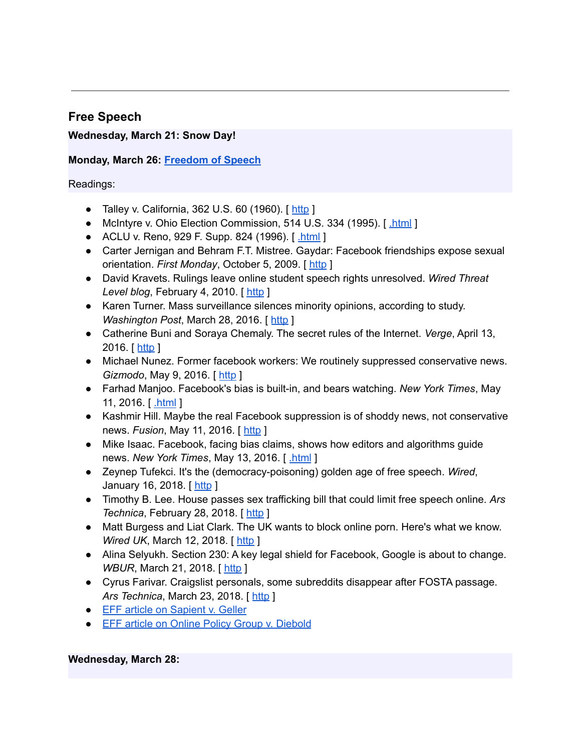---

## Free Speech

**Wednesday, March 21: Snow Day!**

**Monday, March 26: Freedom of Speech**

Readings:

- Talley v. California, 362 U.S. 60 (1960). [ http ]
- McIntyre v. Ohio Election Commission, 514 U.S. 334 (1995). [ .html ]
- ACLU v. Reno, 929 F. Supp. 824 (1996). [ .html ]
- Carter Jernigan and Behram F.T. Mistree. Gaydar: Facebook friendships expose sexual orientation. *First Monday*, October 5, 2009. [ http ]
- David Kravets. Rulings leave online student speech rights unresolved. *Wired Threat Level blog*, February 4, 2010. [ http ]
- Karen Turner. Mass surveillance silences minority opinions, according to study. *Washington Post*, March 28, 2016. [ http ]
- Catherine Buni and Soraya Chemaly. The secret rules of the Internet. *Verge*, April 13, 2016. [ http ]
- Michael Nunez. Former facebook workers: We routinely suppressed conservative news. *Gizmodo*, May 9, 2016. [ http ]
- Farhad Manjoo. Facebook's bias is built-in, and bears watching. *New York Times*, May 11, 2016. [ .html ]
- Kashmir Hill. Maybe the real Facebook suppression is of shoddy news, not conservative news. *Fusion*, May 11, 2016. [ http ]
- Mike Isaac. Facebook, facing bias claims, shows how editors and algorithms guide news. *New York Times*, May 13, 2016. [ .html ]
- Zeynep Tufekci. It's the (democracy-poisoning) golden age of free speech. *Wired*, January 16, 2018. [ http ]
- Timothy B. Lee. House passes sex trafficking bill that could limit free speech online. *Ars Technica*, February 28, 2018. [ http ]
- Matt Burgess and Liat Clark. The UK wants to block online porn. Here's what we know. *Wired UK*, March 12, 2018. [ http ]
- Alina Selyukh. Section 230: A key legal shield for Facebook, Google is about to change. *WBUR*, March 21, 2018. [ http ]
- Cyrus Farivar. Craigslist personals, some subreddits disappear after FOSTA passage. *Ars Technica*, March 23, 2018. [ http ]
- EFF article on Sapient v. Geller
- EFF article on Online Policy Group v. Diebold

**Wednesday, March 28:**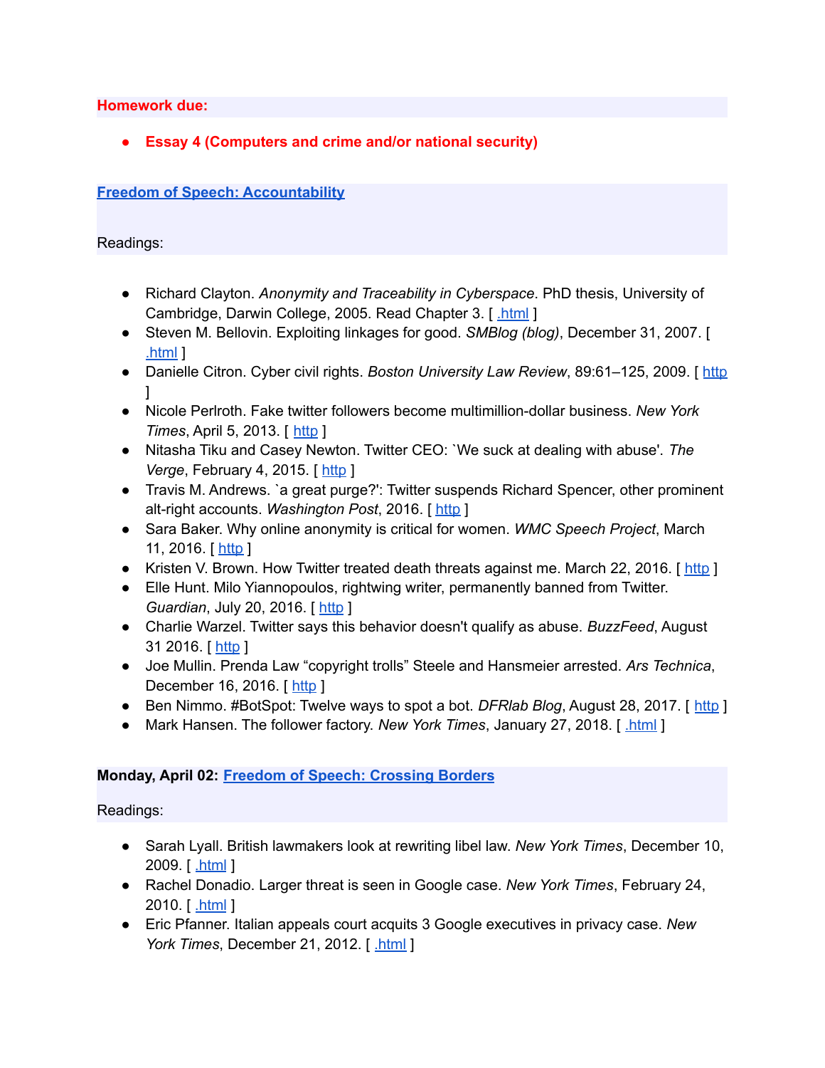**Homework due:**

- **Essay 4 (Computers and crime and/or national security)**

**Freedom of Speech: Accountability**

Readings:

- Richard Clayton. *Anonymity and Traceability in Cyberspace.* PhD thesis, University of Cambridge, Darwin College, 2005. Read Chapter 3. [ .html ]
- Steven M. Bellovin. Exploiting linkages for good. *SMBlog (blog)*, December 31, 2007. [ .html ]
- Danielle Citron. Cyber civil rights. *Boston University Law Review*, 89:61–125, 2009. [ http ]
- Nicole Perlroth. Fake twitter followers become multimillion-dollar business. *New York Times*, April 5, 2013. [ http ]
- Nitasha Tiku and Casey Newton. Twitter CEO: `We suck at dealing with abuse'. *The Verge*, February 4, 2015. [ http ]
- Travis M. Andrews. `a great purge?': Twitter suspends Richard Spencer, other prominent alt-right accounts. *Washington Post*, 2016. [ http ]
- Sara Baker. Why online anonymity is critical for women. *WMC Speech Project*, March 11, 2016. [ http ]
- Kristen V. Brown. How Twitter treated death threats against me. March 22, 2016. [ http ]
- Elle Hunt. Milo Yiannopoulos, rightwing writer, permanently banned from Twitter. *Guardian*, July 20, 2016. [ http ]
- Charlie Warzel. Twitter says this behavior doesn't qualify as abuse. *BuzzFeed*, August 31 2016. [ http ]
- Joe Mullin. Prenda Law "copyright trolls" Steele and Hansmeier arrested. *Ars Technica*, December 16, 2016. [ http ]
- Ben Nimmo. #BotSpot: Twelve ways to spot a bot. *DFRlab Blog*, August 28, 2017. [ http ]
- Mark Hansen. The follower factory. *New York Times*, January 27, 2018. [ .html ]

**Monday, April 02: Freedom of Speech: Crossing Borders**

Readings:

- Sarah Lyall. British lawmakers look at rewriting libel law. *New York Times*, December 10, 2009. [ .html ]
- Rachel Donadio. Larger threat is seen in Google case. *New York Times*, February 24, 2010. [ .html ]
- Eric Pfanner. Italian appeals court acquits 3 Google executives in privacy case. *New York Times*, December 21, 2012. [ .html ]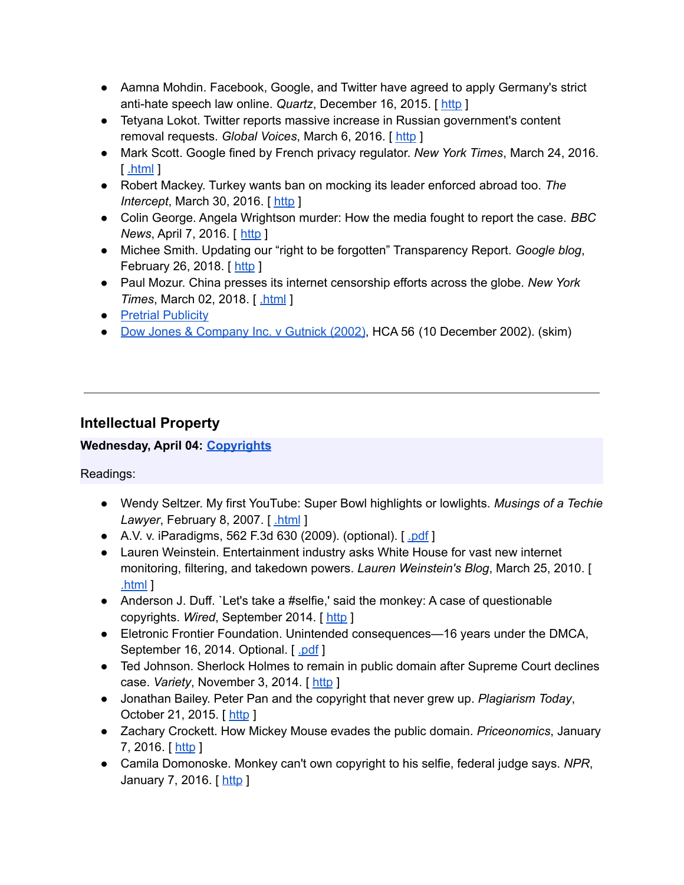- Aamna Mohdin. Facebook, Google, and Twitter have agreed to apply Germany's strict anti-hate speech law online. *Quartz*, December 16, 2015. [ http ]
- Tetyana Lokot. Twitter reports massive increase in Russian government's content removal requests. *Global Voices*, March 6, 2016. [ http ]
- Mark Scott. Google fined by French privacy regulator. *New York Times*, March 24, 2016. [ .html ]
- Robert Mackey. Turkey wants ban on mocking its leader enforced abroad too. *The Intercept*, March 30, 2016. [ http ]
- Colin George. Angela Wrightson murder: How the media fought to report the case. *BBC News*, April 7, 2016. [ http ]
- Michee Smith. Updating our "right to be forgotten" Transparency Report. *Google blog*, February 26, 2018. [ http ]
- Paul Mozur. China presses its internet censorship efforts across the globe. *New York Times*, March 02, 2018. [ .html ]
- Pretrial Publicity
- Dow Jones & Company Inc. v Gutnick (2002), HCA 56 (10 December 2002). (skim)

---

## Intellectual Property

**Wednesday, April 04: Copyrights**

Readings:

- Wendy Seltzer. My first YouTube: Super Bowl highlights or lowlights. *Musings of a Techie Lawyer*, February 8, 2007. [ .html ]
- A.V. v. iParadigms, 562 F.3d 630 (2009). (optional). [ .pdf ]
- Lauren Weinstein. Entertainment industry asks White House for vast new internet monitoring, filtering, and takedown powers. *Lauren Weinstein's Blog*, March 25, 2010. [ .html ]
- Anderson J. Duff. `Let's take a #selfie,' said the monkey: A case of questionable copyrights. *Wired*, September 2014. [ http ]
- Eletronic Frontier Foundation. Unintended consequences—16 years under the DMCA, September 16, 2014. Optional. [ .pdf ]
- Ted Johnson. Sherlock Holmes to remain in public domain after Supreme Court declines case. *Variety*, November 3, 2014. [ http ]
- Jonathan Bailey. Peter Pan and the copyright that never grew up. *Plagiarism Today*, October 21, 2015. [ http ]
- Zachary Crockett. How Mickey Mouse evades the public domain. *Priceonomics*, January 7, 2016. [ http ]
- Camila Domonoske. Monkey can't own copyright to his selfie, federal judge says. *NPR*, January 7, 2016. [ http ]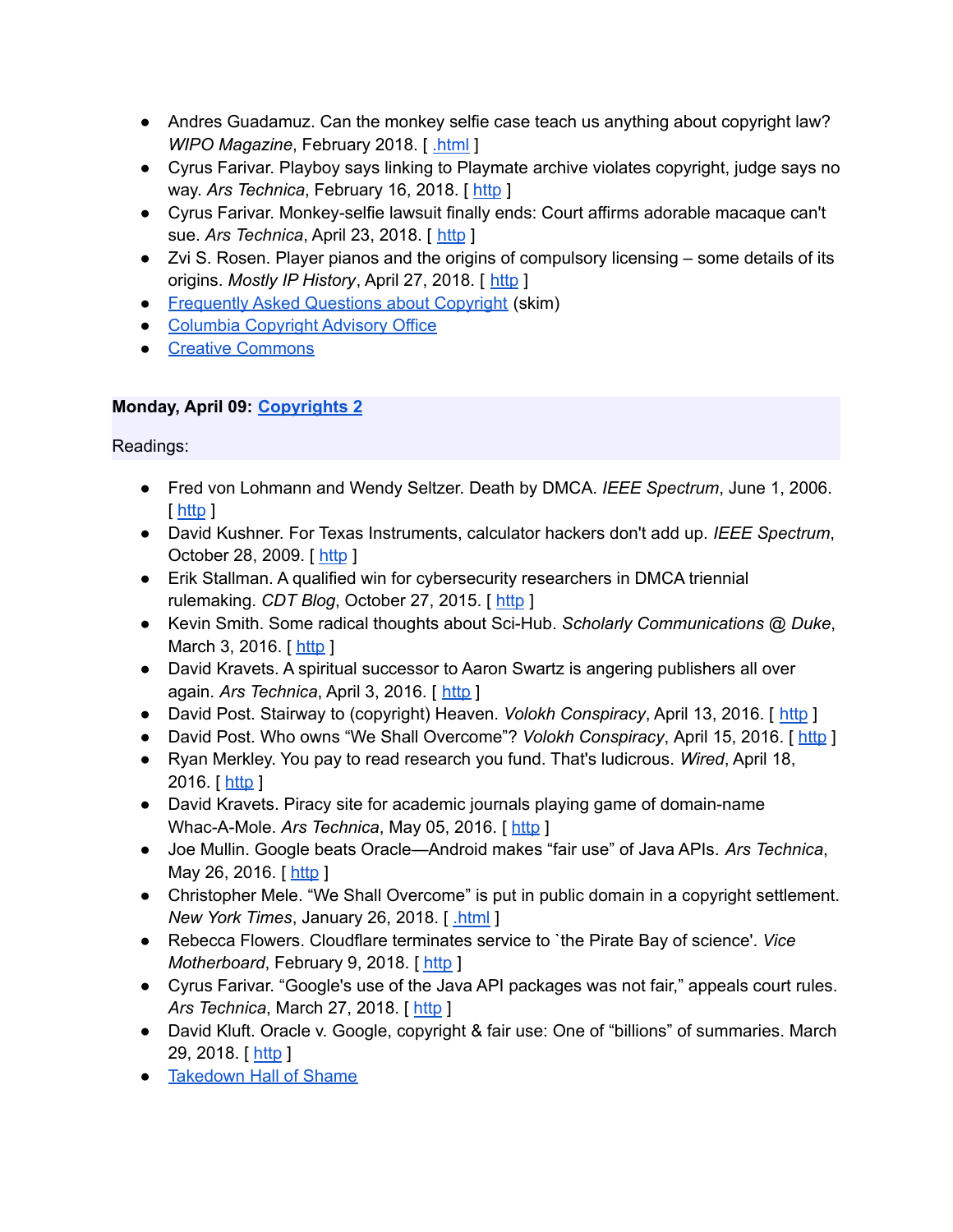- Andres Guadamuz. Can the monkey selfie case teach us anything about copyright law? *WIPO Magazine*, February 2018. [ .html ]
- Cyrus Farivar. Playboy says linking to Playmate archive violates copyright, judge says no way. *Ars Technica*, February 16, 2018. [ http ]
- Cyrus Farivar. Monkey-selfie lawsuit finally ends: Court affirms adorable macaque can't sue. *Ars Technica*, April 23, 2018. [ http ]
- Zvi S. Rosen. Player pianos and the origins of compulsory licensing – some details of its origins. *Mostly IP History*, April 27, 2018. [ http ]
- Frequently Asked Questions about Copyright (skim)
- Columbia Copyright Advisory Office
- Creative Commons

**Monday, April 09: Copyrights 2**

Readings:

- Fred von Lohmann and Wendy Seltzer. Death by DMCA. *IEEE Spectrum*, June 1, 2006. [ http ]
- David Kushner. For Texas Instruments, calculator hackers don't add up. *IEEE Spectrum*, October 28, 2009. [ http ]
- Erik Stallman. A qualified win for cybersecurity researchers in DMCA triennial rulemaking. *CDT Blog*, October 27, 2015. [ http ]
- Kevin Smith. Some radical thoughts about Sci-Hub. *Scholarly Communications @ Duke*, March 3, 2016. [ http ]
- David Kravets. A spiritual successor to Aaron Swartz is angering publishers all over again. *Ars Technica*, April 3, 2016. [ http ]
- David Post. Stairway to (copyright) Heaven. *Volokh Conspiracy*, April 13, 2016. [ http ]
- David Post. Who owns “We Shall Overcome”? *Volokh Conspiracy*, April 15, 2016. [ http ]
- Ryan Merkley. You pay to read research you fund. That's ludicrous. *Wired*, April 18, 2016. [ http ]
- David Kravets. Piracy site for academic journals playing game of domain-name Whac-A-Mole. *Ars Technica*, May 05, 2016. [ http ]
- Joe Mullin. Google beats Oracle—Android makes “fair use” of Java APIs. *Ars Technica*, May 26, 2016. [ http ]
- Christopher Mele. “We Shall Overcome” is put in public domain in a copyright settlement. *New York Times*, January 26, 2018. [ .html ]
- Rebecca Flowers. Cloudflare terminates service to `the Pirate Bay of science'. *Vice Motherboard*, February 9, 2018. [ http ]
- Cyrus Farivar. “Google's use of the Java API packages was not fair,” appeals court rules. *Ars Technica*, March 27, 2018. [ http ]
- David Kluft. Oracle v. Google, copyright & fair use: One of “billions” of summaries. March 29, 2018. [ http ]
- Takedown Hall of Shame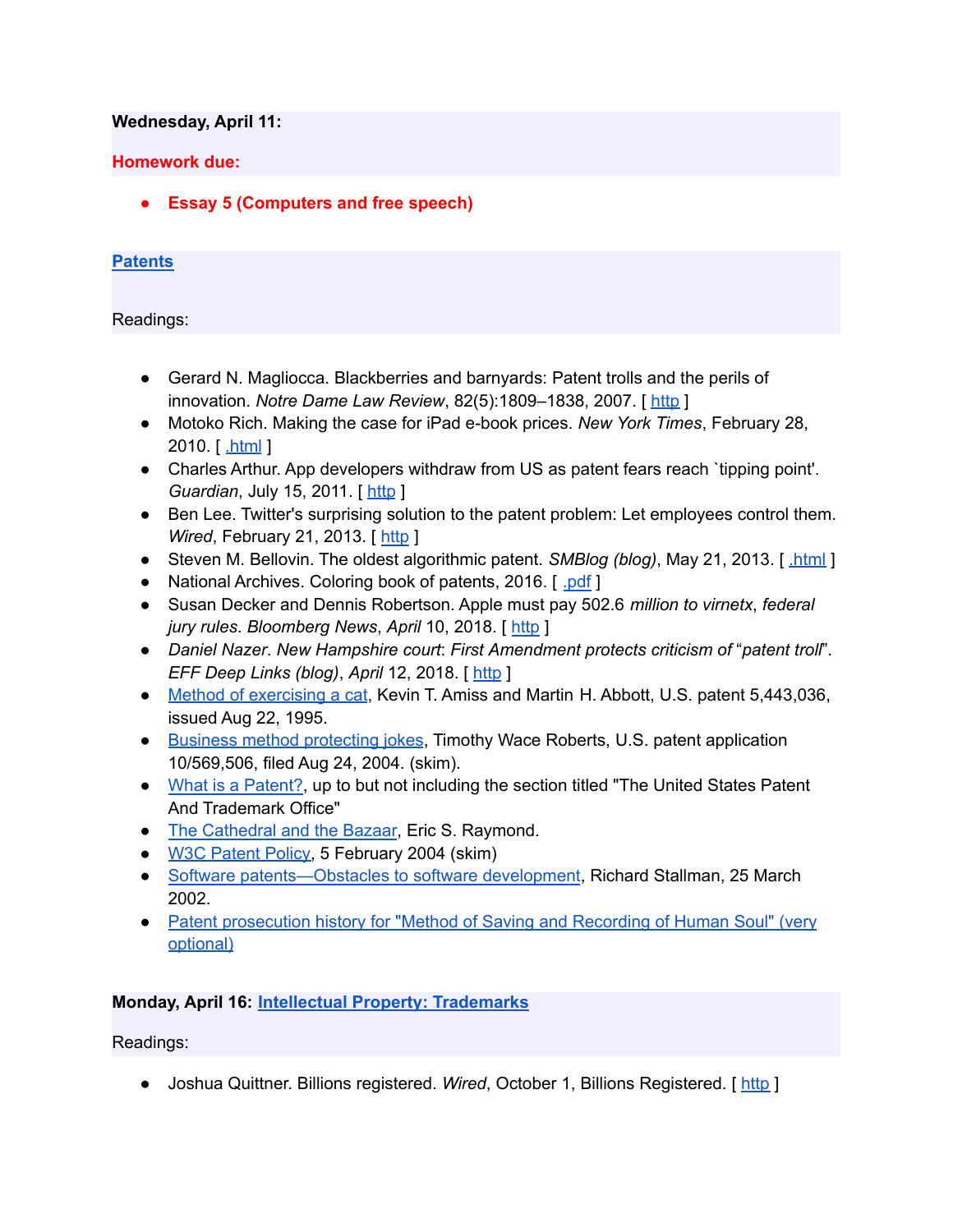**Wednesday, April 11:**

**Homework due:**

- **Essay 5 (Computers and free speech)**

**Patents**

Readings:

- Gerard N. Magliocca. Blackberries and barnyards: Patent trolls and the perils of innovation. *Notre Dame Law Review*, 82(5):1809–1838, 2007. [ http ]
- Motoko Rich. Making the case for iPad e-book prices. *New York Times*, February 28, 2010. [ .html ]
- Charles Arthur. App developers withdraw from US as patent fears reach `tipping point'. *Guardian*, July 15, 2011. [ http ]
- Ben Lee. Twitter's surprising solution to the patent problem: Let employees control them. *Wired*, February 21, 2013. [ http ]
- Steven M. Bellovin. The oldest algorithmic patent. *SMBlog (blog)*, May 21, 2013. [ .html ]
- National Archives. Coloring book of patents, 2016. [ .pdf ]
- Susan Decker and Dennis Robertson. Apple must pay 502.6 *million to virnetx*, *federal jury rules*. *Bloomberg News*, *April* 10, 2018. [ http ]
- *Daniel Nazer*. *New Hampshire court*: *First Amendment protects criticism of* "*patent troll*". *EFF Deep Links (blog)*, *April* 12, 2018. [ http ]
- Method of exercising a cat, Kevin T. Amiss and Martin H. Abbott, U.S. patent 5,443,036, issued Aug 22, 1995.
- Business method protecting jokes, Timothy Wace Roberts, U.S. patent application 10/569,506, filed Aug 24, 2004. (skim).
- What is a Patent?, up to but not including the section titled "The United States Patent And Trademark Office"
- The Cathedral and the Bazaar, Eric S. Raymond.
- W3C Patent Policy, 5 February 2004 (skim)
- Software patents—Obstacles to software development, Richard Stallman, 25 March 2002.
- Patent prosecution history for "Method of Saving and Recording of Human Soul" (very optional)

**Monday, April 16:** **Intellectual Property: Trademarks**

Readings:

- Joshua Quittner. Billions registered. *Wired*, October 1, Billions Registered. [ http ]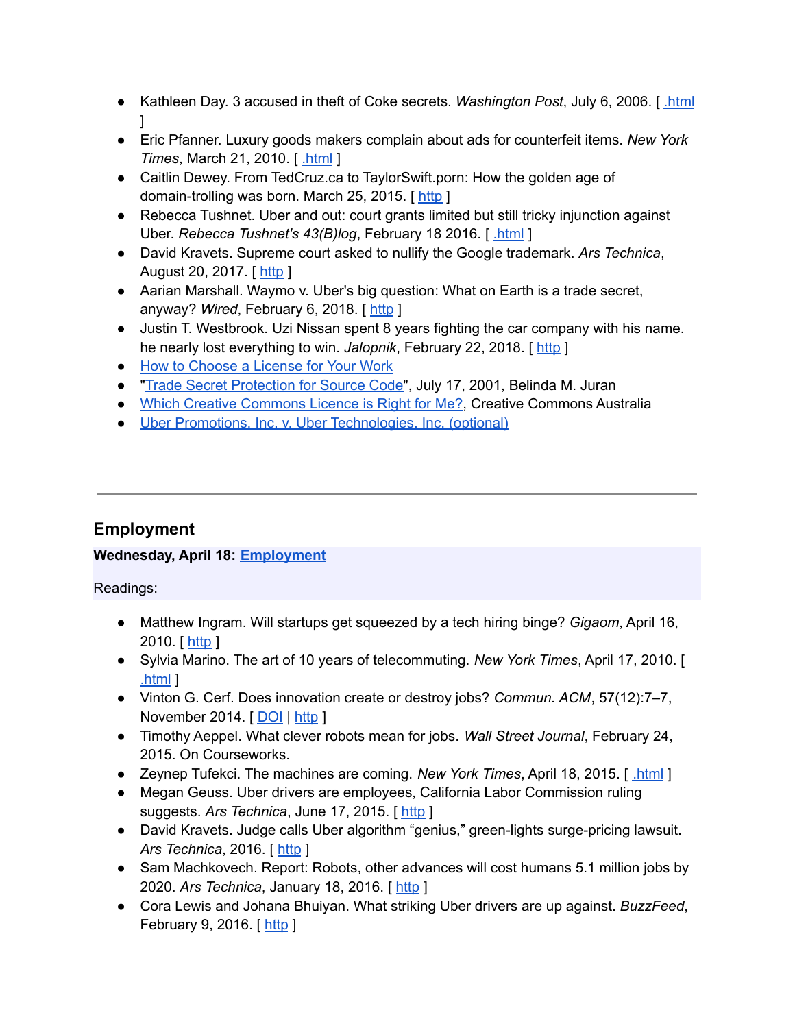- Kathleen Day. 3 accused in theft of Coke secrets. *Washington Post*, July 6, 2006. [ .html ]
- Eric Pfanner. Luxury goods makers complain about ads for counterfeit items. *New York Times*, March 21, 2010. [ .html ]
- Caitlin Dewey. From TedCruz.ca to TaylorSwift.porn: How the golden age of domain-trolling was born. March 25, 2015. [ http ]
- Rebecca Tushnet. Uber and out: court grants limited but still tricky injunction against Uber. *Rebecca Tushnet's 43(B)log*, February 18 2016. [ .html ]
- David Kravets. Supreme court asked to nullify the Google trademark. *Ars Technica*, August 20, 2017. [ http ]
- Aarian Marshall. Waymo v. Uber's big question: What on Earth is a trade secret, anyway? *Wired*, February 6, 2018. [ http ]
- Justin T. Westbrook. Uzi Nissan spent 8 years fighting the car company with his name. he nearly lost everything to win. *Jalopnik*, February 22, 2018. [ http ]
- How to Choose a License for Your Work
- "Trade Secret Protection for Source Code", July 17, 2001, Belinda M. Juran
- Which Creative Commons Licence is Right for Me?, Creative Commons Australia
- Uber Promotions, Inc. v. Uber Technologies, Inc. (optional)

---

## Employment

**Wednesday, April 18: Employment**

Readings:

- Matthew Ingram. Will startups get squeezed by a tech hiring binge? *Gigaom*, April 16, 2010. [ http ]
- Sylvia Marino. The art of 10 years of telecommuting. *New York Times*, April 17, 2010. [ .html ]
- Vinton G. Cerf. Does innovation create or destroy jobs? *Commun. ACM*, 57(12):7–7, November 2014. [ DOI | http ]
- Timothy Aeppel. What clever robots mean for jobs. *Wall Street Journal*, February 24, 2015. On Courseworks.
- Zeynep Tufekci. The machines are coming. *New York Times*, April 18, 2015. [ .html ]
- Megan Geuss. Uber drivers are employees, California Labor Commission ruling suggests. *Ars Technica*, June 17, 2015. [ http ]
- David Kravets. Judge calls Uber algorithm "genius," green-lights surge-pricing lawsuit. *Ars Technica*, 2016. [ http ]
- Sam Machkovech. Report: Robots, other advances will cost humans 5.1 million jobs by 2020. *Ars Technica*, January 18, 2016. [ http ]
- Cora Lewis and Johana Bhuiyan. What striking Uber drivers are up against. *BuzzFeed*, February 9, 2016. [ http ]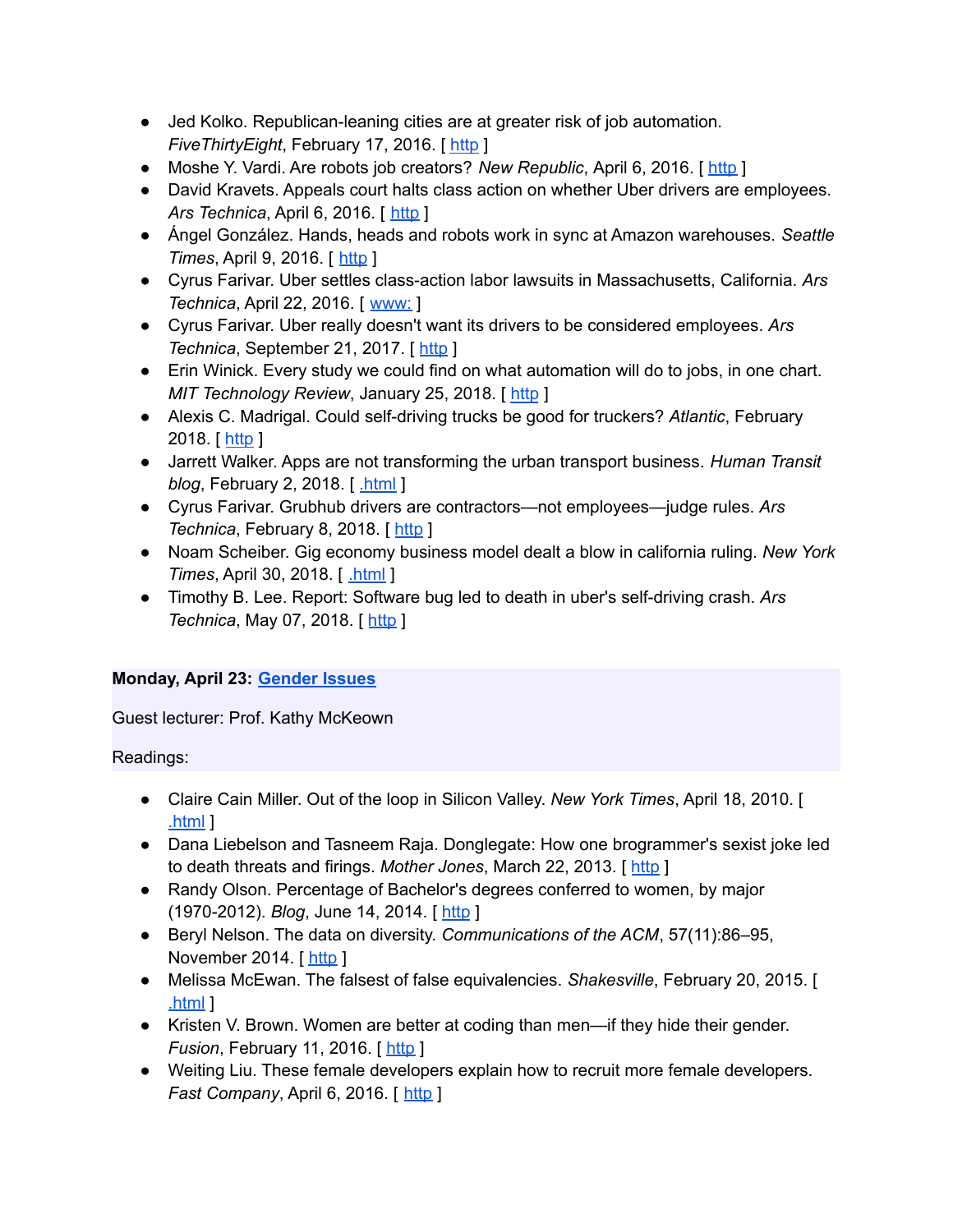- Jed Kolko. Republican-leaning cities are at greater risk of job automation. *FiveThirtyEight*, February 17, 2016. [ http ]
- Moshe Y. Vardi. Are robots job creators? *New Republic*, April 6, 2016. [ http ]
- David Kravets. Appeals court halts class action on whether Uber drivers are employees. *Ars Technica*, April 6, 2016. [ http ]
- Ángel González. Hands, heads and robots work in sync at Amazon warehouses. *Seattle Times*, April 9, 2016. [ http ]
- Cyrus Farivar. Uber settles class-action labor lawsuits in Massachusetts, California. *Ars Technica*, April 22, 2016. [ www: ]
- Cyrus Farivar. Uber really doesn't want its drivers to be considered employees. *Ars Technica*, September 21, 2017. [ http ]
- Erin Winick. Every study we could find on what automation will do to jobs, in one chart. *MIT Technology Review*, January 25, 2018. [ http ]
- Alexis C. Madrigal. Could self-driving trucks be good for truckers? *Atlantic*, February 2018. [ http ]
- Jarrett Walker. Apps are not transforming the urban transport business. *Human Transit blog*, February 2, 2018. [ .html ]
- Cyrus Farivar. Grubhub drivers are contractors—not employees—judge rules. *Ars Technica*, February 8, 2018. [ http ]
- Noam Scheiber. Gig economy business model dealt a blow in california ruling. *New York Times*, April 30, 2018. [ .html ]
- Timothy B. Lee. Report: Software bug led to death in uber's self-driving crash. *Ars Technica*, May 07, 2018. [ http ]

**Monday, April 23: Gender Issues**

Guest lecturer: Prof. Kathy McKeown

Readings:

- Claire Cain Miller. Out of the loop in Silicon Valley. *New York Times*, April 18, 2010. [ .html ]
- Dana Liebelson and Tasneem Raja. Donglegate: How one brogrammer's sexist joke led to death threats and firings. *Mother Jones*, March 22, 2013. [ http ]
- Randy Olson. Percentage of Bachelor's degrees conferred to women, by major (1970-2012). *Blog*, June 14, 2014. [ http ]
- Beryl Nelson. The data on diversity. *Communications of the ACM*, 57(11):86–95, November 2014. [ http ]
- Melissa McEwan. The falsest of false equivalencies. *Shakesville*, February 20, 2015. [ .html ]
- Kristen V. Brown. Women are better at coding than men—if they hide their gender. *Fusion*, February 11, 2016. [ http ]
- Weiting Liu. These female developers explain how to recruit more female developers. *Fast Company*, April 6, 2016. [ http ]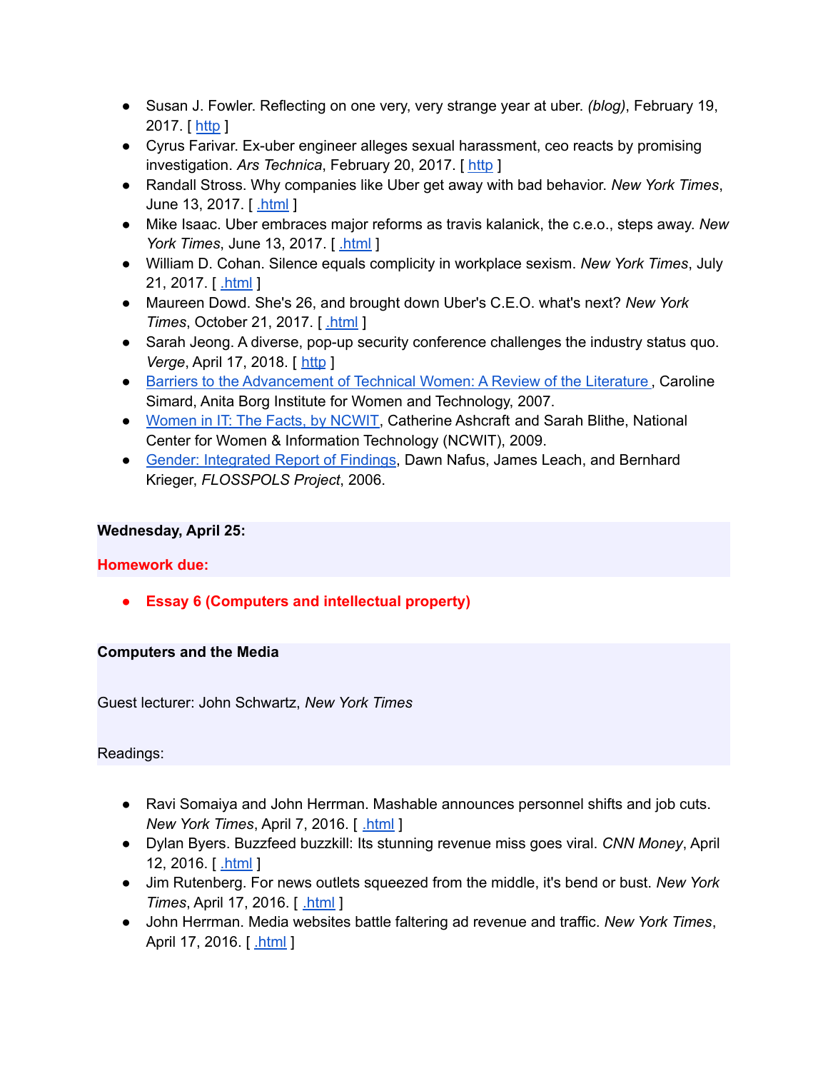- Susan J. Fowler. Reflecting on one very, very strange year at uber. *(blog)*, February 19, 2017. [ http ]
- Cyrus Farivar. Ex-uber engineer alleges sexual harassment, ceo reacts by promising investigation. *Ars Technica*, February 20, 2017. [ http ]
- Randall Stross. Why companies like Uber get away with bad behavior. *New York Times*, June 13, 2017. [ .html ]
- Mike Isaac. Uber embraces major reforms as travis kalanick, the c.e.o., steps away. *New York Times*, June 13, 2017. [ .html ]
- William D. Cohan. Silence equals complicity in workplace sexism. *New York Times*, July 21, 2017. [ .html ]
- Maureen Dowd. She's 26, and brought down Uber's C.E.O. what's next? *New York Times*, October 21, 2017. [ .html ]
- Sarah Jeong. A diverse, pop-up security conference challenges the industry status quo. *Verge*, April 17, 2018. [ http ]
- Barriers to the Advancement of Technical Women: A Review of the Literature , Caroline Simard, Anita Borg Institute for Women and Technology, 2007.
- Women in IT: The Facts, by NCWIT, Catherine Ashcraft and Sarah Blithe, National Center for Women & Information Technology (NCWIT), 2009.
- Gender: Integrated Report of Findings, Dawn Nafus, James Leach, and Bernhard Krieger, *FLOSSPOLS Project*, 2006.

**Wednesday, April 25:**

**Homework due:**

- **Essay 6 (Computers and intellectual property)**

**Computers and the Media**

Guest lecturer: John Schwartz, *New York Times*

Readings:

- Ravi Somaiya and John Herrman. Mashable announces personnel shifts and job cuts. *New York Times*, April 7, 2016. [ .html ]
- Dylan Byers. Buzzfeed buzzkill: Its stunning revenue miss goes viral. *CNN Money*, April 12, 2016. [ .html ]
- Jim Rutenberg. For news outlets squeezed from the middle, it's bend or bust. *New York Times*, April 17, 2016. [ .html ]
- John Herrman. Media websites battle faltering ad revenue and traffic. *New York Times*, April 17, 2016. [ .html ]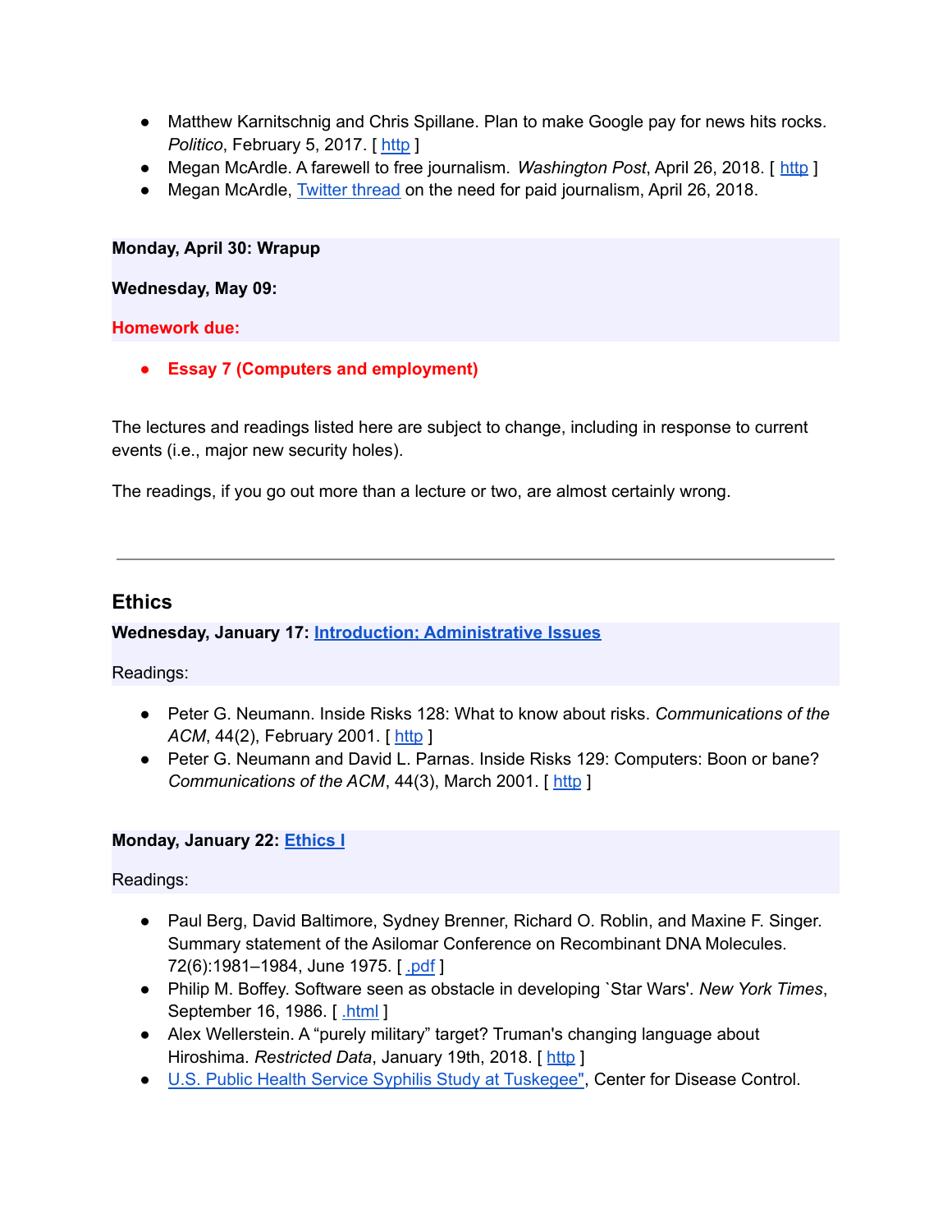- Matthew Karnitschnig and Chris Spillane. Plan to make Google pay for news hits rocks. *Politico*, February 5, 2017. [ http ]
- Megan McArdle. A farewell to free journalism. *Washington Post*, April 26, 2018. [ http ]
- Megan McArdle, Twitter thread on the need for paid journalism, April 26, 2018.

**Monday, April 30: Wrapup**

**Wednesday, May 09:**

**Homework due:**

- **Essay 7 (Computers and employment)**

The lectures and readings listed here are subject to change, including in response to current events (i.e., major new security holes).

The readings, if you go out more than a lecture or two, are almost certainly wrong.

---

## Ethics

**Wednesday, January 17: Introduction; Administrative Issues**

Readings:

- Peter G. Neumann. Inside Risks 128: What to know about risks. *Communications of the ACM*, 44(2), February 2001. [ http ]
- Peter G. Neumann and David L. Parnas. Inside Risks 129: Computers: Boon or bane? *Communications of the ACM*, 44(3), March 2001. [ http ]

**Monday, January 22: Ethics I**

Readings:

- Paul Berg, David Baltimore, Sydney Brenner, Richard O. Roblin, and Maxine F. Singer. Summary statement of the Asilomar Conference on Recombinant DNA Molecules. 72(6):1981–1984, June 1975. [ .pdf ]
- Philip M. Boffey. Software seen as obstacle in developing `Star Wars'. *New York Times*, September 16, 1986. [ .html ]
- Alex Wellerstein. A "purely military" target? Truman's changing language about Hiroshima. *Restricted Data*, January 19th, 2018. [ http ]
- U.S. Public Health Service Syphilis Study at Tuskegee", Center for Disease Control.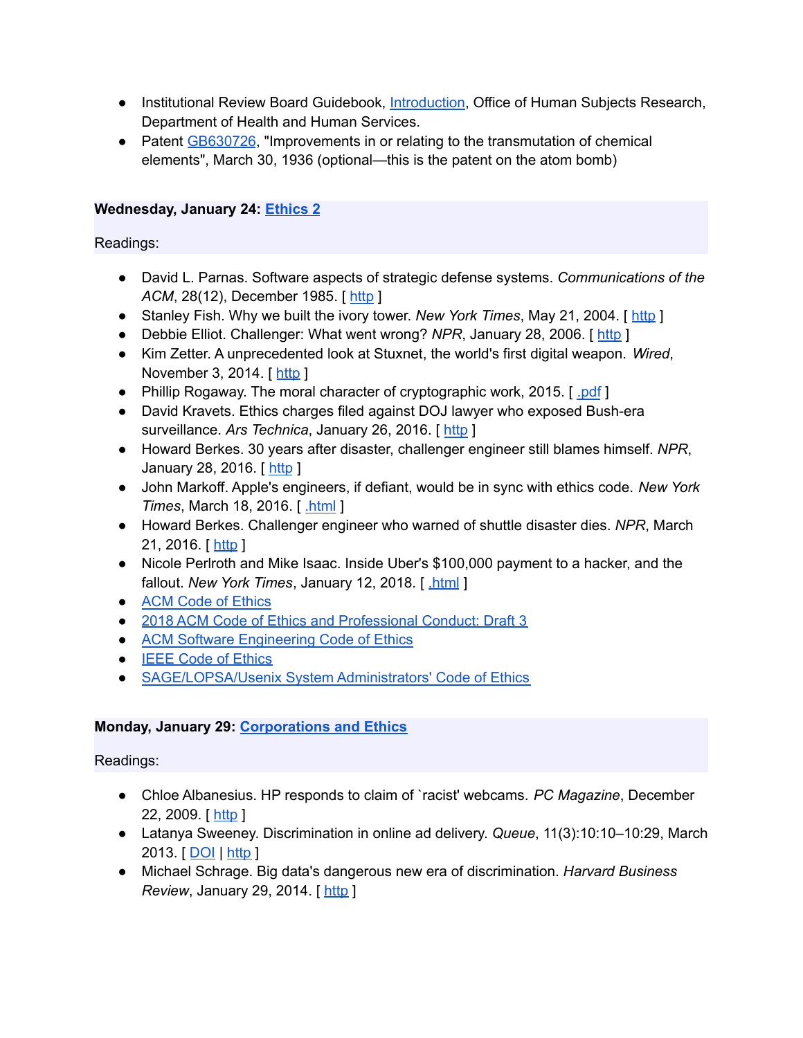- Institutional Review Board Guidebook, Introduction, Office of Human Subjects Research, Department of Health and Human Services.
- Patent GB630726, "Improvements in or relating to the transmutation of chemical elements", March 30, 1936 (optional—this is the patent on the atom bomb)

**Wednesday, January 24: Ethics 2**

Readings:

- David L. Parnas. Software aspects of strategic defense systems. *Communications of the ACM*, 28(12), December 1985. [ http ]
- Stanley Fish. Why we built the ivory tower. *New York Times*, May 21, 2004. [ http ]
- Debbie Elliot. Challenger: What went wrong? *NPR*, January 28, 2006. [ http ]
- Kim Zetter. A unprecedented look at Stuxnet, the world's first digital weapon. *Wired*, November 3, 2014. [ http ]
- Phillip Rogaway. The moral character of cryptographic work, 2015. [ .pdf ]
- David Kravets. Ethics charges filed against DOJ lawyer who exposed Bush-era surveillance. *Ars Technica*, January 26, 2016. [ http ]
- Howard Berkes. 30 years after disaster, challenger engineer still blames himself. *NPR*, January 28, 2016. [ http ]
- John Markoff. Apple's engineers, if defiant, would be in sync with ethics code. *New York Times*, March 18, 2016. [ .html ]
- Howard Berkes. Challenger engineer who warned of shuttle disaster dies. *NPR*, March 21, 2016. [ http ]
- Nicole Perlroth and Mike Isaac. Inside Uber's $100,000 payment to a hacker, and the fallout. *New York Times*, January 12, 2018. [ .html ]
- ACM Code of Ethics
- 2018 ACM Code of Ethics and Professional Conduct: Draft 3
- ACM Software Engineering Code of Ethics
- IEEE Code of Ethics
- SAGE/LOPSA/Usenix System Administrators' Code of Ethics

**Monday, January 29: Corporations and Ethics**

Readings:

- Chloe Albanesius. HP responds to claim of `racist' webcams. *PC Magazine*, December 22, 2009. [ http ]
- Latanya Sweeney. Discrimination in online ad delivery. *Queue*, 11(3):10:10–10:29, March 2013. [ DOI | http ]
- Michael Schrage. Big data's dangerous new era of discrimination. *Harvard Business Review*, January 29, 2014. [ http ]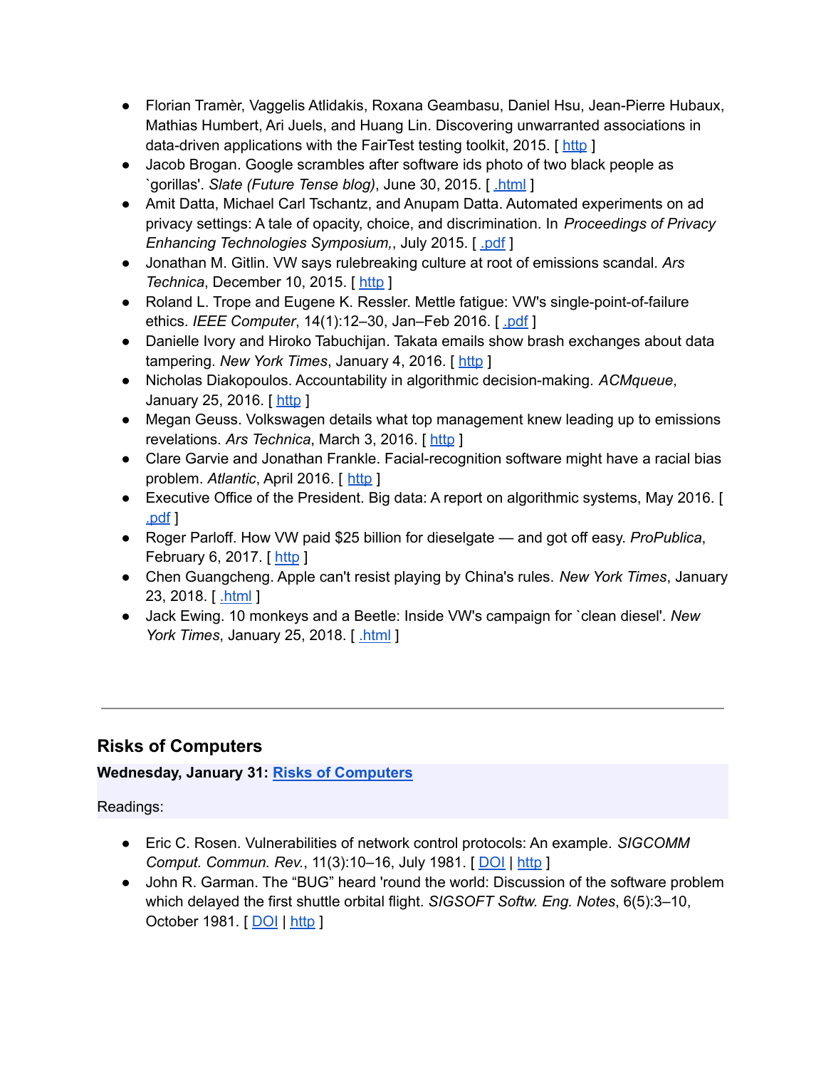- Florian Tramèr, Vaggelis Atlidakis, Roxana Geambasu, Daniel Hsu, Jean-Pierre Hubaux, Mathias Humbert, Ari Juels, and Huang Lin. Discovering unwarranted associations in data-driven applications with the FairTest testing toolkit, 2015. [ http ]
- Jacob Brogan. Google scrambles after software ids photo of two black people as `gorillas'. *Slate (Future Tense blog)*, June 30, 2015. [ .html ]
- Amit Datta, Michael Carl Tschantz, and Anupam Datta. Automated experiments on ad privacy settings: A tale of opacity, choice, and discrimination. In *Proceedings of Privacy Enhancing Technologies Symposium,*, July 2015. [ .pdf ]
- Jonathan M. Gitlin. VW says rulebreaking culture at root of emissions scandal. *Ars Technica*, December 10, 2015. [ http ]
- Roland L. Trope and Eugene K. Ressler. Mettle fatigue: VW's single-point-of-failure ethics. *IEEE Computer*, 14(1):12–30, Jan–Feb 2016. [ .pdf ]
- Danielle Ivory and Hiroko Tabuchijan. Takata emails show brash exchanges about data tampering. *New York Times*, January 4, 2016. [ http ]
- Nicholas Diakopoulos. Accountability in algorithmic decision-making. *ACMqueue*, January 25, 2016. [ http ]
- Megan Geuss. Volkswagen details what top management knew leading up to emissions revelations. *Ars Technica*, March 3, 2016. [ http ]
- Clare Garvie and Jonathan Frankle. Facial-recognition software might have a racial bias problem. *Atlantic*, April 2016. [ http ]
- Executive Office of the President. Big data: A report on algorithmic systems, May 2016. [ .pdf ]
- Roger Parloff. How VW paid $25 billion for dieselgate — and got off easy. *ProPublica*, February 6, 2017. [ http ]
- Chen Guangcheng. Apple can't resist playing by China's rules. *New York Times*, January 23, 2018. [ .html ]
- Jack Ewing. 10 monkeys and a Beetle: Inside VW's campaign for `clean diesel'. *New York Times*, January 25, 2018. [ .html ]

---

## Risks of Computers

**Wednesday, January 31: Risks of Computers**

Readings:

- Eric C. Rosen. Vulnerabilities of network control protocols: An example. *SIGCOMM Comput. Commun. Rev.*, 11(3):10–16, July 1981. [ DOI | http ]
- John R. Garman. The "BUG" heard 'round the world: Discussion of the software problem which delayed the first shuttle orbital flight. *SIGSOFT Softw. Eng. Notes*, 6(5):3–10, October 1981. [ DOI | http ]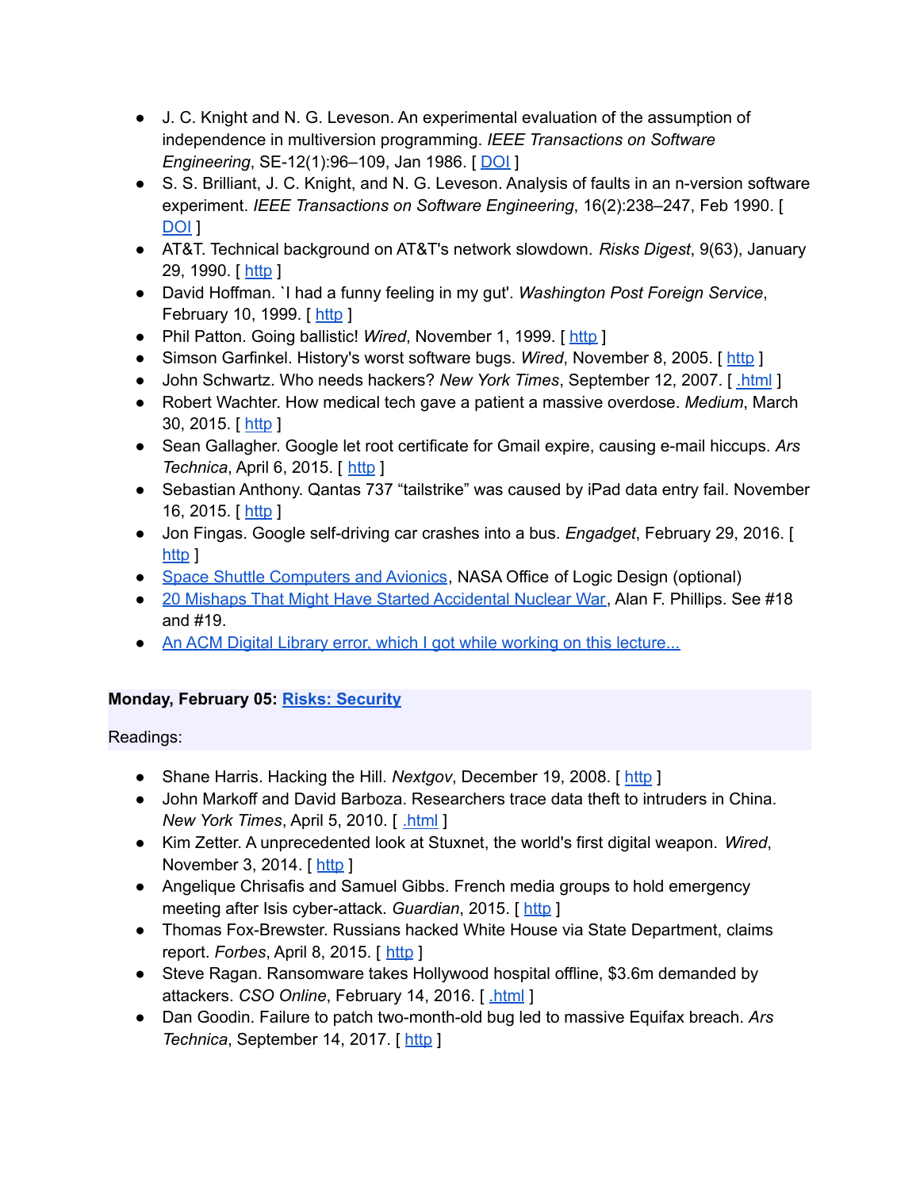- J. C. Knight and N. G. Leveson. An experimental evaluation of the assumption of independence in multiversion programming. *IEEE Transactions on Software Engineering*, SE-12(1):96–109, Jan 1986. [ DOI ]
- S. S. Brilliant, J. C. Knight, and N. G. Leveson. Analysis of faults in an n-version software experiment. *IEEE Transactions on Software Engineering*, 16(2):238–247, Feb 1990. [ DOI ]
- AT&T. Technical background on AT&T's network slowdown. *Risks Digest*, 9(63), January 29, 1990. [ http ]
- David Hoffman. `I had a funny feeling in my gut'. *Washington Post Foreign Service*, February 10, 1999. [ http ]
- Phil Patton. Going ballistic! *Wired*, November 1, 1999. [ http ]
- Simson Garfinkel. History's worst software bugs. *Wired*, November 8, 2005. [ http ]
- John Schwartz. Who needs hackers? *New York Times*, September 12, 2007. [ .html ]
- Robert Wachter. How medical tech gave a patient a massive overdose. *Medium*, March 30, 2015. [ http ]
- Sean Gallagher. Google let root certificate for Gmail expire, causing e-mail hiccups. *Ars Technica*, April 6, 2015. [ http ]
- Sebastian Anthony. Qantas 737 “tailstrike” was caused by iPad data entry fail. November 16, 2015. [ http ]
- Jon Fingas. Google self-driving car crashes into a bus. *Engadget*, February 29, 2016. [ http ]
- Space Shuttle Computers and Avionics, NASA Office of Logic Design (optional)
- 20 Mishaps That Might Have Started Accidental Nuclear War, Alan F. Phillips. See #18 and #19.
- An ACM Digital Library error, which I got while working on this lecture...

**Monday, February 05: Risks: Security**

Readings:

- Shane Harris. Hacking the Hill. *Nextgov*, December 19, 2008. [ http ]
- John Markoff and David Barboza. Researchers trace data theft to intruders in China. *New York Times*, April 5, 2010. [ .html ]
- Kim Zetter. A unprecedented look at Stuxnet, the world's first digital weapon. *Wired*, November 3, 2014. [ http ]
- Angelique Chrisafis and Samuel Gibbs. French media groups to hold emergency meeting after Isis cyber-attack. *Guardian*, 2015. [ http ]
- Thomas Fox-Brewster. Russians hacked White House via State Department, claims report. *Forbes*, April 8, 2015. [ http ]
- Steve Ragan. Ransomware takes Hollywood hospital offline, $3.6m demanded by attackers. *CSO Online*, February 14, 2016. [ .html ]
- Dan Goodin. Failure to patch two-month-old bug led to massive Equifax breach. *Ars Technica*, September 14, 2017. [ http ]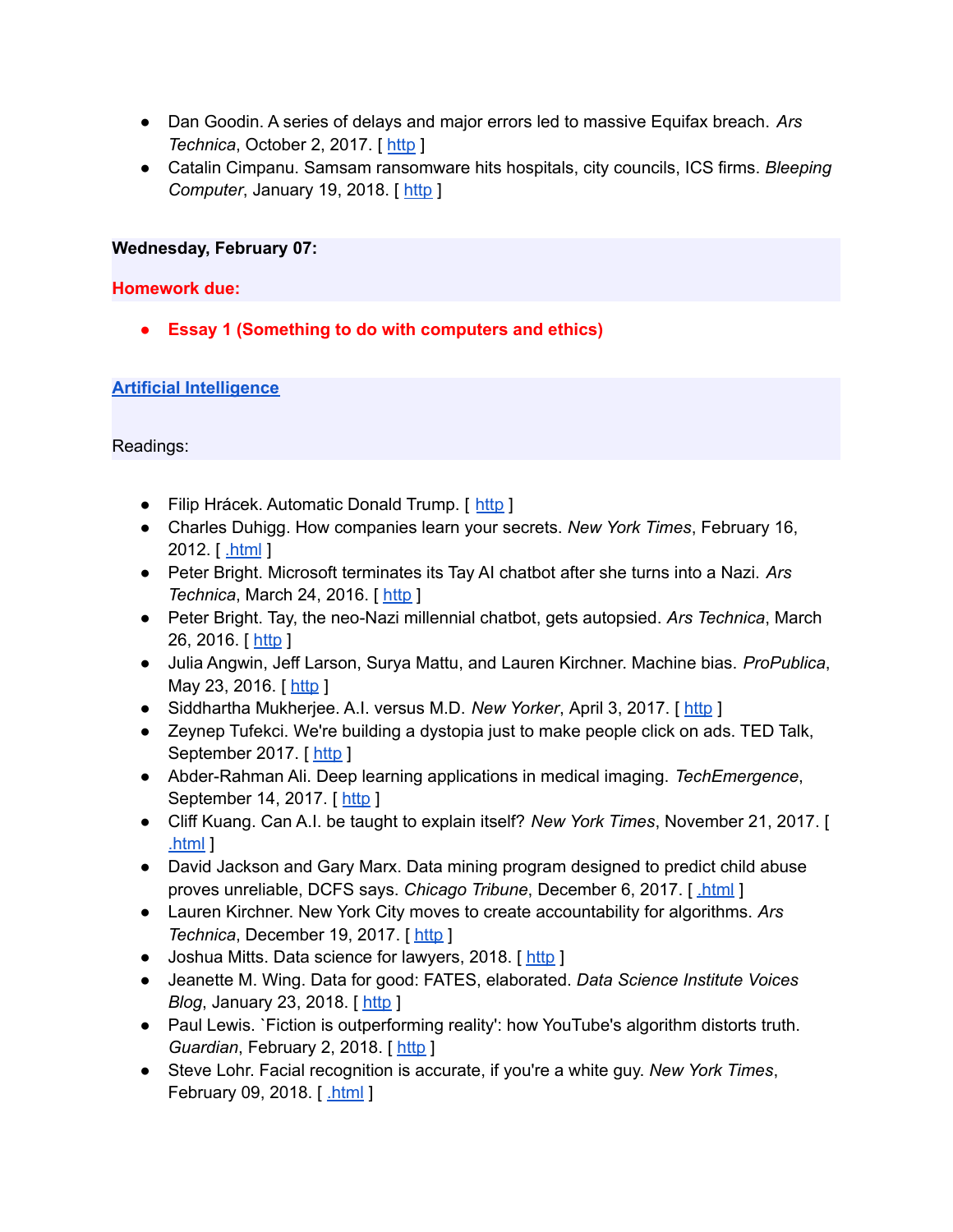- Dan Goodin. A series of delays and major errors led to massive Equifax breach. *Ars Technica*, October 2, 2017. [ http ]
- Catalin Cimpanu. Samsam ransomware hits hospitals, city councils, ICS firms. *Bleeping Computer*, January 19, 2018. [ http ]

**Wednesday, February 07:**

**Homework due:**

- **Essay 1 (Something to do with computers and ethics)**

**Artificial Intelligence**

Readings:

- Filip Hrácek. Automatic Donald Trump. [ http ]
- Charles Duhigg. How companies learn your secrets. *New York Times*, February 16, 2012. [ .html ]
- Peter Bright. Microsoft terminates its Tay AI chatbot after she turns into a Nazi. *Ars Technica*, March 24, 2016. [ http ]
- Peter Bright. Tay, the neo-Nazi millennial chatbot, gets autopsied. *Ars Technica*, March 26, 2016. [ http ]
- Julia Angwin, Jeff Larson, Surya Mattu, and Lauren Kirchner. Machine bias. *ProPublica*, May 23, 2016. [ http ]
- Siddhartha Mukherjee. A.I. versus M.D. *New Yorker*, April 3, 2017. [ http ]
- Zeynep Tufekci. We're building a dystopia just to make people click on ads. TED Talk, September 2017. [ http ]
- Abder-Rahman Ali. Deep learning applications in medical imaging. *TechEmergence*, September 14, 2017. [ http ]
- Cliff Kuang. Can A.I. be taught to explain itself? *New York Times*, November 21, 2017. [ .html ]
- David Jackson and Gary Marx. Data mining program designed to predict child abuse proves unreliable, DCFS says. *Chicago Tribune*, December 6, 2017. [ .html ]
- Lauren Kirchner. New York City moves to create accountability for algorithms. *Ars Technica*, December 19, 2017. [ http ]
- Joshua Mitts. Data science for lawyers, 2018. [ http ]
- Jeanette M. Wing. Data for good: FATES, elaborated. *Data Science Institute Voices Blog*, January 23, 2018. [ http ]
- Paul Lewis. `Fiction is outperforming reality': how YouTube's algorithm distorts truth. *Guardian*, February 2, 2018. [ http ]
- Steve Lohr. Facial recognition is accurate, if you're a white guy. *New York Times*, February 09, 2018. [ .html ]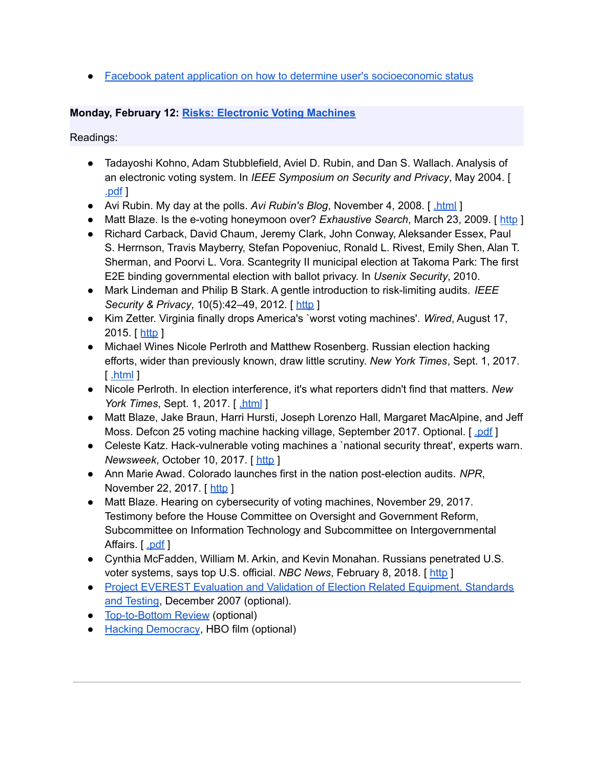- Facebook patent application on how to determine user's socioeconomic status

**Monday, February 12: Risks: Electronic Voting Machines**

Readings:

- Tadayoshi Kohno, Adam Stubblefield, Aviel D. Rubin, and Dan S. Wallach. Analysis of an electronic voting system. In *IEEE Symposium on Security and Privacy*, May 2004. [ .pdf ]
- Avi Rubin. My day at the polls. *Avi Rubin's Blog*, November 4, 2008. [ .html ]
- Matt Blaze. Is the e-voting honeymoon over? *Exhaustive Search*, March 23, 2009. [ http ]
- Richard Carback, David Chaum, Jeremy Clark, John Conway, Aleksander Essex, Paul S. Herrnson, Travis Mayberry, Stefan Popoveniuc, Ronald L. Rivest, Emily Shen, Alan T. Sherman, and Poorvi L. Vora. Scantegrity II municipal election at Takoma Park: The first E2E binding governmental election with ballot privacy. In *Usenix Security*, 2010.
- Mark Lindeman and Philip B Stark. A gentle introduction to risk-limiting audits. *IEEE Security & Privacy*, 10(5):42–49, 2012. [ http ]
- Kim Zetter. Virginia finally drops America's `worst voting machines'. *Wired*, August 17, 2015. [ http ]
- Michael Wines Nicole Perlroth and Matthew Rosenberg. Russian election hacking efforts, wider than previously known, draw little scrutiny. *New York Times*, Sept. 1, 2017. [ .html ]
- Nicole Perlroth. In election interference, it's what reporters didn't find that matters. *New York Times*, Sept. 1, 2017. [ .html ]
- Matt Blaze, Jake Braun, Harri Hursti, Joseph Lorenzo Hall, Margaret MacAlpine, and Jeff Moss. Defcon 25 voting machine hacking village, September 2017. Optional. [ .pdf ]
- Celeste Katz. Hack-vulnerable voting machines a `national security threat', experts warn. *Newsweek*, October 10, 2017. [ http ]
- Ann Marie Awad. Colorado launches first in the nation post-election audits. *NPR*, November 22, 2017. [ http ]
- Matt Blaze. Hearing on cybersecurity of voting machines, November 29, 2017. Testimony before the House Committee on Oversight and Government Reform, Subcommittee on Information Technology and Subcommittee on Intergovernmental Affairs. [ .pdf ]
- Cynthia McFadden, William M. Arkin, and Kevin Monahan. Russians penetrated U.S. voter systems, says top U.S. official. *NBC News*, February 8, 2018. [ http ]
- Project EVEREST Evaluation and Validation of Election Related Equipment, Standards and Testing, December 2007 (optional).
- Top-to-Bottom Review (optional)
- Hacking Democracy, HBO film (optional)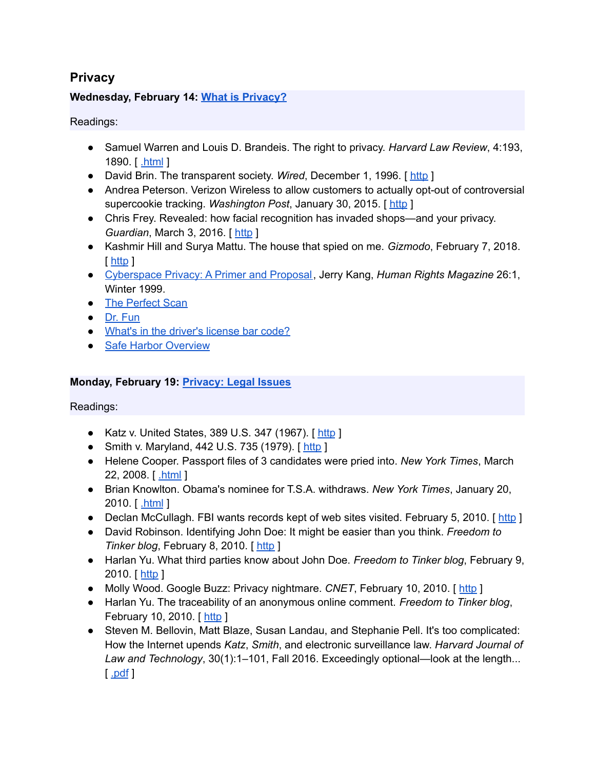## Privacy

**Wednesday, February 14: What is Privacy?**

Readings:

- Samuel Warren and Louis D. Brandeis. The right to privacy. *Harvard Law Review*, 4:193, 1890. [ .html ]
- David Brin. The transparent society. *Wired*, December 1, 1996. [ http ]
- Andrea Peterson. Verizon Wireless to allow customers to actually opt-out of controversial supercookie tracking. *Washington Post*, January 30, 2015. [ http ]
- Chris Frey. Revealed: how facial recognition has invaded shops—and your privacy. *Guardian*, March 3, 2016. [ http ]
- Kashmir Hill and Surya Mattu. The house that spied on me. *Gizmodo*, February 7, 2018. [ http ]
- Cyberspace Privacy: A Primer and Proposal, Jerry Kang, *Human Rights Magazine* 26:1, Winter 1999.
- The Perfect Scan
- Dr. Fun
- What's in the driver's license bar code?
- Safe Harbor Overview

**Monday, February 19: Privacy: Legal Issues**

Readings:

- Katz v. United States, 389 U.S. 347 (1967). [ http ]
- Smith v. Maryland, 442 U.S. 735 (1979). [ http ]
- Helene Cooper. Passport files of 3 candidates were pried into. *New York Times*, March 22, 2008. [ .html ]
- Brian Knowlton. Obama's nominee for T.S.A. withdraws. *New York Times*, January 20, 2010. [ .html ]
- Declan McCullagh. FBI wants records kept of web sites visited. February 5, 2010. [ http ]
- David Robinson. Identifying John Doe: It might be easier than you think. *Freedom to Tinker blog*, February 8, 2010. [ http ]
- Harlan Yu. What third parties know about John Doe. *Freedom to Tinker blog*, February 9, 2010. [ http ]
- Molly Wood. Google Buzz: Privacy nightmare. *CNET*, February 10, 2010. [ http ]
- Harlan Yu. The traceability of an anonymous online comment. *Freedom to Tinker blog*, February 10, 2010. [ http ]
- Steven M. Bellovin, Matt Blaze, Susan Landau, and Stephanie Pell. It's too complicated: How the Internet upends *Katz*, *Smith*, and electronic surveillance law. *Harvard Journal of Law and Technology*, 30(1):1–101, Fall 2016. Exceedingly optional—look at the length... [ .pdf ]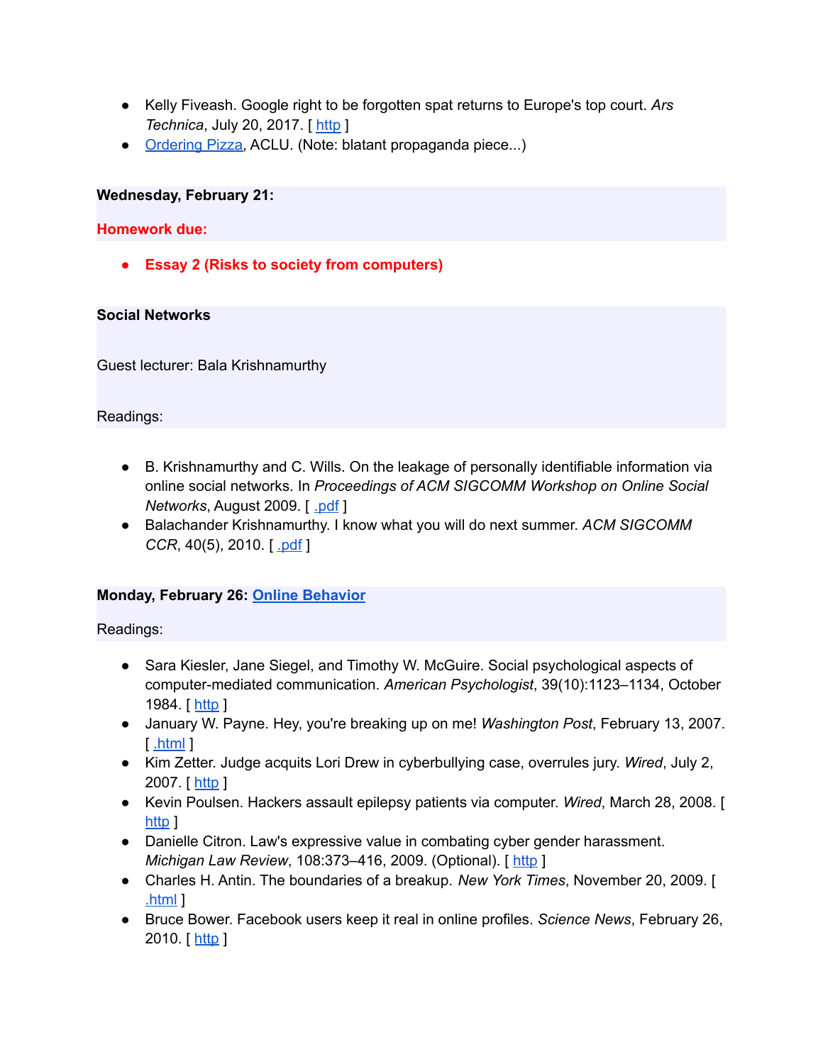- Kelly Fiveash. Google right to be forgotten spat returns to Europe's top court. *Ars Technica*, July 20, 2017. [ http ]
- Ordering Pizza, ACLU. (Note: blatant propaganda piece...)

**Wednesday, February 21:**

**Homework due:**

- **Essay 2 (Risks to society from computers)**

**Social Networks**

Guest lecturer: Bala Krishnamurthy

Readings:

- B. Krishnamurthy and C. Wills. On the leakage of personally identifiable information via online social networks. In *Proceedings of ACM SIGCOMM Workshop on Online Social Networks*, August 2009. [ .pdf ]
- Balachander Krishnamurthy. I know what you will do next summer. *ACM SIGCOMM CCR*, 40(5), 2010. [ .pdf ]

**Monday, February 26: Online Behavior**

Readings:

- Sara Kiesler, Jane Siegel, and Timothy W. McGuire. Social psychological aspects of computer-mediated communication. *American Psychologist*, 39(10):1123–1134, October 1984. [ http ]
- January W. Payne. Hey, you're breaking up on me! *Washington Post*, February 13, 2007. [ .html ]
- Kim Zetter. Judge acquits Lori Drew in cyberbullying case, overrules jury. *Wired*, July 2, 2007. [ http ]
- Kevin Poulsen. Hackers assault epilepsy patients via computer. *Wired*, March 28, 2008. [ http ]
- Danielle Citron. Law's expressive value in combating cyber gender harassment. *Michigan Law Review*, 108:373–416, 2009. (Optional). [ http ]
- Charles H. Antin. The boundaries of a breakup. *New York Times*, November 20, 2009. [ .html ]
- Bruce Bower. Facebook users keep it real in online profiles. *Science News*, February 26, 2010. [ http ]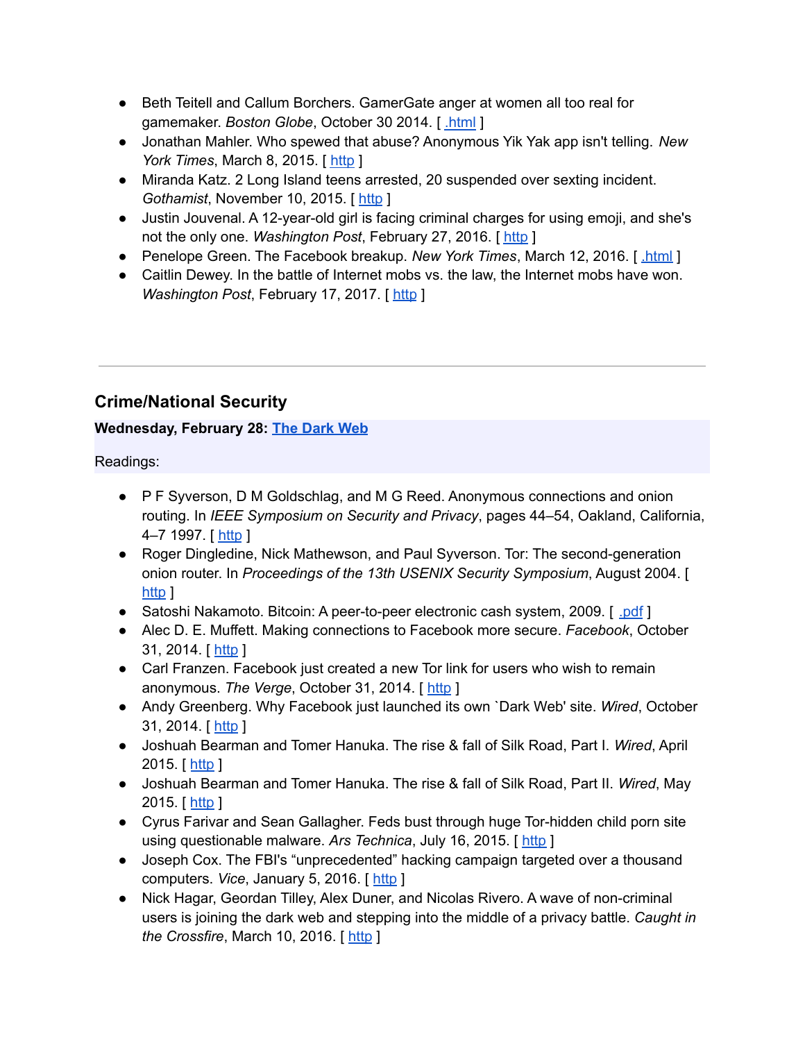- Beth Teitell and Callum Borchers. GamerGate anger at women all too real for gamemaker. *Boston Globe*, October 30 2014. [ .html ]
- Jonathan Mahler. Who spewed that abuse? Anonymous Yik Yak app isn't telling. *New York Times*, March 8, 2015. [ http ]
- Miranda Katz. 2 Long Island teens arrested, 20 suspended over sexting incident. *Gothamist*, November 10, 2015. [ http ]
- Justin Jouvenal. A 12-year-old girl is facing criminal charges for using emoji, and she's not the only one. *Washington Post*, February 27, 2016. [ http ]
- Penelope Green. The Facebook breakup. *New York Times*, March 12, 2016. [ .html ]
- Caitlin Dewey. In the battle of Internet mobs vs. the law, the Internet mobs have won. *Washington Post*, February 17, 2017. [ http ]

---

## Crime/National Security

**Wednesday, February 28: The Dark Web**

Readings:

- P F Syverson, D M Goldschlag, and M G Reed. Anonymous connections and onion routing. In *IEEE Symposium on Security and Privacy*, pages 44–54, Oakland, California, 4–7 1997. [ http ]
- Roger Dingledine, Nick Mathewson, and Paul Syverson. Tor: The second-generation onion router. In *Proceedings of the 13th USENIX Security Symposium*, August 2004. [ http ]
- Satoshi Nakamoto. Bitcoin: A peer-to-peer electronic cash system, 2009. [ .pdf ]
- Alec D. E. Muffett. Making connections to Facebook more secure. *Facebook*, October 31, 2014. [ http ]
- Carl Franzen. Facebook just created a new Tor link for users who wish to remain anonymous. *The Verge*, October 31, 2014. [ http ]
- Andy Greenberg. Why Facebook just launched its own `Dark Web' site. *Wired*, October 31, 2014. [ http ]
- Joshuah Bearman and Tomer Hanuka. The rise & fall of Silk Road, Part I. *Wired*, April 2015. [ http ]
- Joshuah Bearman and Tomer Hanuka. The rise & fall of Silk Road, Part II. *Wired*, May 2015. [ http ]
- Cyrus Farivar and Sean Gallagher. Feds bust through huge Tor-hidden child porn site using questionable malware. *Ars Technica*, July 16, 2015. [ http ]
- Joseph Cox. The FBI's "unprecedented" hacking campaign targeted over a thousand computers. *Vice*, January 5, 2016. [ http ]
- Nick Hagar, Geordan Tilley, Alex Duner, and Nicolas Rivero. A wave of non-criminal users is joining the dark web and stepping into the middle of a privacy battle. *Caught in the Crossfire*, March 10, 2016. [ http ]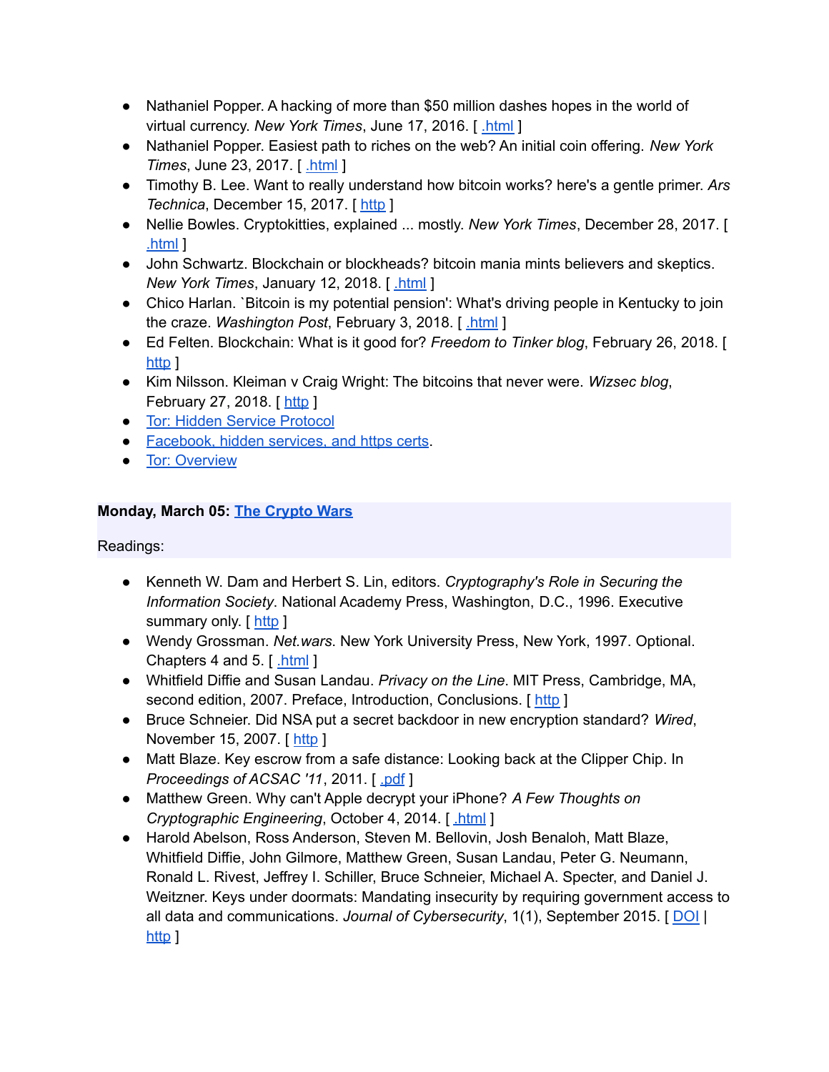- Nathaniel Popper. A hacking of more than $50 million dashes hopes in the world of virtual currency. *New York Times*, June 17, 2016. [ .html ]
- Nathaniel Popper. Easiest path to riches on the web? An initial coin offering. *New York Times*, June 23, 2017. [ .html ]
- Timothy B. Lee. Want to really understand how bitcoin works? here's a gentle primer. *Ars Technica*, December 15, 2017. [ http ]
- Nellie Bowles. Cryptokitties, explained ... mostly. *New York Times*, December 28, 2017. [ .html ]
- John Schwartz. Blockchain or blockheads? bitcoin mania mints believers and skeptics. *New York Times*, January 12, 2018. [ .html ]
- Chico Harlan. `Bitcoin is my potential pension': What's driving people in Kentucky to join the craze. *Washington Post*, February 3, 2018. [ .html ]
- Ed Felten. Blockchain: What is it good for? *Freedom to Tinker blog*, February 26, 2018. [ http ]
- Kim Nilsson. Kleiman v Craig Wright: The bitcoins that never were. *Wizsec blog*, February 27, 2018. [ http ]
- Tor: Hidden Service Protocol
- Facebook, hidden services, and https certs.
- Tor: Overview

**Monday, March 05: The Crypto Wars**

Readings:

- Kenneth W. Dam and Herbert S. Lin, editors. *Cryptography's Role in Securing the Information Society*. National Academy Press, Washington, D.C., 1996. Executive summary only. [ http ]
- Wendy Grossman. *Net.wars*. New York University Press, New York, 1997. Optional. Chapters 4 and 5. [ .html ]
- Whitfield Diffie and Susan Landau. *Privacy on the Line*. MIT Press, Cambridge, MA, second edition, 2007. Preface, Introduction, Conclusions. [ http ]
- Bruce Schneier. Did NSA put a secret backdoor in new encryption standard? *Wired*, November 15, 2007. [ http ]
- Matt Blaze. Key escrow from a safe distance: Looking back at the Clipper Chip. In *Proceedings of ACSAC '11*, 2011. [ .pdf ]
- Matthew Green. Why can't Apple decrypt your iPhone? *A Few Thoughts on Cryptographic Engineering*, October 4, 2014. [ .html ]
- Harold Abelson, Ross Anderson, Steven M. Bellovin, Josh Benaloh, Matt Blaze, Whitfield Diffie, John Gilmore, Matthew Green, Susan Landau, Peter G. Neumann, Ronald L. Rivest, Jeffrey I. Schiller, Bruce Schneier, Michael A. Specter, and Daniel J. Weitzner. Keys under doormats: Mandating insecurity by requiring government access to all data and communications. *Journal of Cybersecurity*, 1(1), September 2015. [ DOI | http ]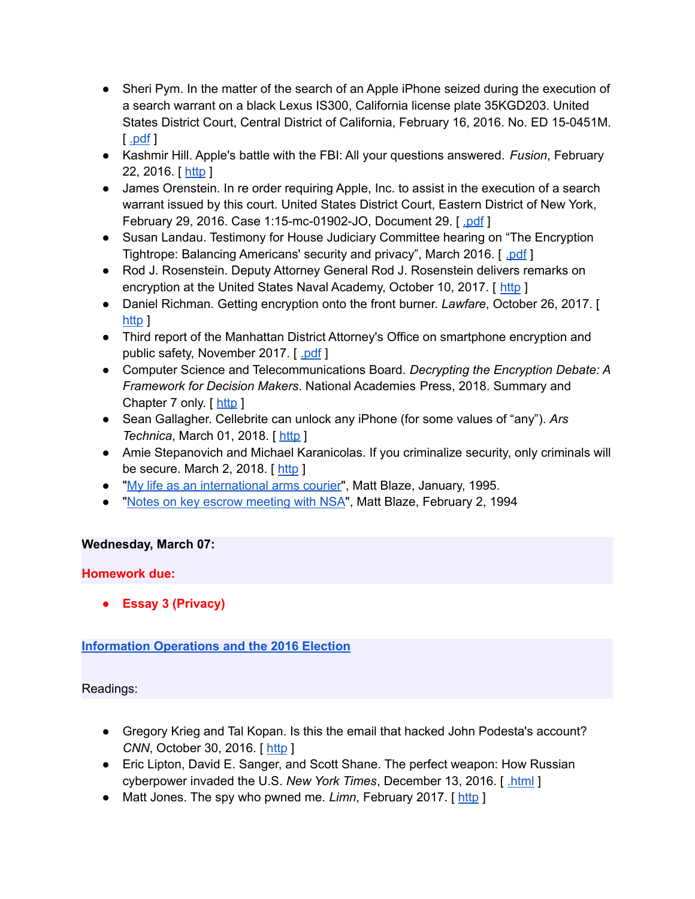- Sheri Pym. In the matter of the search of an Apple iPhone seized during the execution of a search warrant on a black Lexus IS300, California license plate 35KGD203. United States District Court, Central District of California, February 16, 2016. No. ED 15-0451M. [ .pdf ]
- Kashmir Hill. Apple's battle with the FBI: All your questions answered. *Fusion*, February 22, 2016. [ http ]
- James Orenstein. In re order requiring Apple, Inc. to assist in the execution of a search warrant issued by this court. United States District Court, Eastern District of New York, February 29, 2016. Case 1:15-mc-01902-JO, Document 29. [ .pdf ]
- Susan Landau. Testimony for House Judiciary Committee hearing on "The Encryption Tightrope: Balancing Americans' security and privacy", March 2016. [ .pdf ]
- Rod J. Rosenstein. Deputy Attorney General Rod J. Rosenstein delivers remarks on encryption at the United States Naval Academy, October 10, 2017. [ http ]
- Daniel Richman. Getting encryption onto the front burner. *Lawfare*, October 26, 2017. [ http ]
- Third report of the Manhattan District Attorney's Office on smartphone encryption and public safety, November 2017. [ .pdf ]
- Computer Science and Telecommunications Board. *Decrypting the Encryption Debate: A Framework for Decision Makers*. National Academies Press, 2018. Summary and Chapter 7 only. [ http ]
- Sean Gallagher. Cellebrite can unlock any iPhone (for some values of "any"). *Ars Technica*, March 01, 2018. [ http ]
- Amie Stepanovich and Michael Karanicolas. If you criminalize security, only criminals will be secure. March 2, 2018. [ http ]
- "My life as an international arms courier", Matt Blaze, January, 1995.
- "Notes on key escrow meeting with NSA", Matt Blaze, February 2, 1994

**Wednesday, March 07:**

**Homework due:**

- **Essay 3 (Privacy)**

**Information Operations and the 2016 Election**

Readings:

- Gregory Krieg and Tal Kopan. Is this the email that hacked John Podesta's account? *CNN*, October 30, 2016. [ http ]
- Eric Lipton, David E. Sanger, and Scott Shane. The perfect weapon: How Russian cyberpower invaded the U.S. *New York Times*, December 13, 2016. [ .html ]
- Matt Jones. The spy who pwned me. *Limn*, February 2017. [ http ]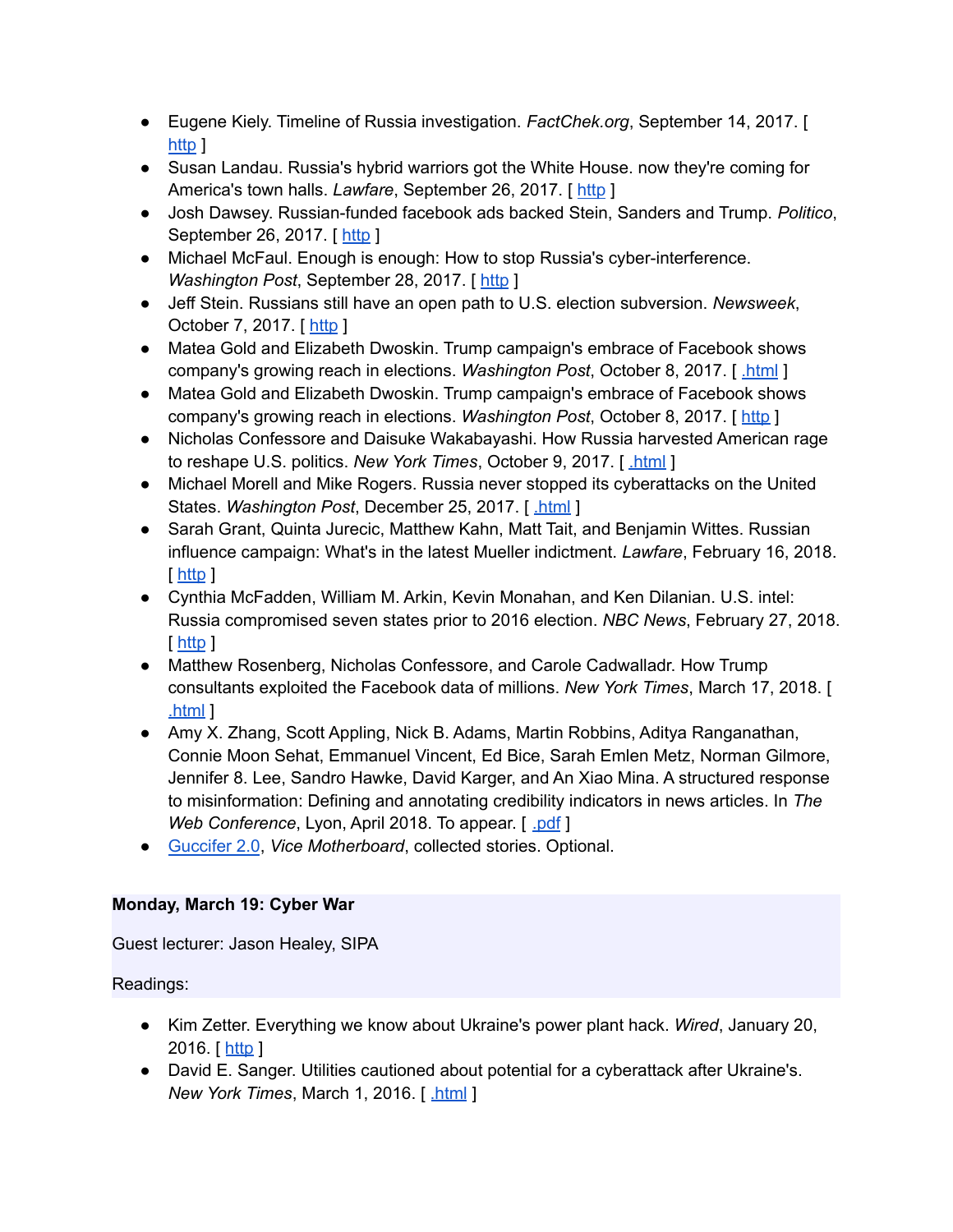- Eugene Kiely. Timeline of Russia investigation. *FactChek.org*, September 14, 2017. [ http ]
- Susan Landau. Russia's hybrid warriors got the White House. now they're coming for America's town halls. *Lawfare*, September 26, 2017. [ http ]
- Josh Dawsey. Russian-funded facebook ads backed Stein, Sanders and Trump. *Politico*, September 26, 2017. [ http ]
- Michael McFaul. Enough is enough: How to stop Russia's cyber-interference. *Washington Post*, September 28, 2017. [ http ]
- Jeff Stein. Russians still have an open path to U.S. election subversion. *Newsweek*, October 7, 2017. [ http ]
- Matea Gold and Elizabeth Dwoskin. Trump campaign's embrace of Facebook shows company's growing reach in elections. *Washington Post*, October 8, 2017. [ .html ]
- Matea Gold and Elizabeth Dwoskin. Trump campaign's embrace of Facebook shows company's growing reach in elections. *Washington Post*, October 8, 2017. [ http ]
- Nicholas Confessore and Daisuke Wakabayashi. How Russia harvested American rage to reshape U.S. politics. *New York Times*, October 9, 2017. [ .html ]
- Michael Morell and Mike Rogers. Russia never stopped its cyberattacks on the United States. *Washington Post*, December 25, 2017. [ .html ]
- Sarah Grant, Quinta Jurecic, Matthew Kahn, Matt Tait, and Benjamin Wittes. Russian influence campaign: What's in the latest Mueller indictment. *Lawfare*, February 16, 2018. [ http ]
- Cynthia McFadden, William M. Arkin, Kevin Monahan, and Ken Dilanian. U.S. intel: Russia compromised seven states prior to 2016 election. *NBC News*, February 27, 2018. [ http ]
- Matthew Rosenberg, Nicholas Confessore, and Carole Cadwalladr. How Trump consultants exploited the Facebook data of millions. *New York Times*, March 17, 2018. [ .html ]
- Amy X. Zhang, Scott Appling, Nick B. Adams, Martin Robbins, Aditya Ranganathan, Connie Moon Sehat, Emmanuel Vincent, Ed Bice, Sarah Emlen Metz, Norman Gilmore, Jennifer 8. Lee, Sandro Hawke, David Karger, and An Xiao Mina. A structured response to misinformation: Defining and annotating credibility indicators in news articles. In *The Web Conference*, Lyon, April 2018. To appear. [ .pdf ]
- Guccifer 2.0, *Vice Motherboard*, collected stories. Optional.

**Monday, March 19: Cyber War**

Guest lecturer: Jason Healey, SIPA

Readings:

- Kim Zetter. Everything we know about Ukraine's power plant hack. *Wired*, January 20, 2016. [ http ]
- David E. Sanger. Utilities cautioned about potential for a cyberattack after Ukraine's. *New York Times*, March 1, 2016. [ .html ]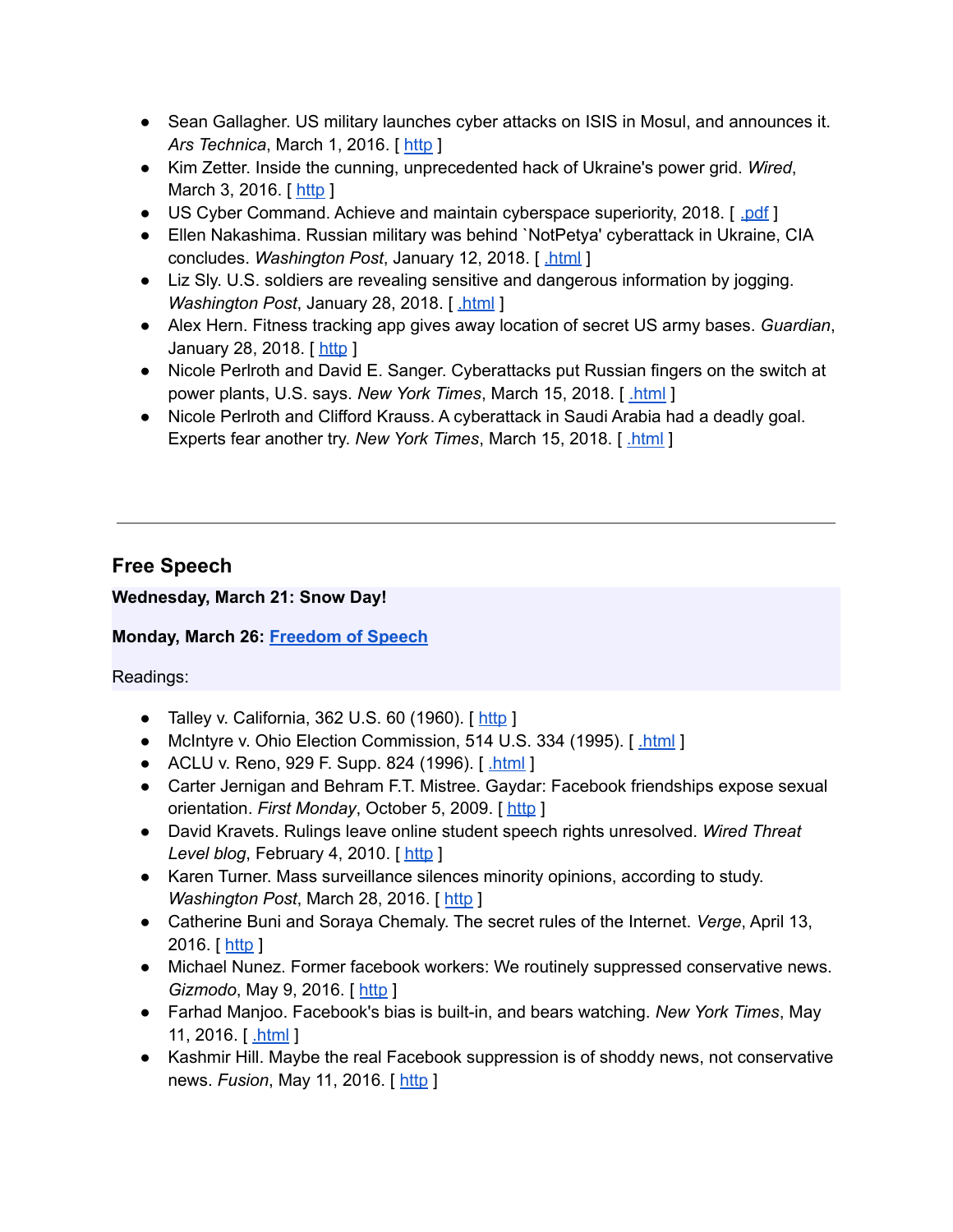- Sean Gallagher. US military launches cyber attacks on ISIS in Mosul, and announces it. *Ars Technica*, March 1, 2016. [ http ]
- Kim Zetter. Inside the cunning, unprecedented hack of Ukraine's power grid. *Wired*, March 3, 2016. [ http ]
- US Cyber Command. Achieve and maintain cyberspace superiority, 2018. [ .pdf ]
- Ellen Nakashima. Russian military was behind `NotPetya' cyberattack in Ukraine, CIA concludes. *Washington Post*, January 12, 2018. [ .html ]
- Liz Sly. U.S. soldiers are revealing sensitive and dangerous information by jogging. *Washington Post*, January 28, 2018. [ .html ]
- Alex Hern. Fitness tracking app gives away location of secret US army bases. *Guardian*, January 28, 2018. [ http ]
- Nicole Perlroth and David E. Sanger. Cyberattacks put Russian fingers on the switch at power plants, U.S. says. *New York Times*, March 15, 2018. [ .html ]
- Nicole Perlroth and Clifford Krauss. A cyberattack in Saudi Arabia had a deadly goal. Experts fear another try. *New York Times*, March 15, 2018. [ .html ]

---

## Free Speech

**Wednesday, March 21: Snow Day!**

**Monday, March 26: Freedom of Speech**

Readings:

- Talley v. California, 362 U.S. 60 (1960). [ http ]
- McIntyre v. Ohio Election Commission, 514 U.S. 334 (1995). [ .html ]
- ACLU v. Reno, 929 F. Supp. 824 (1996). [ .html ]
- Carter Jernigan and Behram F.T. Mistree. Gaydar: Facebook friendships expose sexual orientation. *First Monday*, October 5, 2009. [ http ]
- David Kravets. Rulings leave online student speech rights unresolved. *Wired Threat Level blog*, February 4, 2010. [ http ]
- Karen Turner. Mass surveillance silences minority opinions, according to study. *Washington Post*, March 28, 2016. [ http ]
- Catherine Buni and Soraya Chemaly. The secret rules of the Internet. *Verge*, April 13, 2016. [ http ]
- Michael Nunez. Former facebook workers: We routinely suppressed conservative news. *Gizmodo*, May 9, 2016. [ http ]
- Farhad Manjoo. Facebook's bias is built-in, and bears watching. *New York Times*, May 11, 2016. [ .html ]
- Kashmir Hill. Maybe the real Facebook suppression is of shoddy news, not conservative news. *Fusion*, May 11, 2016. [ http ]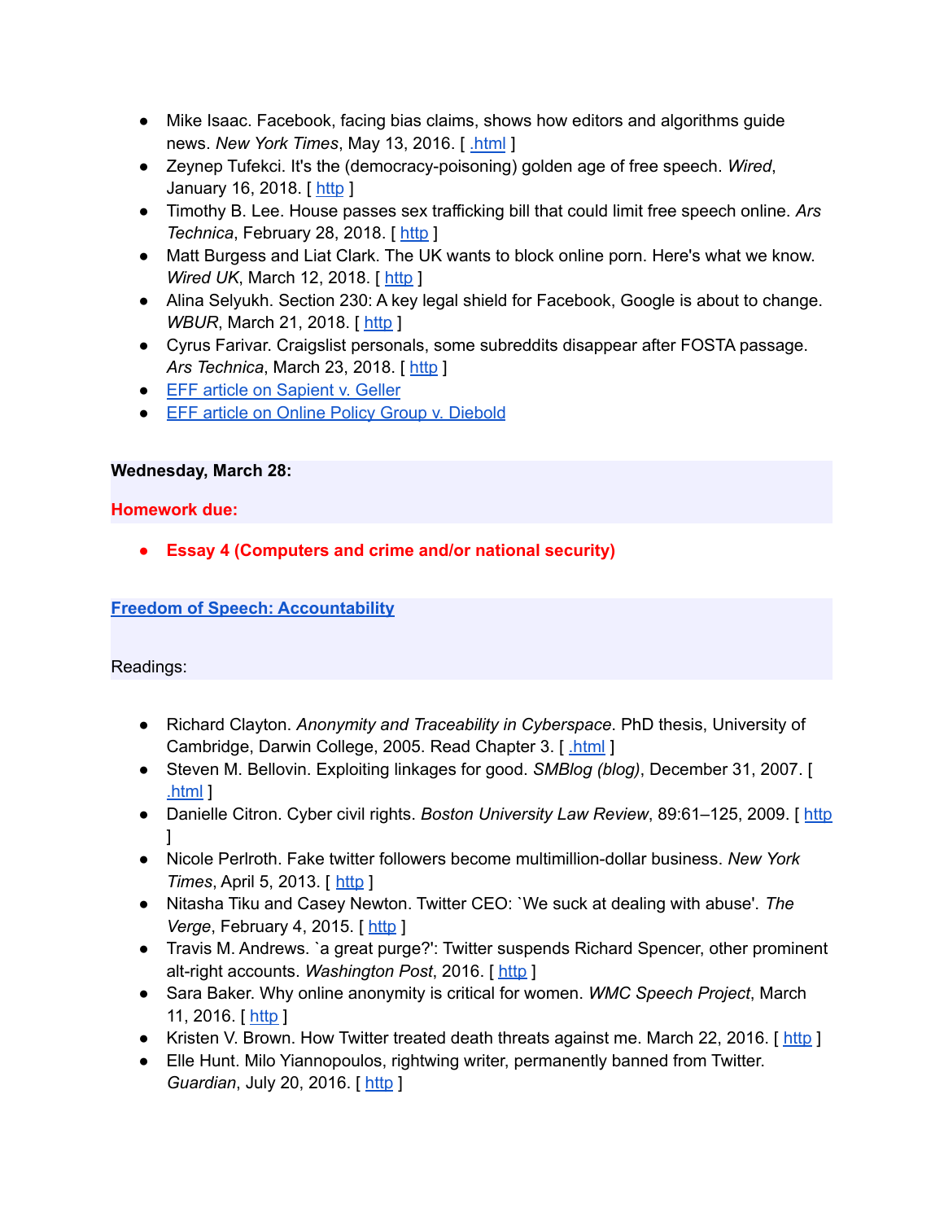- Mike Isaac. Facebook, facing bias claims, shows how editors and algorithms guide news. *New York Times*, May 13, 2016. [ .html ]
- Zeynep Tufekci. It's the (democracy-poisoning) golden age of free speech. *Wired*, January 16, 2018. [ http ]
- Timothy B. Lee. House passes sex trafficking bill that could limit free speech online. *Ars Technica*, February 28, 2018. [ http ]
- Matt Burgess and Liat Clark. The UK wants to block online porn. Here's what we know. *Wired UK*, March 12, 2018. [ http ]
- Alina Selyukh. Section 230: A key legal shield for Facebook, Google is about to change. *WBUR*, March 21, 2018. [ http ]
- Cyrus Farivar. Craigslist personals, some subreddits disappear after FOSTA passage. *Ars Technica*, March 23, 2018. [ http ]
- EFF article on Sapient v. Geller
- EFF article on Online Policy Group v. Diebold

**Wednesday, March 28:**

**Homework due:**

- **Essay 4 (Computers and crime and/or national security)**

**Freedom of Speech: Accountability**

Readings:

- Richard Clayton. *Anonymity and Traceability in Cyberspace*. PhD thesis, University of Cambridge, Darwin College, 2005. Read Chapter 3. [ .html ]
- Steven M. Bellovin. Exploiting linkages for good. *SMBlog (blog)*, December 31, 2007. [ .html ]
- Danielle Citron. Cyber civil rights. *Boston University Law Review*, 89:61–125, 2009. [ http ]
- Nicole Perlroth. Fake twitter followers become multimillion-dollar business. *New York Times*, April 5, 2013. [ http ]
- Nitasha Tiku and Casey Newton. Twitter CEO: `We suck at dealing with abuse'. *The Verge*, February 4, 2015. [ http ]
- Travis M. Andrews. `a great purge?': Twitter suspends Richard Spencer, other prominent alt-right accounts. *Washington Post*, 2016. [ http ]
- Sara Baker. Why online anonymity is critical for women. *WMC Speech Project*, March 11, 2016. [ http ]
- Kristen V. Brown. How Twitter treated death threats against me. March 22, 2016. [ http ]
- Elle Hunt. Milo Yiannopoulos, rightwing writer, permanently banned from Twitter. *Guardian*, July 20, 2016. [ http ]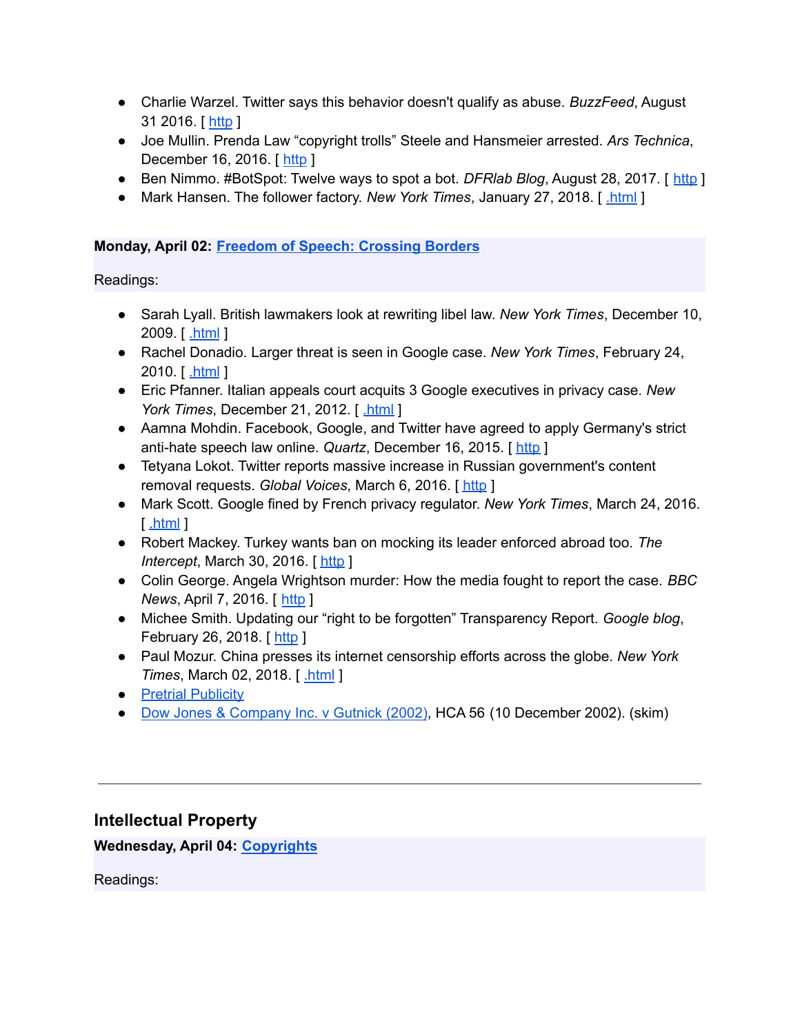- Charlie Warzel. Twitter says this behavior doesn't qualify as abuse. *BuzzFeed*, August 31 2016. [ http ]
- Joe Mullin. Prenda Law "copyright trolls" Steele and Hansmeier arrested. *Ars Technica*, December 16, 2016. [ http ]
- Ben Nimmo. #BotSpot: Twelve ways to spot a bot. *DFRlab Blog*, August 28, 2017. [ http ]
- Mark Hansen. The follower factory. *New York Times*, January 27, 2018. [ .html ]

**Monday, April 02: Freedom of Speech: Crossing Borders**

Readings:

- Sarah Lyall. British lawmakers look at rewriting libel law. *New York Times*, December 10, 2009. [ .html ]
- Rachel Donadio. Larger threat is seen in Google case. *New York Times*, February 24, 2010. [ .html ]
- Eric Pfanner. Italian appeals court acquits 3 Google executives in privacy case. *New York Times*, December 21, 2012. [ .html ]
- Aamna Mohdin. Facebook, Google, and Twitter have agreed to apply Germany's strict anti-hate speech law online. *Quartz*, December 16, 2015. [ http ]
- Tetyana Lokot. Twitter reports massive increase in Russian government's content removal requests. *Global Voices*, March 6, 2016. [ http ]
- Mark Scott. Google fined by French privacy regulator. *New York Times*, March 24, 2016. [ .html ]
- Robert Mackey. Turkey wants ban on mocking its leader enforced abroad too. *The Intercept*, March 30, 2016. [ http ]
- Colin George. Angela Wrightson murder: How the media fought to report the case. *BBC News*, April 7, 2016. [ http ]
- Michee Smith. Updating our "right to be forgotten" Transparency Report. *Google blog*, February 26, 2018. [ http ]
- Paul Mozur. China presses its internet censorship efforts across the globe. *New York Times*, March 02, 2018. [ .html ]
- Pretrial Publicity
- Dow Jones & Company Inc. v Gutnick (2002), HCA 56 (10 December 2002). (skim)

---

## Intellectual Property

**Wednesday, April 04: Copyrights**

Readings: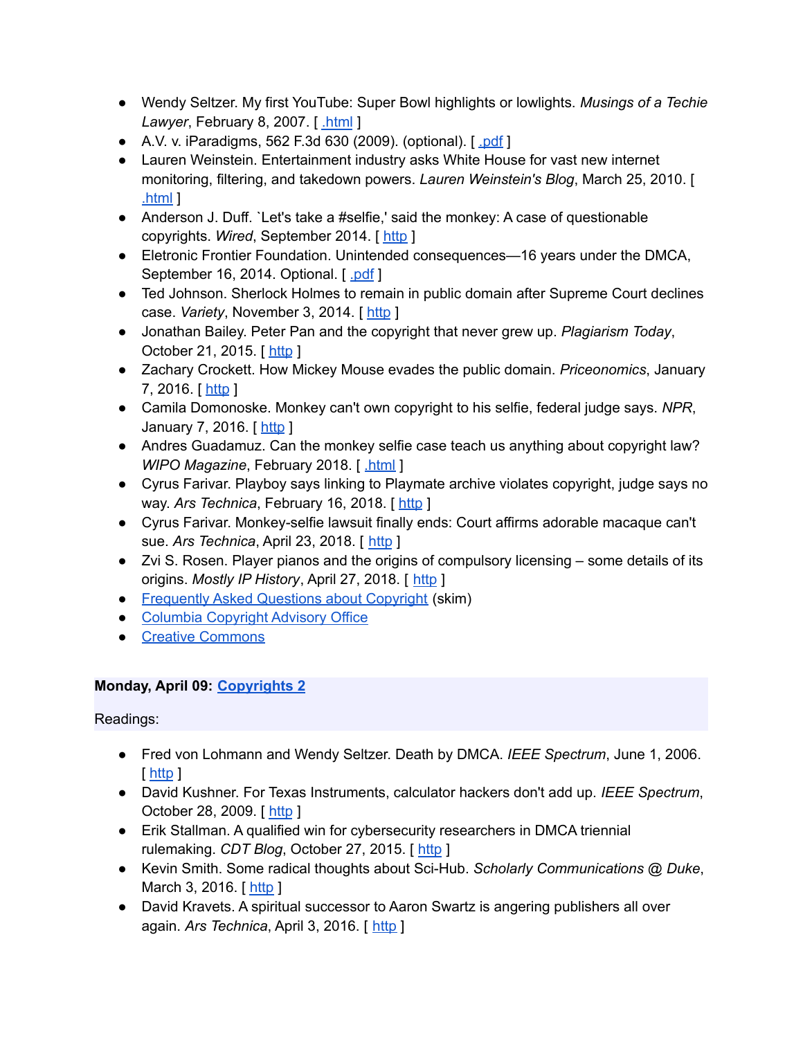- Wendy Seltzer. My first YouTube: Super Bowl highlights or lowlights. *Musings of a Techie Lawyer*, February 8, 2007. [ .html ]
- A.V. v. iParadigms, 562 F.3d 630 (2009). (optional). [ .pdf ]
- Lauren Weinstein. Entertainment industry asks White House for vast new internet monitoring, filtering, and takedown powers. *Lauren Weinstein's Blog*, March 25, 2010. [ .html ]
- Anderson J. Duff. `Let's take a #selfie,' said the monkey: A case of questionable copyrights. *Wired*, September 2014. [ http ]
- Eletronic Frontier Foundation. Unintended consequences—16 years under the DMCA, September 16, 2014. Optional. [ .pdf ]
- Ted Johnson. Sherlock Holmes to remain in public domain after Supreme Court declines case. *Variety*, November 3, 2014. [ http ]
- Jonathan Bailey. Peter Pan and the copyright that never grew up. *Plagiarism Today*, October 21, 2015. [ http ]
- Zachary Crockett. How Mickey Mouse evades the public domain. *Priceonomics*, January 7, 2016. [ http ]
- Camila Domonoske. Monkey can't own copyright to his selfie, federal judge says. *NPR*, January 7, 2016. [ http ]
- Andres Guadamuz. Can the monkey selfie case teach us anything about copyright law? *WIPO Magazine*, February 2018. [ .html ]
- Cyrus Farivar. Playboy says linking to Playmate archive violates copyright, judge says no way. *Ars Technica*, February 16, 2018. [ http ]
- Cyrus Farivar. Monkey-selfie lawsuit finally ends: Court affirms adorable macaque can't sue. *Ars Technica*, April 23, 2018. [ http ]
- Zvi S. Rosen. Player pianos and the origins of compulsory licensing – some details of its origins. *Mostly IP History*, April 27, 2018. [ http ]
- Frequently Asked Questions about Copyright (skim)
- Columbia Copyright Advisory Office
- Creative Commons

**Monday, April 09: Copyrights 2**

Readings:

- Fred von Lohmann and Wendy Seltzer. Death by DMCA. *IEEE Spectrum*, June 1, 2006. [ http ]
- David Kushner. For Texas Instruments, calculator hackers don't add up. *IEEE Spectrum*, October 28, 2009. [ http ]
- Erik Stallman. A qualified win for cybersecurity researchers in DMCA triennial rulemaking. *CDT Blog*, October 27, 2015. [ http ]
- Kevin Smith. Some radical thoughts about Sci-Hub. *Scholarly Communications @ Duke*, March 3, 2016. [ http ]
- David Kravets. A spiritual successor to Aaron Swartz is angering publishers all over again. *Ars Technica*, April 3, 2016. [ http ]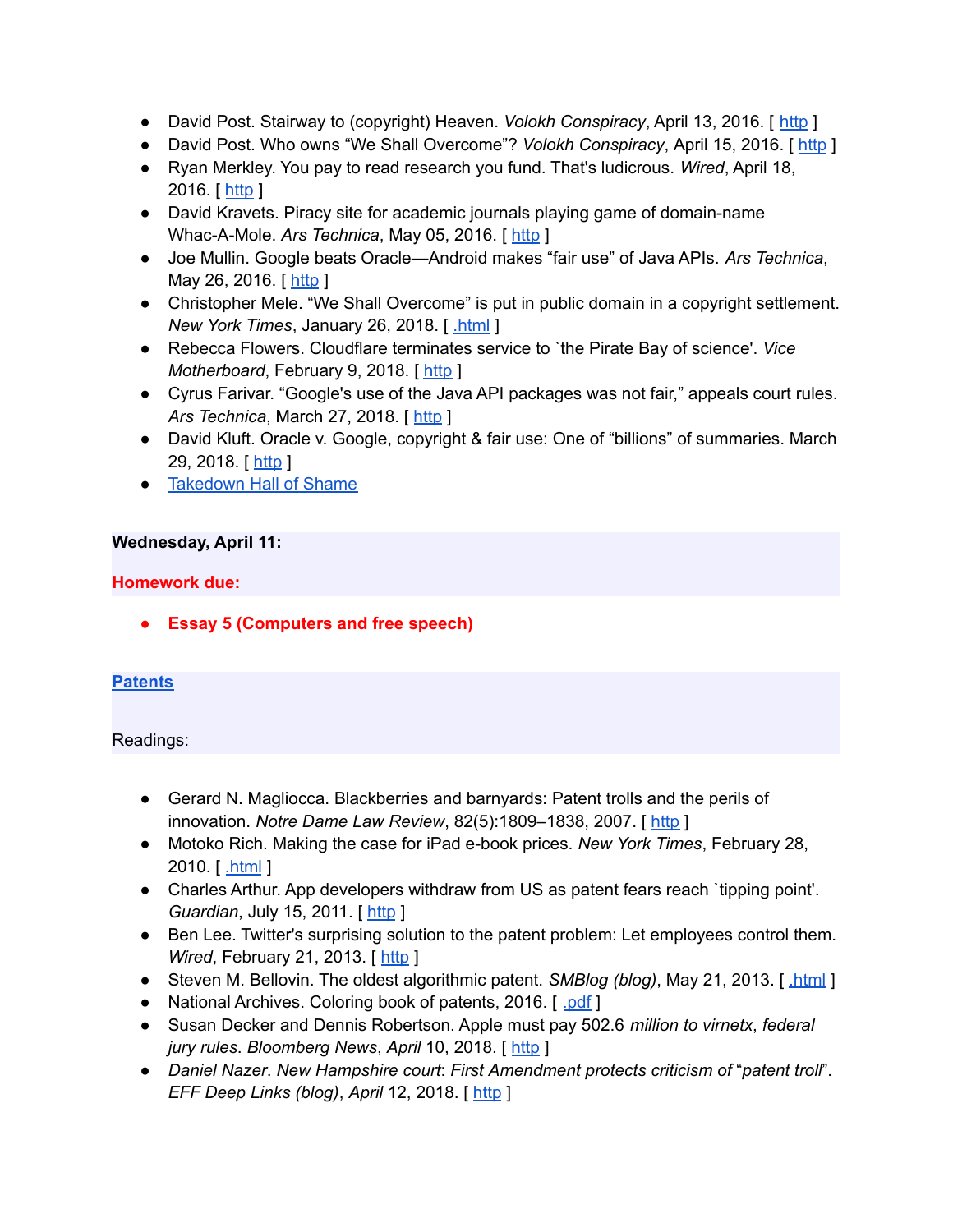- David Post. Stairway to (copyright) Heaven. *Volokh Conspiracy*, April 13, 2016. [ http ]
- David Post. Who owns "We Shall Overcome"? *Volokh Conspiracy*, April 15, 2016. [ http ]
- Ryan Merkley. You pay to read research you fund. That's ludicrous. *Wired*, April 18, 2016. [ http ]
- David Kravets. Piracy site for academic journals playing game of domain-name Whac-A-Mole. *Ars Technica*, May 05, 2016. [ http ]
- Joe Mullin. Google beats Oracle—Android makes "fair use" of Java APIs. *Ars Technica*, May 26, 2016. [ http ]
- Christopher Mele. "We Shall Overcome" is put in public domain in a copyright settlement. *New York Times*, January 26, 2018. [ .html ]
- Rebecca Flowers. Cloudflare terminates service to `the Pirate Bay of science'. *Vice Motherboard*, February 9, 2018. [ http ]
- Cyrus Farivar. "Google's use of the Java API packages was not fair," appeals court rules. *Ars Technica*, March 27, 2018. [ http ]
- David Kluft. Oracle v. Google, copyright & fair use: One of "billions" of summaries. March 29, 2018. [ http ]
- Takedown Hall of Shame

**Wednesday, April 11:**

**Homework due:**

- **Essay 5 (Computers and free speech)**

**Patents**

Readings:

- Gerard N. Magliocca. Blackberries and barnyards: Patent trolls and the perils of innovation. *Notre Dame Law Review*, 82(5):1809–1838, 2007. [ http ]
- Motoko Rich. Making the case for iPad e-book prices. *New York Times*, February 28, 2010. [ .html ]
- Charles Arthur. App developers withdraw from US as patent fears reach `tipping point'. *Guardian*, July 15, 2011. [ http ]
- Ben Lee. Twitter's surprising solution to the patent problem: Let employees control them. *Wired*, February 21, 2013. [ http ]
- Steven M. Bellovin. The oldest algorithmic patent. *SMBlog (blog)*, May 21, 2013. [ .html ]
- National Archives. Coloring book of patents, 2016. [ .pdf ]
- Susan Decker and Dennis Robertson. Apple must pay 502.6 *million to virnetx*, *federal jury rules*. *Bloomberg News*, *April* 10, 2018. [ http ]
- *Daniel Nazer*. *New Hampshire court*: *First Amendment protects criticism of* "*patent troll*". *EFF Deep Links (blog)*, *April* 12, 2018. [ http ]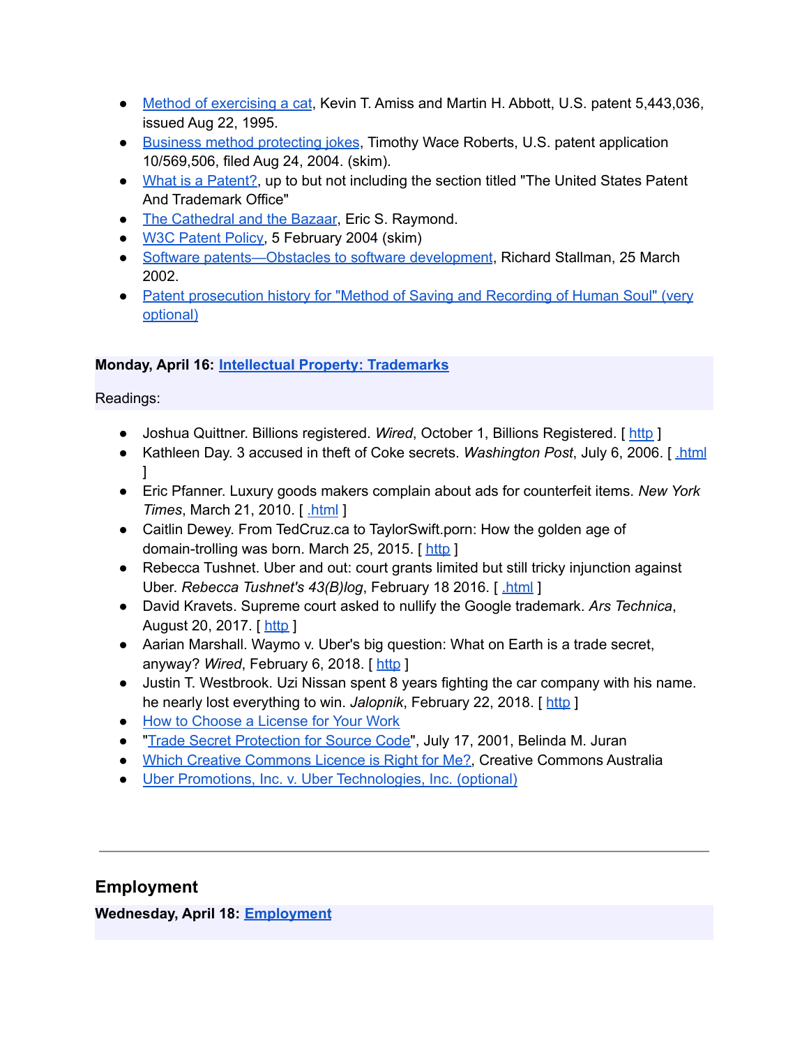- Method of exercising a cat, Kevin T. Amiss and Martin H. Abbott, U.S. patent 5,443,036, issued Aug 22, 1995.
- Business method protecting jokes, Timothy Wace Roberts, U.S. patent application 10/569,506, filed Aug 24, 2004. (skim).
- What is a Patent?, up to but not including the section titled "The United States Patent And Trademark Office"
- The Cathedral and the Bazaar, Eric S. Raymond.
- W3C Patent Policy, 5 February 2004 (skim)
- Software patents—Obstacles to software development, Richard Stallman, 25 March 2002.
- Patent prosecution history for "Method of Saving and Recording of Human Soul" (very optional)

**Monday, April 16: Intellectual Property: Trademarks**

Readings:

- Joshua Quittner. Billions registered. *Wired*, October 1, Billions Registered. [ http ]
- Kathleen Day. 3 accused in theft of Coke secrets. *Washington Post*, July 6, 2006. [ .html ]
- Eric Pfanner. Luxury goods makers complain about ads for counterfeit items. *New York Times*, March 21, 2010. [ .html ]
- Caitlin Dewey. From TedCruz.ca to TaylorSwift.porn: How the golden age of domain-trolling was born. March 25, 2015. [ http ]
- Rebecca Tushnet. Uber and out: court grants limited but still tricky injunction against Uber. *Rebecca Tushnet's 43(B)log*, February 18 2016. [ .html ]
- David Kravets. Supreme court asked to nullify the Google trademark. *Ars Technica*, August 20, 2017. [ http ]
- Aarian Marshall. Waymo v. Uber's big question: What on Earth is a trade secret, anyway? *Wired*, February 6, 2018. [ http ]
- Justin T. Westbrook. Uzi Nissan spent 8 years fighting the car company with his name. he nearly lost everything to win. *Jalopnik*, February 22, 2018. [ http ]
- How to Choose a License for Your Work
- "Trade Secret Protection for Source Code", July 17, 2001, Belinda M. Juran
- Which Creative Commons Licence is Right for Me?, Creative Commons Australia
- Uber Promotions, Inc. v. Uber Technologies, Inc. (optional)

---

## Employment

**Wednesday, April 18: Employment**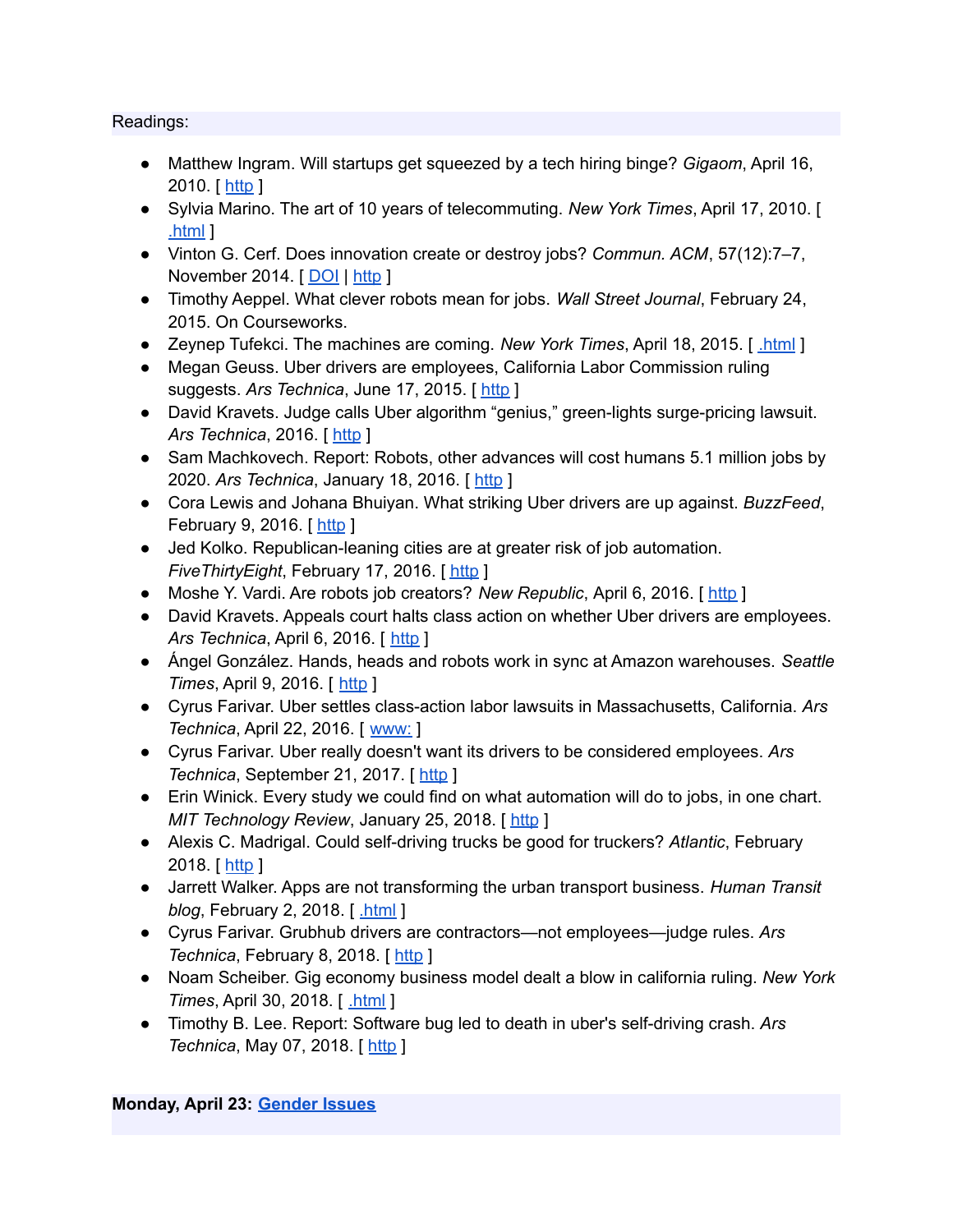Readings:

- Matthew Ingram. Will startups get squeezed by a tech hiring binge? *Gigaom*, April 16, 2010. [ http ]
- Sylvia Marino. The art of 10 years of telecommuting. *New York Times*, April 17, 2010. [ .html ]
- Vinton G. Cerf. Does innovation create or destroy jobs? *Commun. ACM*, 57(12):7–7, November 2014. [ DOI | http ]
- Timothy Aeppel. What clever robots mean for jobs. *Wall Street Journal*, February 24, 2015. On Courseworks.
- Zeynep Tufekci. The machines are coming. *New York Times*, April 18, 2015. [ .html ]
- Megan Geuss. Uber drivers are employees, California Labor Commission ruling suggests. *Ars Technica*, June 17, 2015. [ http ]
- David Kravets. Judge calls Uber algorithm "genius," green-lights surge-pricing lawsuit. *Ars Technica*, 2016. [ http ]
- Sam Machkovech. Report: Robots, other advances will cost humans 5.1 million jobs by 2020. *Ars Technica*, January 18, 2016. [ http ]
- Cora Lewis and Johana Bhuiyan. What striking Uber drivers are up against. *BuzzFeed*, February 9, 2016. [ http ]
- Jed Kolko. Republican-leaning cities are at greater risk of job automation. *FiveThirtyEight*, February 17, 2016. [ http ]
- Moshe Y. Vardi. Are robots job creators? *New Republic*, April 6, 2016. [ http ]
- David Kravets. Appeals court halts class action on whether Uber drivers are employees. *Ars Technica*, April 6, 2016. [ http ]
- Ángel González. Hands, heads and robots work in sync at Amazon warehouses. *Seattle Times*, April 9, 2016. [ http ]
- Cyrus Farivar. Uber settles class-action labor lawsuits in Massachusetts, California. *Ars Technica*, April 22, 2016. [ www: ]
- Cyrus Farivar. Uber really doesn't want its drivers to be considered employees. *Ars Technica*, September 21, 2017. [ http ]
- Erin Winick. Every study we could find on what automation will do to jobs, in one chart. *MIT Technology Review*, January 25, 2018. [ http ]
- Alexis C. Madrigal. Could self-driving trucks be good for truckers? *Atlantic*, February 2018. [ http ]
- Jarrett Walker. Apps are not transforming the urban transport business. *Human Transit blog*, February 2, 2018. [ .html ]
- Cyrus Farivar. Grubhub drivers are contractors—not employees—judge rules. *Ars Technica*, February 8, 2018. [ http ]
- Noam Scheiber. Gig economy business model dealt a blow in california ruling. *New York Times*, April 30, 2018. [ .html ]
- Timothy B. Lee. Report: Software bug led to death in uber's self-driving crash. *Ars Technica*, May 07, 2018. [ http ]

**Monday, April 23: Gender Issues**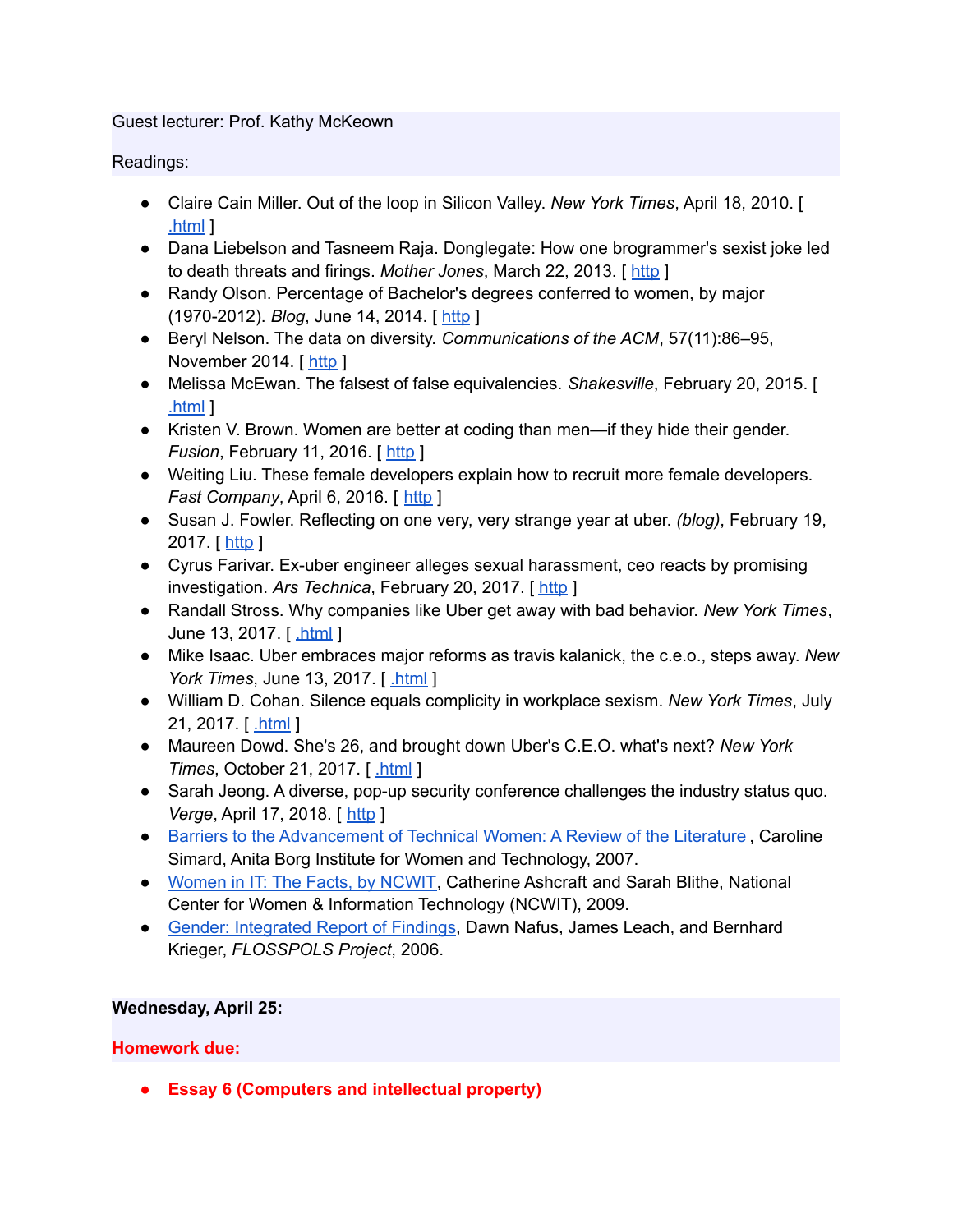Guest lecturer: Prof. Kathy McKeown

Readings:

- Claire Cain Miller. Out of the loop in Silicon Valley. *New York Times*, April 18, 2010. [ .html ]
- Dana Liebelson and Tasneem Raja. Donglegate: How one brogrammer's sexist joke led to death threats and firings. *Mother Jones*, March 22, 2013. [ http ]
- Randy Olson. Percentage of Bachelor's degrees conferred to women, by major (1970-2012). *Blog*, June 14, 2014. [ http ]
- Beryl Nelson. The data on diversity. *Communications of the ACM*, 57(11):86–95, November 2014. [ http ]
- Melissa McEwan. The falsest of false equivalencies. *Shakesville*, February 20, 2015. [ .html ]
- Kristen V. Brown. Women are better at coding than men—if they hide their gender. *Fusion*, February 11, 2016. [ http ]
- Weiting Liu. These female developers explain how to recruit more female developers. *Fast Company*, April 6, 2016. [ http ]
- Susan J. Fowler. Reflecting on one very, very strange year at uber. *(blog)*, February 19, 2017. [ http ]
- Cyrus Farivar. Ex-uber engineer alleges sexual harassment, ceo reacts by promising investigation. *Ars Technica*, February 20, 2017. [ http ]
- Randall Stross. Why companies like Uber get away with bad behavior. *New York Times*, June 13, 2017. [ .html ]
- Mike Isaac. Uber embraces major reforms as travis kalanick, the c.e.o., steps away. *New York Times*, June 13, 2017. [ .html ]
- William D. Cohan. Silence equals complicity in workplace sexism. *New York Times*, July 21, 2017. [ .html ]
- Maureen Dowd. She's 26, and brought down Uber's C.E.O. what's next? *New York Times*, October 21, 2017. [ .html ]
- Sarah Jeong. A diverse, pop-up security conference challenges the industry status quo. *Verge*, April 17, 2018. [ http ]
- Barriers to the Advancement of Technical Women: A Review of the Literature , Caroline Simard, Anita Borg Institute for Women and Technology, 2007.
- Women in IT: The Facts, by NCWIT, Catherine Ashcraft and Sarah Blithe, National Center for Women & Information Technology (NCWIT), 2009.
- Gender: Integrated Report of Findings, Dawn Nafus, James Leach, and Bernhard Krieger, *FLOSSPOLS Project*, 2006.

**Wednesday, April 25:**

**Homework due:**

- **Essay 6 (Computers and intellectual property)**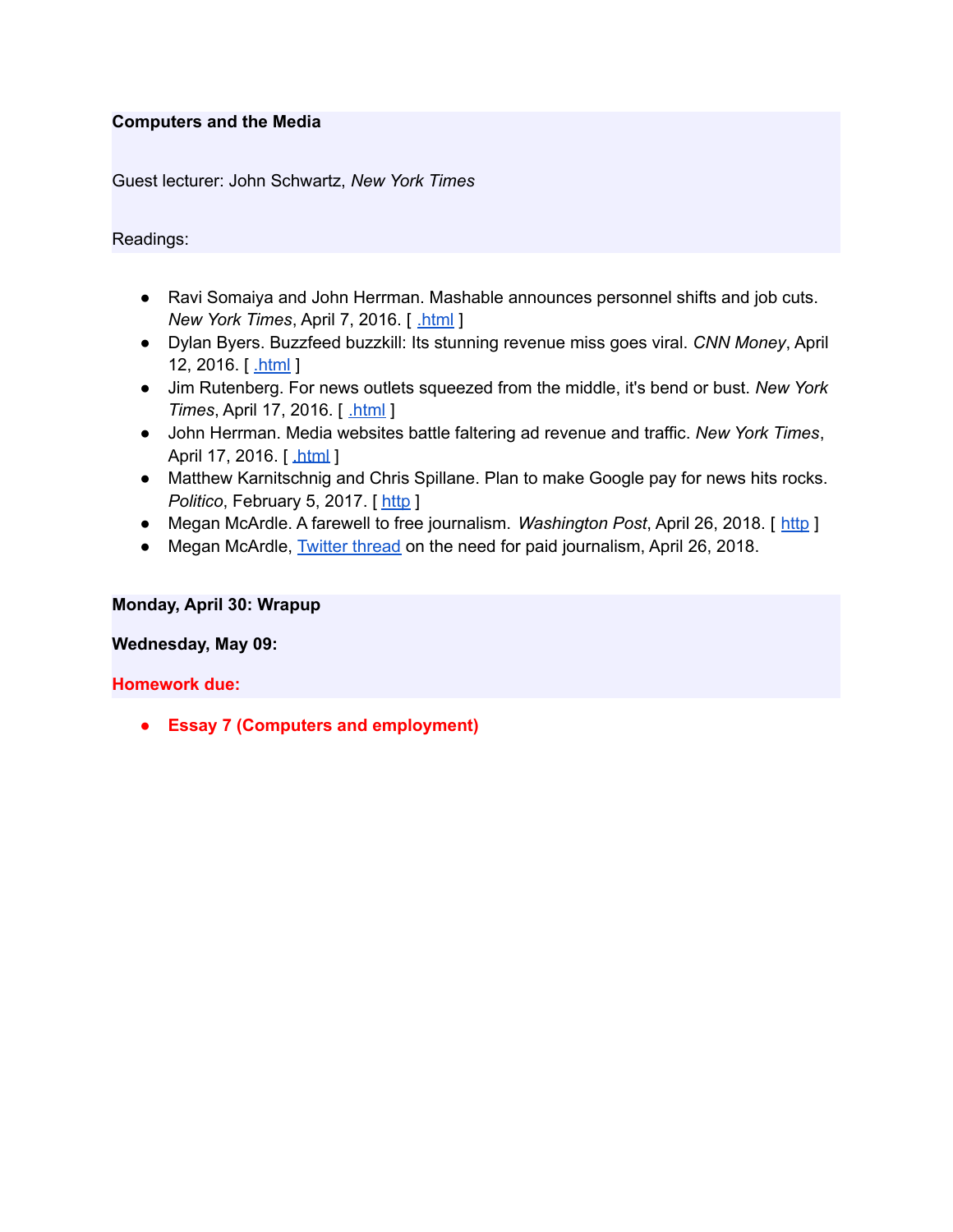**Computers and the Media**

Guest lecturer: John Schwartz, *New York Times*

Readings:

- Ravi Somaiya and John Herrman. Mashable announces personnel shifts and job cuts. *New York Times*, April 7, 2016. [ .html ]
- Dylan Byers. Buzzfeed buzzkill: Its stunning revenue miss goes viral. *CNN Money*, April 12, 2016. [ .html ]
- Jim Rutenberg. For news outlets squeezed from the middle, it's bend or bust. *New York Times*, April 17, 2016. [ .html ]
- John Herrman. Media websites battle faltering ad revenue and traffic. *New York Times*, April 17, 2016. [ .html ]
- Matthew Karnitschnig and Chris Spillane. Plan to make Google pay for news hits rocks. *Politico*, February 5, 2017. [ http ]
- Megan McArdle. A farewell to free journalism. *Washington Post*, April 26, 2018. [ http ]
- Megan McArdle, Twitter thread on the need for paid journalism, April 26, 2018.

**Monday, April 30: Wrapup**

**Wednesday, May 09:**

**Homework due:**

- **Essay 7 (Computers and employment)**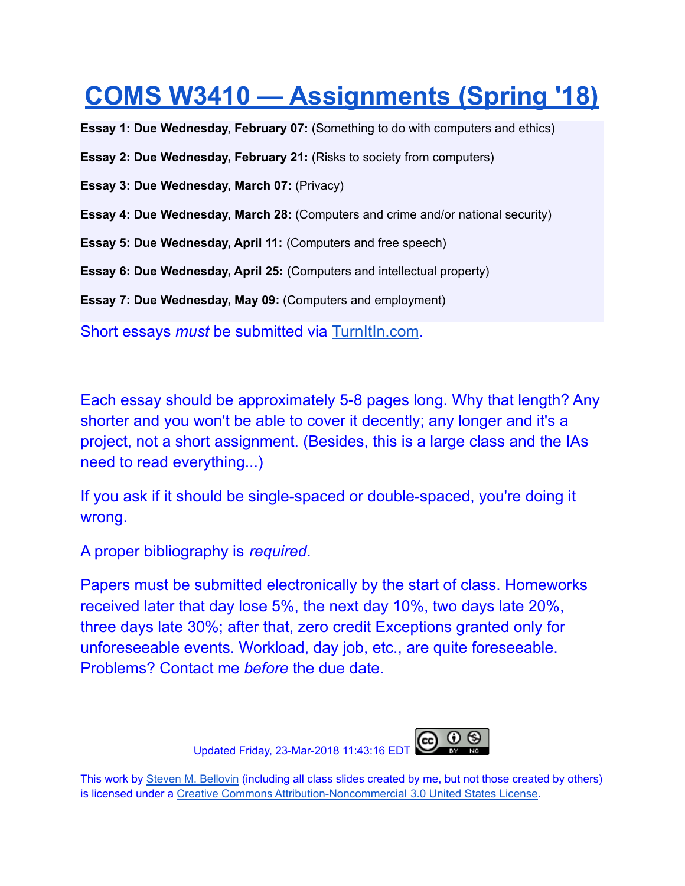# COMS W3410 — Assignments (Spring '18)

**Essay 1: Due Wednesday, February 07:** (Something to do with computers and ethics)

**Essay 2: Due Wednesday, February 21:** (Risks to society from computers)

**Essay 3: Due Wednesday, March 07:** (Privacy)

**Essay 4: Due Wednesday, March 28:** (Computers and crime and/or national security)

**Essay 5: Due Wednesday, April 11:** (Computers and free speech)

**Essay 6: Due Wednesday, April 25:** (Computers and intellectual property)

**Essay 7: Due Wednesday, May 09:** (Computers and employment)

Short essays *must* be submitted via TurnItIn.com.

Each essay should be approximately 5-8 pages long. Why that length? Any shorter and you won't be able to cover it decently; any longer and it's a project, not a short assignment. (Besides, this is a large class and the IAs need to read everything...)

If you ask if it should be single-spaced or double-spaced, you're doing it wrong.

A proper bibliography is *required*.

Papers must be submitted electronically by the start of class. Homeworks received later that day lose 5%, the next day 10%, two days late 20%, three days late 30%; after that, zero credit Exceptions granted only for unforeseeable events. Workload, day job, etc., are quite foreseeable. Problems? Contact me *before* the due date.

Updated Friday, 23-Mar-2018 11:43:16 EDT

This work by Steven M. Bellovin (including all class slides created by me, but not those created by others) is licensed under a Creative Commons Attribution-Noncommercial 3.0 United States License.